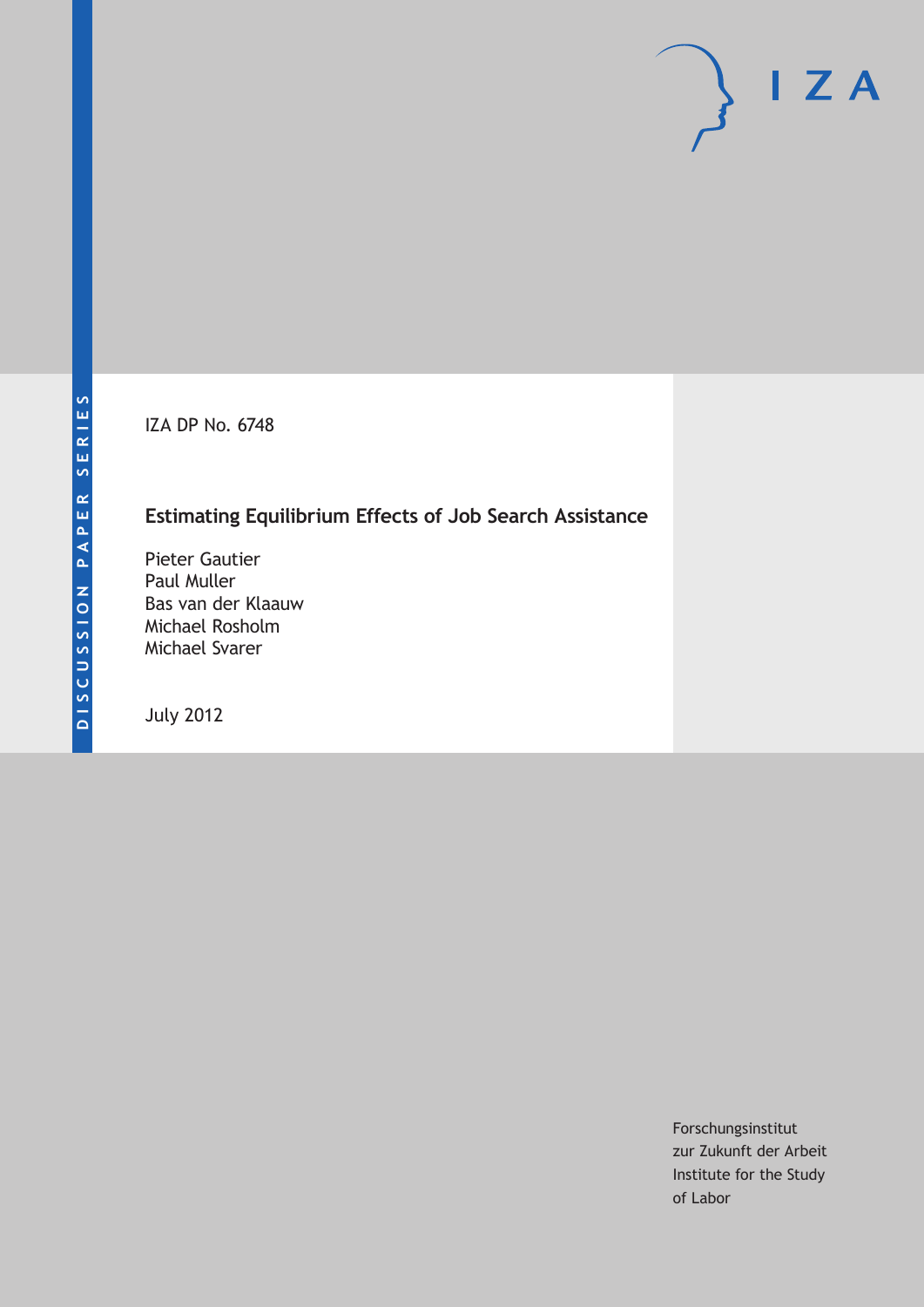DISCUSSION PAPER SERIES

IZA DP No. 6748

# Estimating Equilibrium Effects of Job Search Assistance

Pieter Gautier
Paul Muller
Bas van der Klaauw
Michael Rosholm
Michael Svarer

July 2012

Forschungsinstitut
zur Zukunft der Arbeit
Institute for the Study
of Labor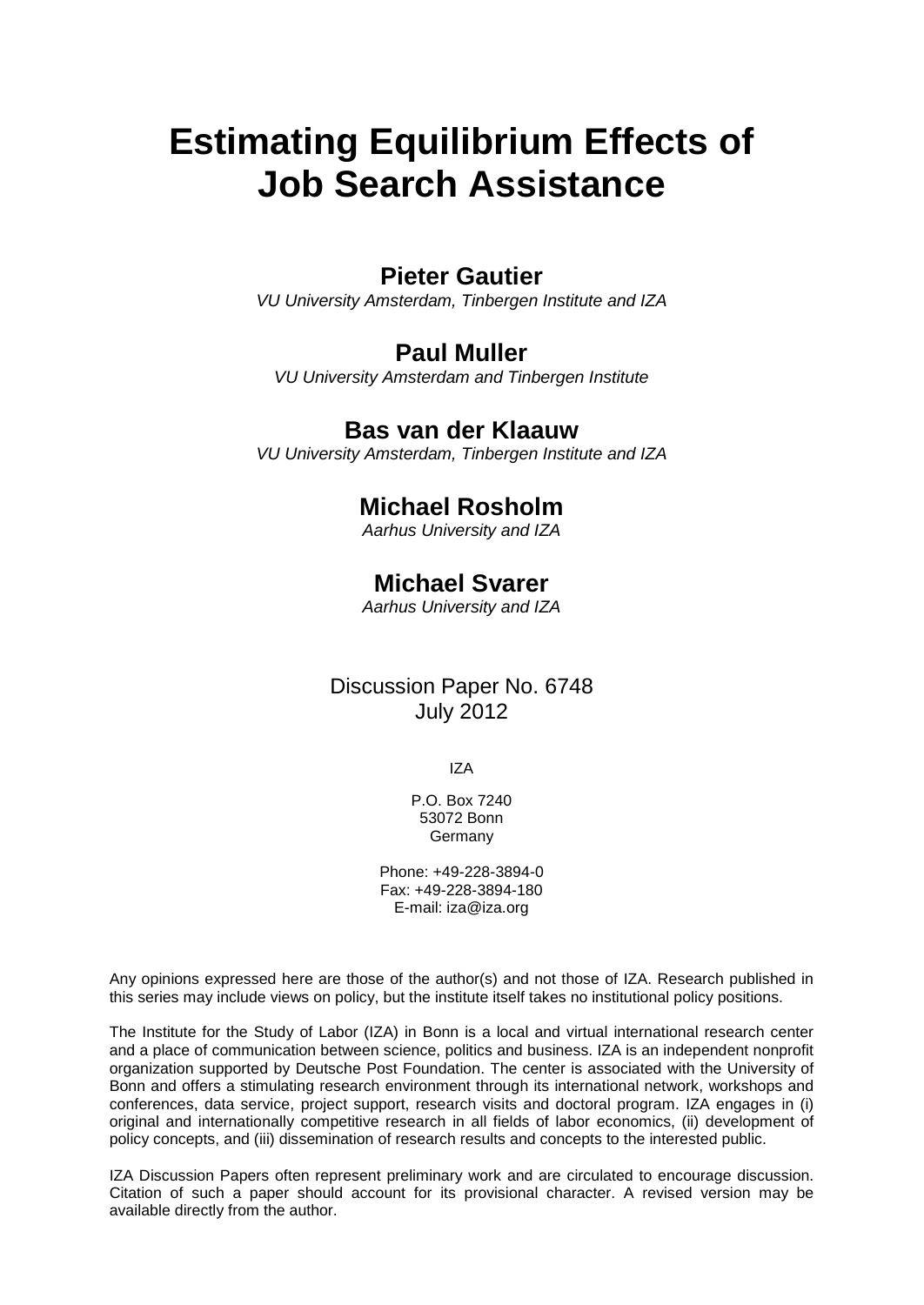# Estimating Equilibrium Effects of Job Search Assistance

## Pieter Gautier

*VU University Amsterdam, Tinbergen Institute and IZA*

## Paul Muller

*VU University Amsterdam and Tinbergen Institute*

## Bas van der Klaauw

*VU University Amsterdam, Tinbergen Institute and IZA*

## Michael Rosholm

*Aarhus University and IZA*

## Michael Svarer

*Aarhus University and IZA*

Discussion Paper No. 6748
July 2012

IZA

P.O. Box 7240
53072 Bonn
Germany

Phone: +49-228-3894-0
Fax: +49-228-3894-180
E-mail: iza@iza.org

Any opinions expressed here are those of the author(s) and not those of IZA. Research published in this series may include views on policy, but the institute itself takes no institutional policy positions.

The Institute for the Study of Labor (IZA) in Bonn is a local and virtual international research center and a place of communication between science, politics and business. IZA is an independent nonprofit organization supported by Deutsche Post Foundation. The center is associated with the University of Bonn and offers a stimulating research environment through its international network, workshops and conferences, data service, project support, research visits and doctoral program. IZA engages in (i) original and internationally competitive research in all fields of labor economics, (ii) development of policy concepts, and (iii) dissemination of research results and concepts to the interested public.

IZA Discussion Papers often represent preliminary work and are circulated to encourage discussion. Citation of such a paper should account for its provisional character. A revised version may be available directly from the author.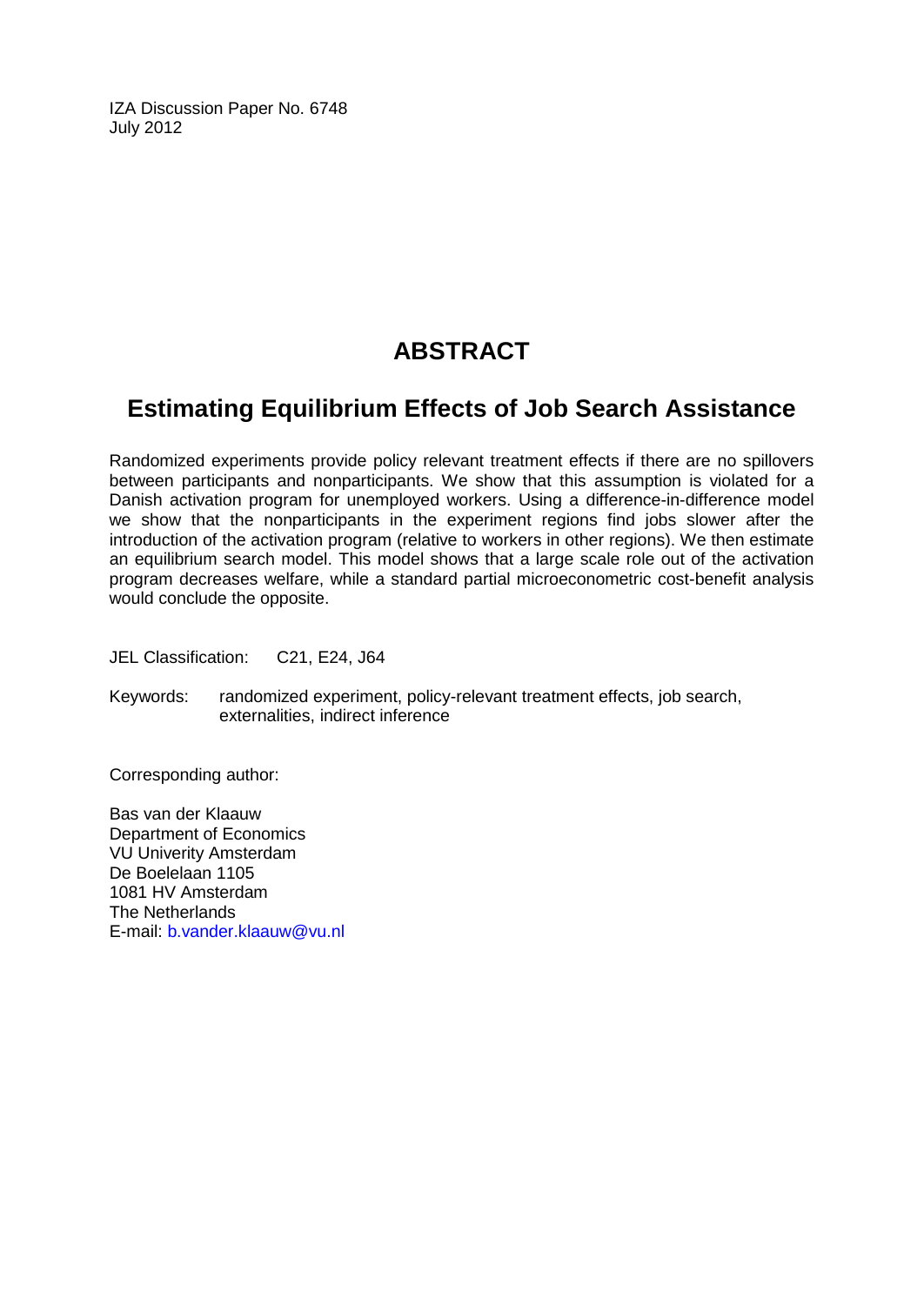IZA Discussion Paper No. 6748
July 2012

# ABSTRACT

## Estimating Equilibrium Effects of Job Search Assistance

Randomized experiments provide policy relevant treatment effects if there are no spillovers between participants and nonparticipants. We show that this assumption is violated for a Danish activation program for unemployed workers. Using a difference-in-difference model we show that the nonparticipants in the experiment regions find jobs slower after the introduction of the activation program (relative to workers in other regions). We then estimate an equilibrium search model. This model shows that a large scale role out of the activation program decreases welfare, while a standard partial microeconometric cost-benefit analysis would conclude the opposite.

JEL Classification: C21, E24, J64

Keywords: randomized experiment, policy-relevant treatment effects, job search, externalities, indirect inference

Corresponding author:

Bas van der Klaauw
Department of Economics
VU Univerity Amsterdam
De Boelelaan 1105
1081 HV Amsterdam
The Netherlands
E-mail: b.vander.klaauw@vu.nl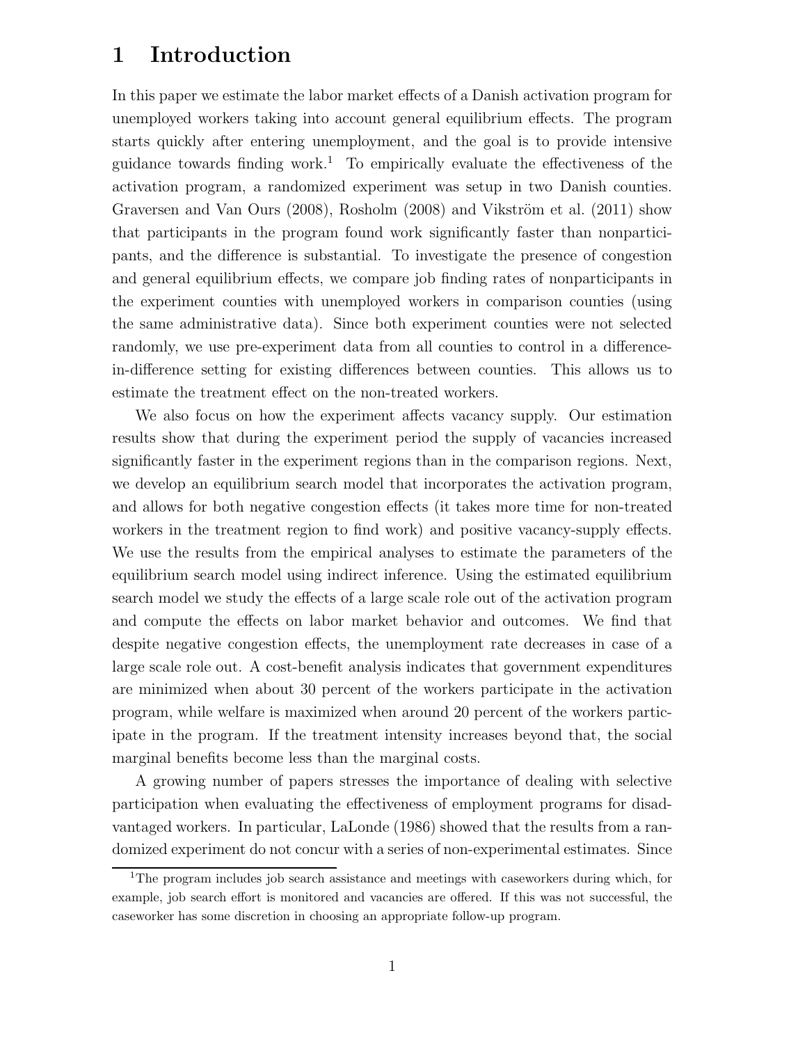# 1 Introduction

In this paper we estimate the labor market effects of a Danish activation program for unemployed workers taking into account general equilibrium effects. The program starts quickly after entering unemployment, and the goal is to provide intensive guidance towards finding work.[1] To empirically evaluate the effectiveness of the activation program, a randomized experiment was setup in two Danish counties. Graversen and Van Ours (2008), Rosholm (2008) and Vikström et al. (2011) show that participants in the program found work significantly faster than nonparticipants, and the difference is substantial. To investigate the presence of congestion and general equilibrium effects, we compare job finding rates of nonparticipants in the experiment counties with unemployed workers in comparison counties (using the same administrative data). Since both experiment counties were not selected randomly, we use pre-experiment data from all counties to control in a difference-in-difference setting for existing differences between counties. This allows us to estimate the treatment effect on the non-treated workers.

We also focus on how the experiment affects vacancy supply. Our estimation results show that during the experiment period the supply of vacancies increased significantly faster in the experiment regions than in the comparison regions. Next, we develop an equilibrium search model that incorporates the activation program, and allows for both negative congestion effects (it takes more time for non-treated workers in the treatment region to find work) and positive vacancy-supply effects. We use the results from the empirical analyses to estimate the parameters of the equilibrium search model using indirect inference. Using the estimated equilibrium search model we study the effects of a large scale role out of the activation program and compute the effects on labor market behavior and outcomes. We find that despite negative congestion effects, the unemployment rate decreases in case of a large scale role out. A cost-benefit analysis indicates that government expenditures are minimized when about 30 percent of the workers participate in the activation program, while welfare is maximized when around 20 percent of the workers participate in the program. If the treatment intensity increases beyond that, the social marginal benefits become less than the marginal costs.

A growing number of papers stresses the importance of dealing with selective participation when evaluating the effectiveness of employment programs for disadvantaged workers. In particular, LaLonde (1986) showed that the results from a randomized experiment do not concur with a series of non-experimental estimates. Since

[1] The program includes job search assistance and meetings with caseworkers during which, for example, job search effort is monitored and vacancies are offered. If this was not successful, the caseworker has some discretion in choosing an appropriate follow-up program.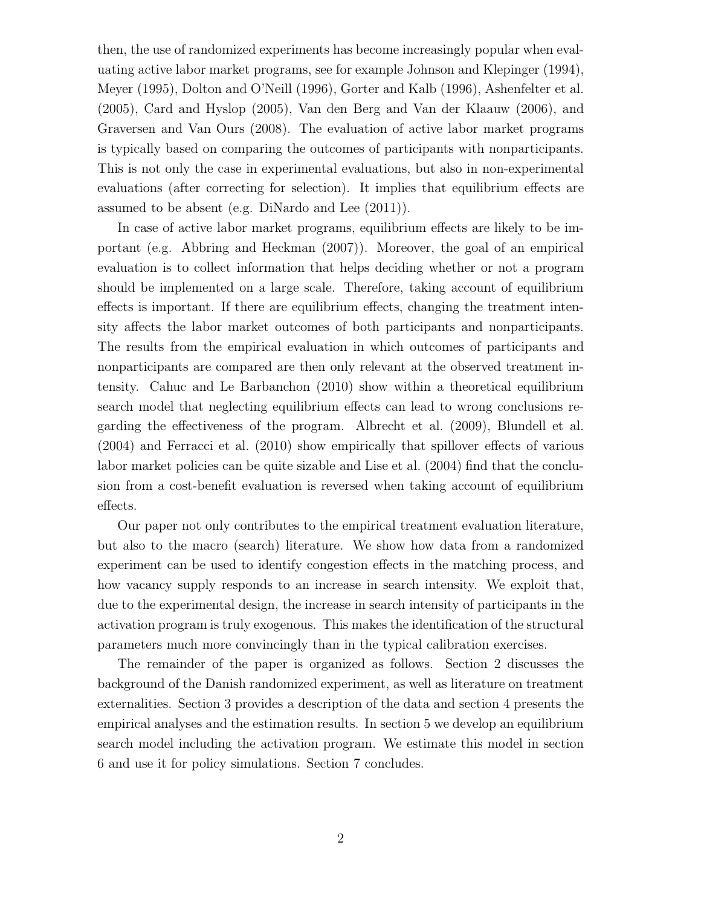then, the use of randomized experiments has become increasingly popular when evaluating active labor market programs, see for example Johnson and Klepinger (1994), Meyer (1995), Dolton and O'Neill (1996), Gorter and Kalb (1996), Ashenfelter et al. (2005), Card and Hyslop (2005), Van den Berg and Van der Klaauw (2006), and Graversen and Van Ours (2008). The evaluation of active labor market programs is typically based on comparing the outcomes of participants with nonparticipants. This is not only the case in experimental evaluations, but also in non-experimental evaluations (after correcting for selection). It implies that equilibrium effects are assumed to be absent (e.g. DiNardo and Lee (2011)).

In case of active labor market programs, equilibrium effects are likely to be important (e.g. Abbring and Heckman (2007)). Moreover, the goal of an empirical evaluation is to collect information that helps deciding whether or not a program should be implemented on a large scale. Therefore, taking account of equilibrium effects is important. If there are equilibrium effects, changing the treatment intensity affects the labor market outcomes of both participants and nonparticipants. The results from the empirical evaluation in which outcomes of participants and nonparticipants are compared are then only relevant at the observed treatment intensity. Cahuc and Le Barbanchon (2010) show within a theoretical equilibrium search model that neglecting equilibrium effects can lead to wrong conclusions regarding the effectiveness of the program. Albrecht et al. (2009), Blundell et al. (2004) and Ferracci et al. (2010) show empirically that spillover effects of various labor market policies can be quite sizable and Lise et al. (2004) find that the conclusion from a cost-benefit evaluation is reversed when taking account of equilibrium effects.

Our paper not only contributes to the empirical treatment evaluation literature, but also to the macro (search) literature. We show how data from a randomized experiment can be used to identify congestion effects in the matching process, and how vacancy supply responds to an increase in search intensity. We exploit that, due to the experimental design, the increase in search intensity of participants in the activation program is truly exogenous. This makes the identification of the structural parameters much more convincingly than in the typical calibration exercises.

The remainder of the paper is organized as follows. Section 2 discusses the background of the Danish randomized experiment, as well as literature on treatment externalities. Section 3 provides a description of the data and section 4 presents the empirical analyses and the estimation results. In section 5 we develop an equilibrium search model including the activation program. We estimate this model in section 6 and use it for policy simulations. Section 7 concludes.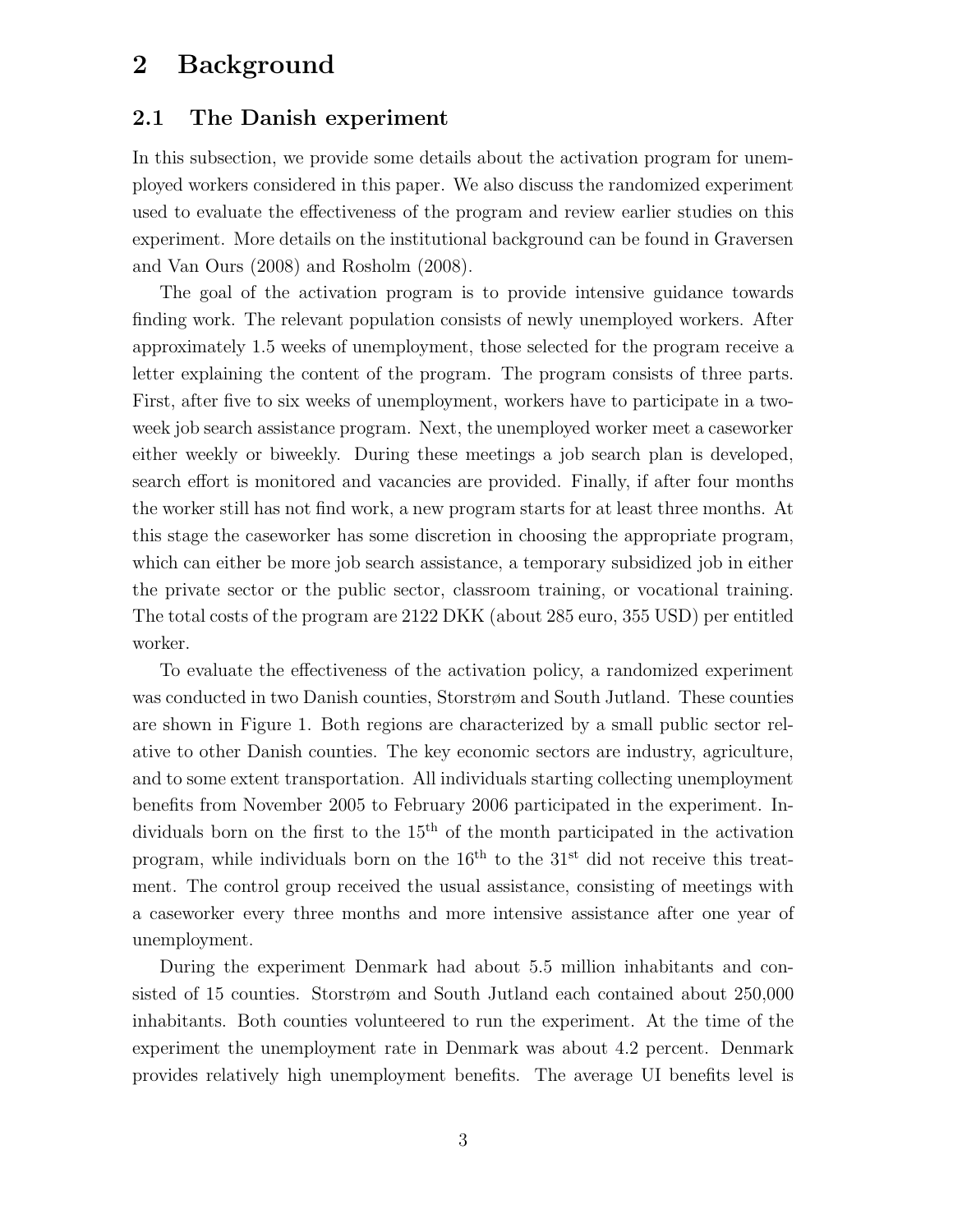# 2 Background

## 2.1 The Danish experiment

In this subsection, we provide some details about the activation program for unemployed workers considered in this paper. We also discuss the randomized experiment used to evaluate the effectiveness of the program and review earlier studies on this experiment. More details on the institutional background can be found in Graversen and Van Ours (2008) and Rosholm (2008).

The goal of the activation program is to provide intensive guidance towards finding work. The relevant population consists of newly unemployed workers. After approximately 1.5 weeks of unemployment, those selected for the program receive a letter explaining the content of the program. The program consists of three parts. First, after five to six weeks of unemployment, workers have to participate in a two-week job search assistance program. Next, the unemployed worker meet a caseworker either weekly or biweekly. During these meetings a job search plan is developed, search effort is monitored and vacancies are provided. Finally, if after four months the worker still has not find work, a new program starts for at least three months. At this stage the caseworker has some discretion in choosing the appropriate program, which can either be more job search assistance, a temporary subsidized job in either the private sector or the public sector, classroom training, or vocational training. The total costs of the program are 2122 DKK (about 285 euro, 355 USD) per entitled worker.

To evaluate the effectiveness of the activation policy, a randomized experiment was conducted in two Danish counties, Storstrøm and South Jutland. These counties are shown in Figure 1. Both regions are characterized by a small public sector relative to other Danish counties. The key economic sectors are industry, agriculture, and to some extent transportation. All individuals starting collecting unemployment benefits from November 2005 to February 2006 participated in the experiment. Individuals born on the first to the 15$^{\text{th}}$ of the month participated in the activation program, while individuals born on the 16$^{\text{th}}$ to the 31$^{\text{st}}$ did not receive this treatment. The control group received the usual assistance, consisting of meetings with a caseworker every three months and more intensive assistance after one year of unemployment.

During the experiment Denmark had about 5.5 million inhabitants and consisted of 15 counties. Storstrøm and South Jutland each contained about 250,000 inhabitants. Both counties volunteered to run the experiment. At the time of the experiment the unemployment rate in Denmark was about 4.2 percent. Denmark provides relatively high unemployment benefits. The average UI benefits level is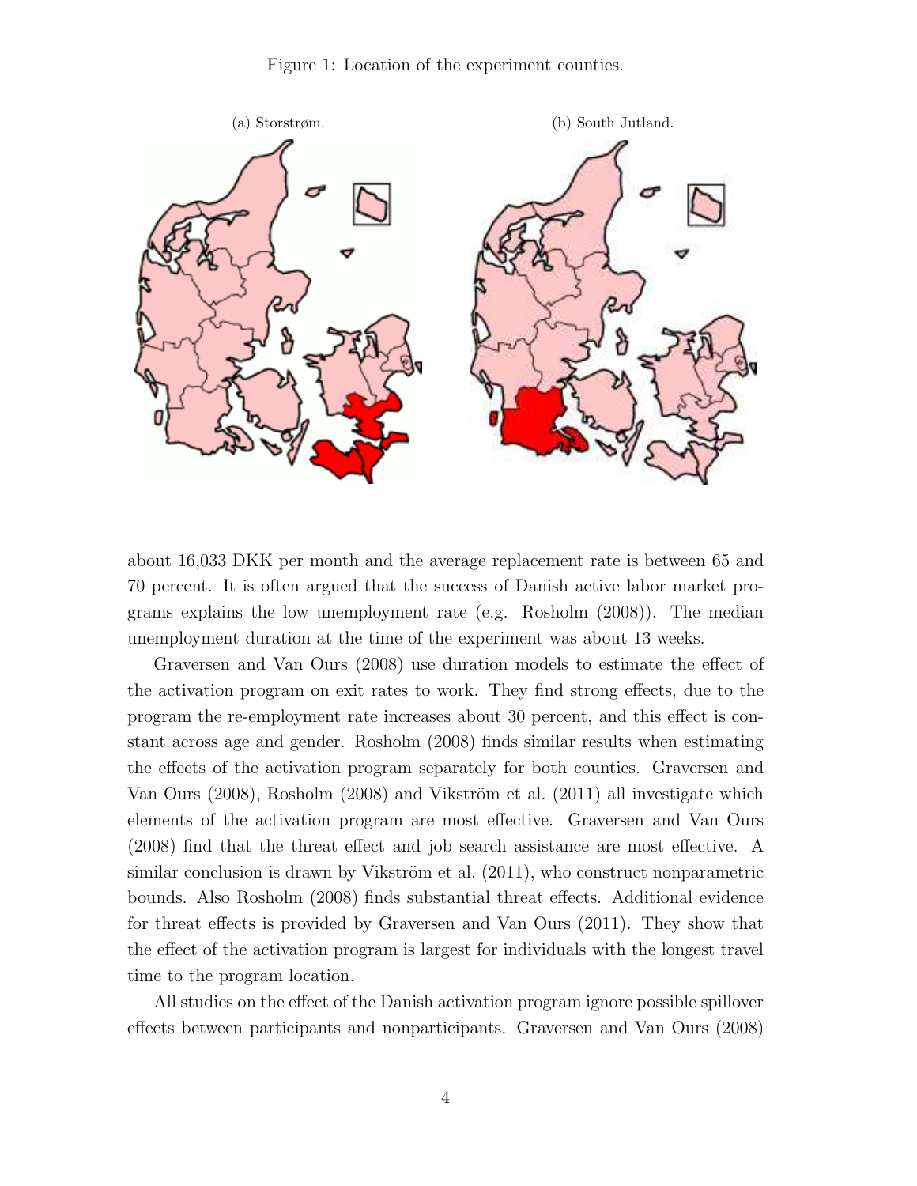Figure 1: Location of the experiment counties.

(a) Storstrøm.

(b) South Jutland.

about 16,033 DKK per month and the average replacement rate is between 65 and 70 percent. It is often argued that the success of Danish active labor market programs explains the low unemployment rate (e.g. Rosholm (2008)). The median unemployment duration at the time of the experiment was about 13 weeks.

Graversen and Van Ours (2008) use duration models to estimate the effect of the activation program on exit rates to work. They find strong effects, due to the program the re-employment rate increases about 30 percent, and this effect is constant across age and gender. Rosholm (2008) finds similar results when estimating the effects of the activation program separately for both counties. Graversen and Van Ours (2008), Rosholm (2008) and Vikström et al. (2011) all investigate which elements of the activation program are most effective. Graversen and Van Ours (2008) find that the threat effect and job search assistance are most effective. A similar conclusion is drawn by Vikström et al. (2011), who construct nonparametric bounds. Also Rosholm (2008) finds substantial threat effects. Additional evidence for threat effects is provided by Graversen and Van Ours (2011). They show that the effect of the activation program is largest for individuals with the longest travel time to the program location.

All studies on the effect of the Danish activation program ignore possible spillover effects between participants and nonparticipants. Graversen and Van Ours (2008)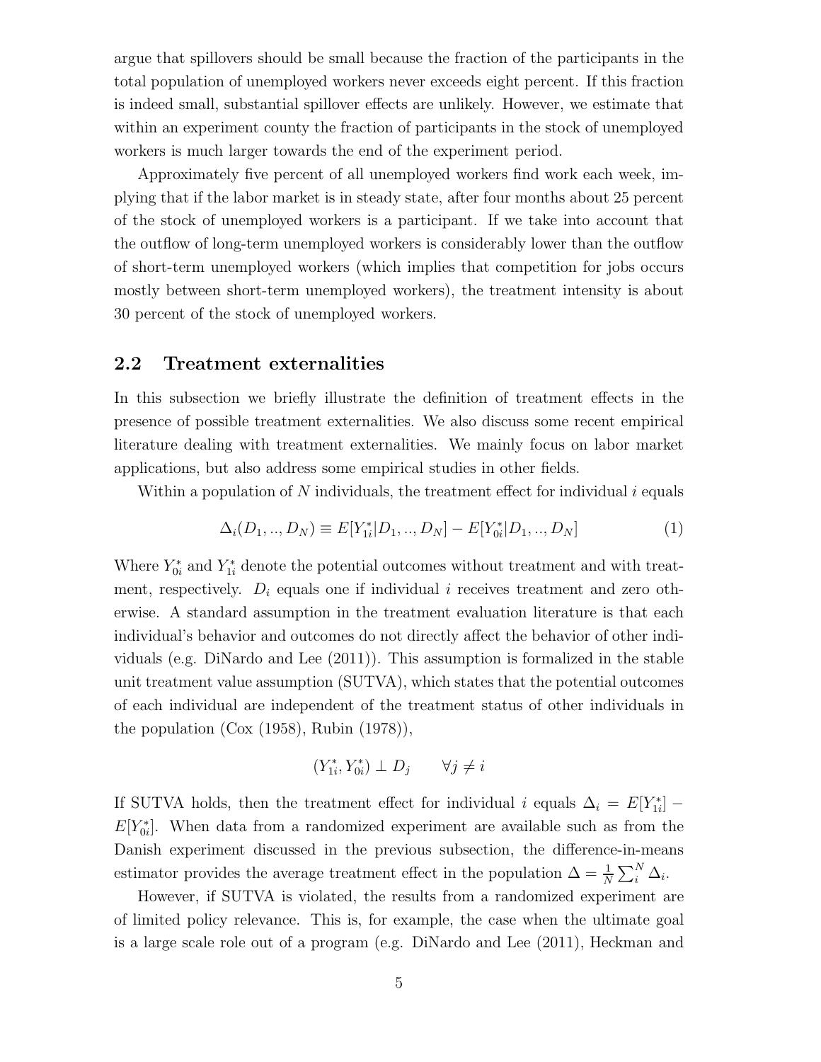argue that spillovers should be small because the fraction of the participants in the total population of unemployed workers never exceeds eight percent. If this fraction is indeed small, substantial spillover effects are unlikely. However, we estimate that within an experiment county the fraction of participants in the stock of unemployed workers is much larger towards the end of the experiment period.

Approximately five percent of all unemployed workers find work each week, implying that if the labor market is in steady state, after four months about 25 percent of the stock of unemployed workers is a participant. If we take into account that the outflow of long-term unemployed workers is considerably lower than the outflow of short-term unemployed workers (which implies that competition for jobs occurs mostly between short-term unemployed workers), the treatment intensity is about 30 percent of the stock of unemployed workers.

## 2.2 Treatment externalities

In this subsection we briefly illustrate the definition of treatment effects in the presence of possible treatment externalities. We also discuss some recent empirical literature dealing with treatment externalities. We mainly focus on labor market applications, but also address some empirical studies in other fields.

Within a population of $N$ individuals, the treatment effect for individual $i$ equals

$$\Delta_i(D_1, .., D_N) \equiv E[Y_{1i}^*|D_1, .., D_N] - E[Y_{0i}^*|D_1, .., D_N] \tag{1}$$

Where $Y_{0i}^*$ and $Y_{1i}^*$ denote the potential outcomes without treatment and with treatment, respectively. $D_i$ equals one if individual $i$ receives treatment and zero otherwise. A standard assumption in the treatment evaluation literature is that each individual's behavior and outcomes do not directly affect the behavior of other individuals (e.g. DiNardo and Lee (2011)). This assumption is formalized in the stable unit treatment value assumption (SUTVA), which states that the potential outcomes of each individual are independent of the treatment status of other individuals in the population (Cox (1958), Rubin (1978)),

$$(Y_{1i}^*, Y_{0i}^*) \perp D_j \qquad \forall j \neq i$$

If SUTVA holds, then the treatment effect for individual $i$ equals $\Delta_i = E[Y_{1i}^*] - E[Y_{0i}^*]$. When data from a randomized experiment are available such as from the Danish experiment discussed in the previous subsection, the difference-in-means estimator provides the average treatment effect in the population $\Delta = \frac{1}{N}\sum_i^N \Delta_i$.

However, if SUTVA is violated, the results from a randomized experiment are of limited policy relevance. This is, for example, the case when the ultimate goal is a large scale role out of a program (e.g. DiNardo and Lee (2011), Heckman and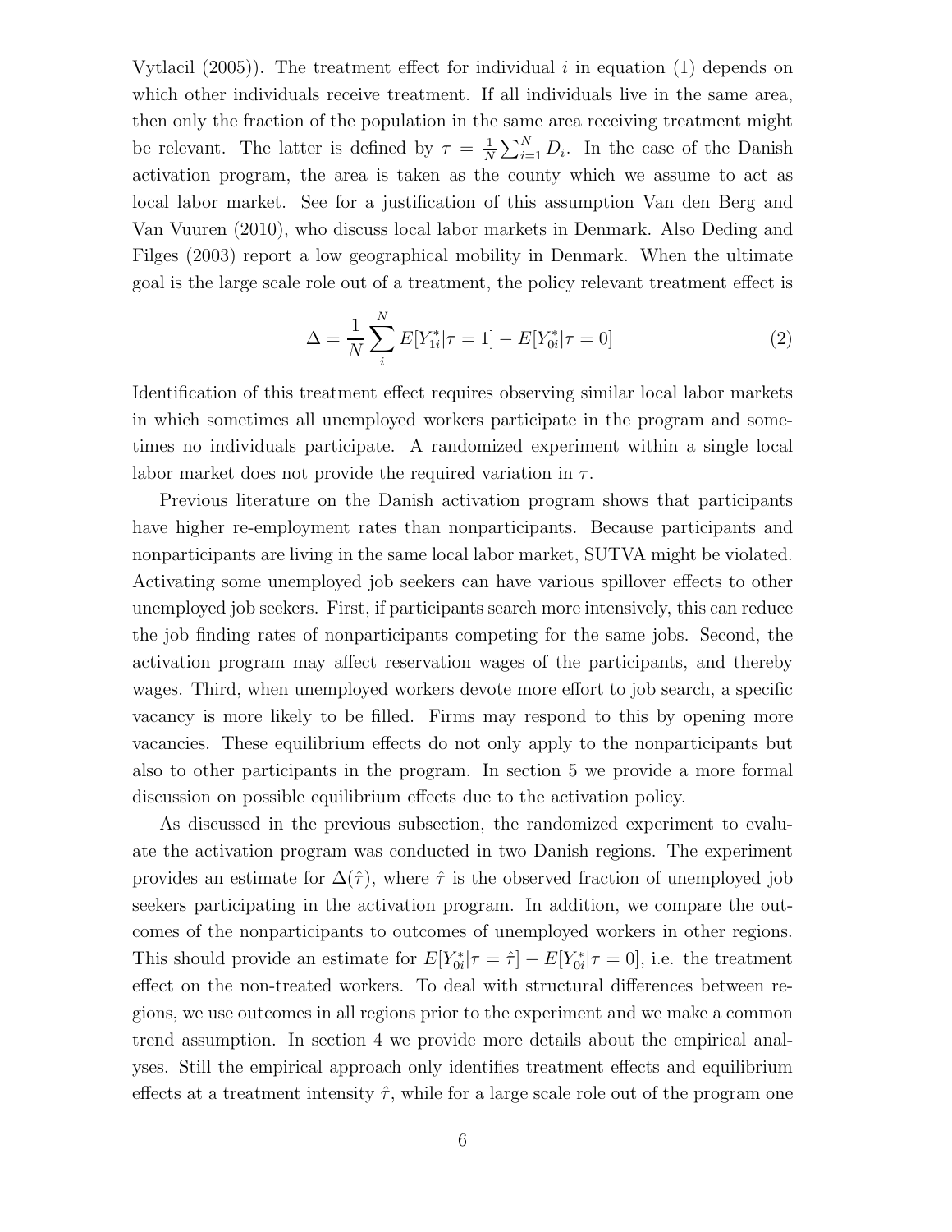Vytlacil (2005)). The treatment effect for individual $i$ in equation (1) depends on which other individuals receive treatment. If all individuals live in the same area, then only the fraction of the population in the same area receiving treatment might be relevant. The latter is defined by $\tau = \frac{1}{N}\sum_{i=1}^{N} D_i$. In the case of the Danish activation program, the area is taken as the county which we assume to act as local labor market. See for a justification of this assumption Van den Berg and Van Vuuren (2010), who discuss local labor markets in Denmark. Also Deding and Filges (2003) report a low geographical mobility in Denmark. When the ultimate goal is the large scale role out of a treatment, the policy relevant treatment effect is

$$\Delta = \frac{1}{N}\sum_{i}^{N} E[Y_{1i}^{*}|\tau = 1] - E[Y_{0i}^{*}|\tau = 0] \tag{2}$$

Identification of this treatment effect requires observing similar local labor markets in which sometimes all unemployed workers participate in the program and sometimes no individuals participate. A randomized experiment within a single local labor market does not provide the required variation in $\tau$.

Previous literature on the Danish activation program shows that participants have higher re-employment rates than nonparticipants. Because participants and nonparticipants are living in the same local labor market, SUTVA might be violated. Activating some unemployed job seekers can have various spillover effects to other unemployed job seekers. First, if participants search more intensively, this can reduce the job finding rates of nonparticipants competing for the same jobs. Second, the activation program may affect reservation wages of the participants, and thereby wages. Third, when unemployed workers devote more effort to job search, a specific vacancy is more likely to be filled. Firms may respond to this by opening more vacancies. These equilibrium effects do not only apply to the nonparticipants but also to other participants in the program. In section 5 we provide a more formal discussion on possible equilibrium effects due to the activation policy.

As discussed in the previous subsection, the randomized experiment to evaluate the activation program was conducted in two Danish regions. The experiment provides an estimate for $\Delta(\hat{\tau})$, where $\hat{\tau}$ is the observed fraction of unemployed job seekers participating in the activation program. In addition, we compare the outcomes of the nonparticipants to outcomes of unemployed workers in other regions. This should provide an estimate for $E[Y_{0i}^{*}|\tau = \hat{\tau}] - E[Y_{0i}^{*}|\tau = 0]$, i.e. the treatment effect on the non-treated workers. To deal with structural differences between regions, we use outcomes in all regions prior to the experiment and we make a common trend assumption. In section 4 we provide more details about the empirical analyses. Still the empirical approach only identifies treatment effects and equilibrium effects at a treatment intensity $\hat{\tau}$, while for a large scale role out of the program one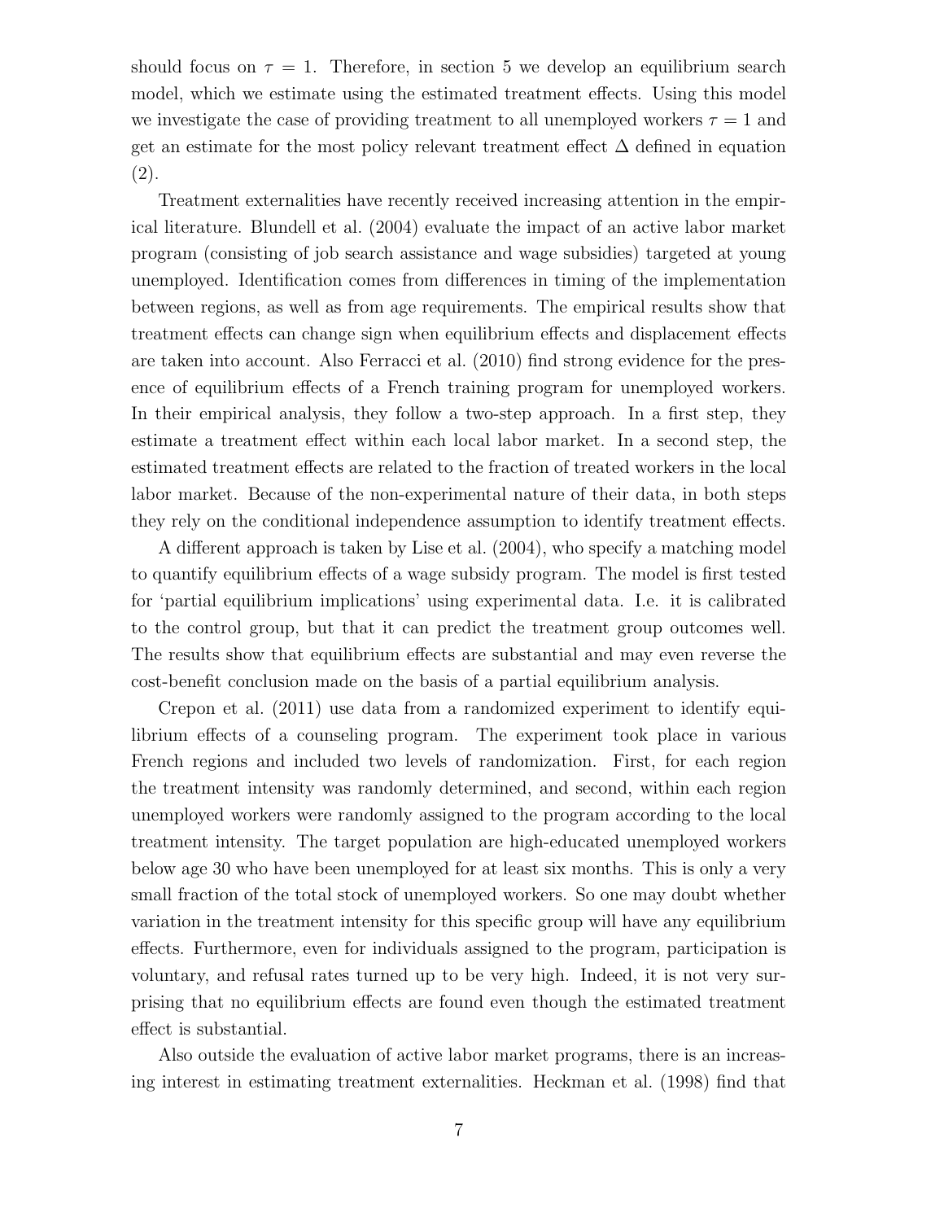should focus on $\tau = 1$. Therefore, in section 5 we develop an equilibrium search model, which we estimate using the estimated treatment effects. Using this model we investigate the case of providing treatment to all unemployed workers $\tau = 1$ and get an estimate for the most policy relevant treatment effect $\Delta$ defined in equation (2).

Treatment externalities have recently received increasing attention in the empirical literature. Blundell et al. (2004) evaluate the impact of an active labor market program (consisting of job search assistance and wage subsidies) targeted at young unemployed. Identification comes from differences in timing of the implementation between regions, as well as from age requirements. The empirical results show that treatment effects can change sign when equilibrium effects and displacement effects are taken into account. Also Ferracci et al. (2010) find strong evidence for the presence of equilibrium effects of a French training program for unemployed workers. In their empirical analysis, they follow a two-step approach. In a first step, they estimate a treatment effect within each local labor market. In a second step, the estimated treatment effects are related to the fraction of treated workers in the local labor market. Because of the non-experimental nature of their data, in both steps they rely on the conditional independence assumption to identify treatment effects.

A different approach is taken by Lise et al. (2004), who specify a matching model to quantify equilibrium effects of a wage subsidy program. The model is first tested for 'partial equilibrium implications' using experimental data. I.e. it is calibrated to the control group, but that it can predict the treatment group outcomes well. The results show that equilibrium effects are substantial and may even reverse the cost-benefit conclusion made on the basis of a partial equilibrium analysis.

Crepon et al. (2011) use data from a randomized experiment to identify equilibrium effects of a counseling program. The experiment took place in various French regions and included two levels of randomization. First, for each region the treatment intensity was randomly determined, and second, within each region unemployed workers were randomly assigned to the program according to the local treatment intensity. The target population are high-educated unemployed workers below age 30 who have been unemployed for at least six months. This is only a very small fraction of the total stock of unemployed workers. So one may doubt whether variation in the treatment intensity for this specific group will have any equilibrium effects. Furthermore, even for individuals assigned to the program, participation is voluntary, and refusal rates turned up to be very high. Indeed, it is not very surprising that no equilibrium effects are found even though the estimated treatment effect is substantial.

Also outside the evaluation of active labor market programs, there is an increasing interest in estimating treatment externalities. Heckman et al. (1998) find that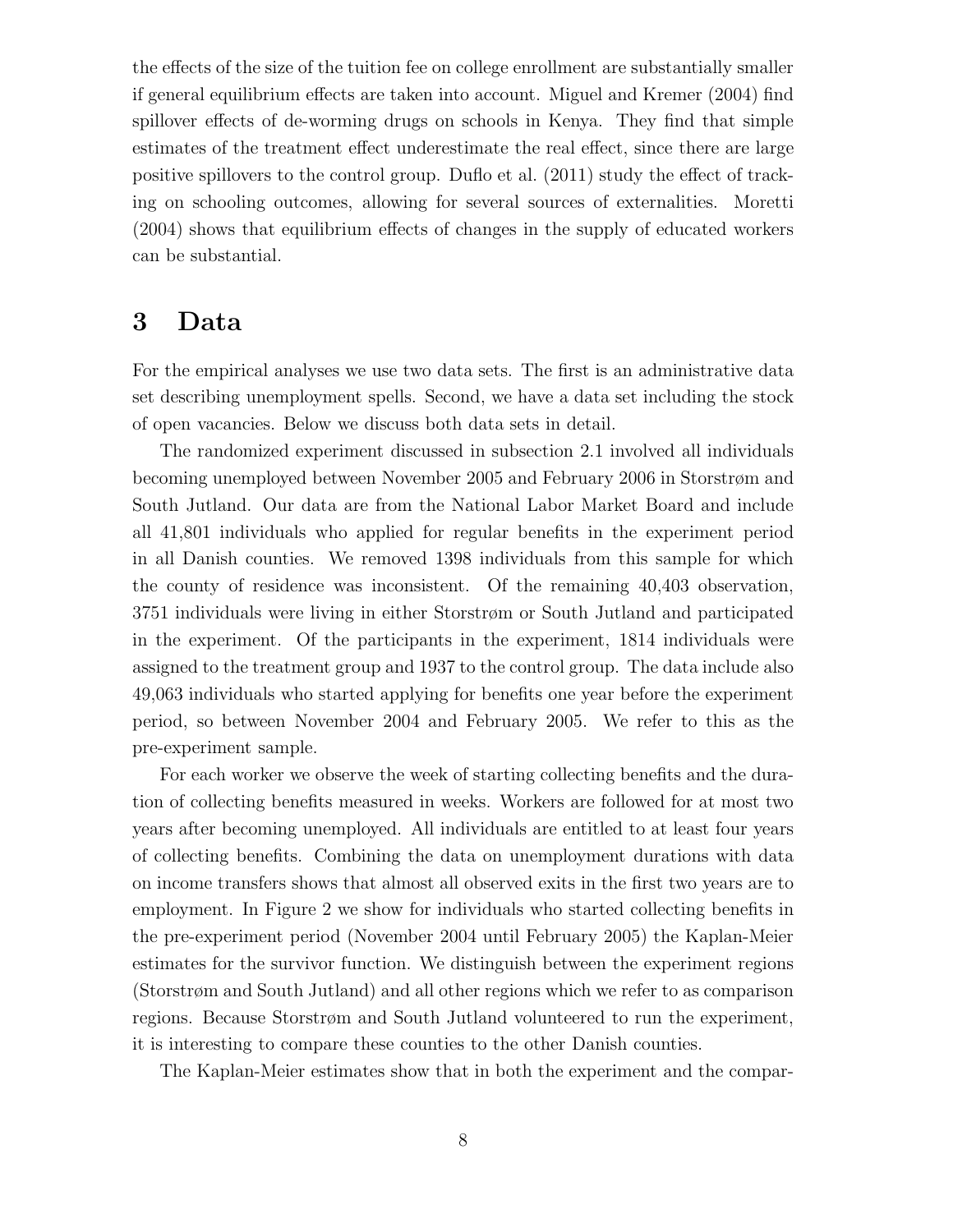the effects of the size of the tuition fee on college enrollment are substantially smaller if general equilibrium effects are taken into account. Miguel and Kremer (2004) find spillover effects of de-worming drugs on schools in Kenya. They find that simple estimates of the treatment effect underestimate the real effect, since there are large positive spillovers to the control group. Duflo et al. (2011) study the effect of tracking on schooling outcomes, allowing for several sources of externalities. Moretti (2004) shows that equilibrium effects of changes in the supply of educated workers can be substantial.

# 3 Data

For the empirical analyses we use two data sets. The first is an administrative data set describing unemployment spells. Second, we have a data set including the stock of open vacancies. Below we discuss both data sets in detail.

The randomized experiment discussed in subsection 2.1 involved all individuals becoming unemployed between November 2005 and February 2006 in Storstrøm and South Jutland. Our data are from the National Labor Market Board and include all 41,801 individuals who applied for regular benefits in the experiment period in all Danish counties. We removed 1398 individuals from this sample for which the county of residence was inconsistent. Of the remaining 40,403 observation, 3751 individuals were living in either Storstrøm or South Jutland and participated in the experiment. Of the participants in the experiment, 1814 individuals were assigned to the treatment group and 1937 to the control group. The data include also 49,063 individuals who started applying for benefits one year before the experiment period, so between November 2004 and February 2005. We refer to this as the pre-experiment sample.

For each worker we observe the week of starting collecting benefits and the duration of collecting benefits measured in weeks. Workers are followed for at most two years after becoming unemployed. All individuals are entitled to at least four years of collecting benefits. Combining the data on unemployment durations with data on income transfers shows that almost all observed exits in the first two years are to employment. In Figure 2 we show for individuals who started collecting benefits in the pre-experiment period (November 2004 until February 2005) the Kaplan-Meier estimates for the survivor function. We distinguish between the experiment regions (Storstrøm and South Jutland) and all other regions which we refer to as comparison regions. Because Storstrøm and South Jutland volunteered to run the experiment, it is interesting to compare these counties to the other Danish counties.

The Kaplan-Meier estimates show that in both the experiment and the compar-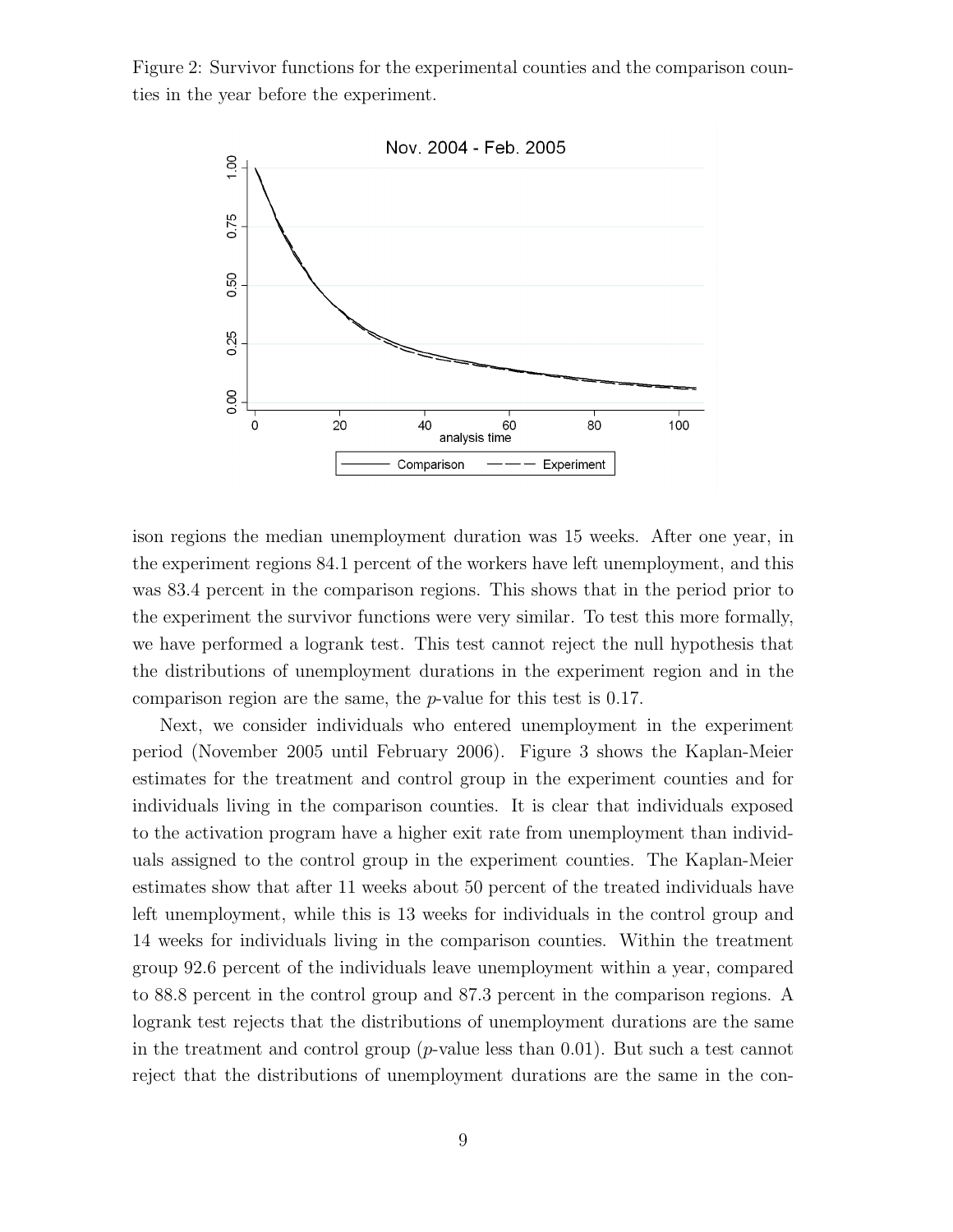Figure 2: Survivor functions for the experimental counties and the comparison counties in the year before the experiment.

ison regions the median unemployment duration was 15 weeks. After one year, in the experiment regions 84.1 percent of the workers have left unemployment, and this was 83.4 percent in the comparison regions. This shows that in the period prior to the experiment the survivor functions were very similar. To test this more formally, we have performed a logrank test. This test cannot reject the null hypothesis that the distributions of unemployment durations in the experiment region and in the comparison region are the same, the $p$-value for this test is 0.17.

Next, we consider individuals who entered unemployment in the experiment period (November 2005 until February 2006). Figure 3 shows the Kaplan-Meier estimates for the treatment and control group in the experiment counties and for individuals living in the comparison counties. It is clear that individuals exposed to the activation program have a higher exit rate from unemployment than individuals assigned to the control group in the experiment counties. The Kaplan-Meier estimates show that after 11 weeks about 50 percent of the treated individuals have left unemployment, while this is 13 weeks for individuals in the control group and 14 weeks for individuals living in the comparison counties. Within the treatment group 92.6 percent of the individuals leave unemployment within a year, compared to 88.8 percent in the control group and 87.3 percent in the comparison regions. A logrank test rejects that the distributions of unemployment durations are the same in the treatment and control group ($p$-value less than 0.01). But such a test cannot reject that the distributions of unemployment durations are the same in the con-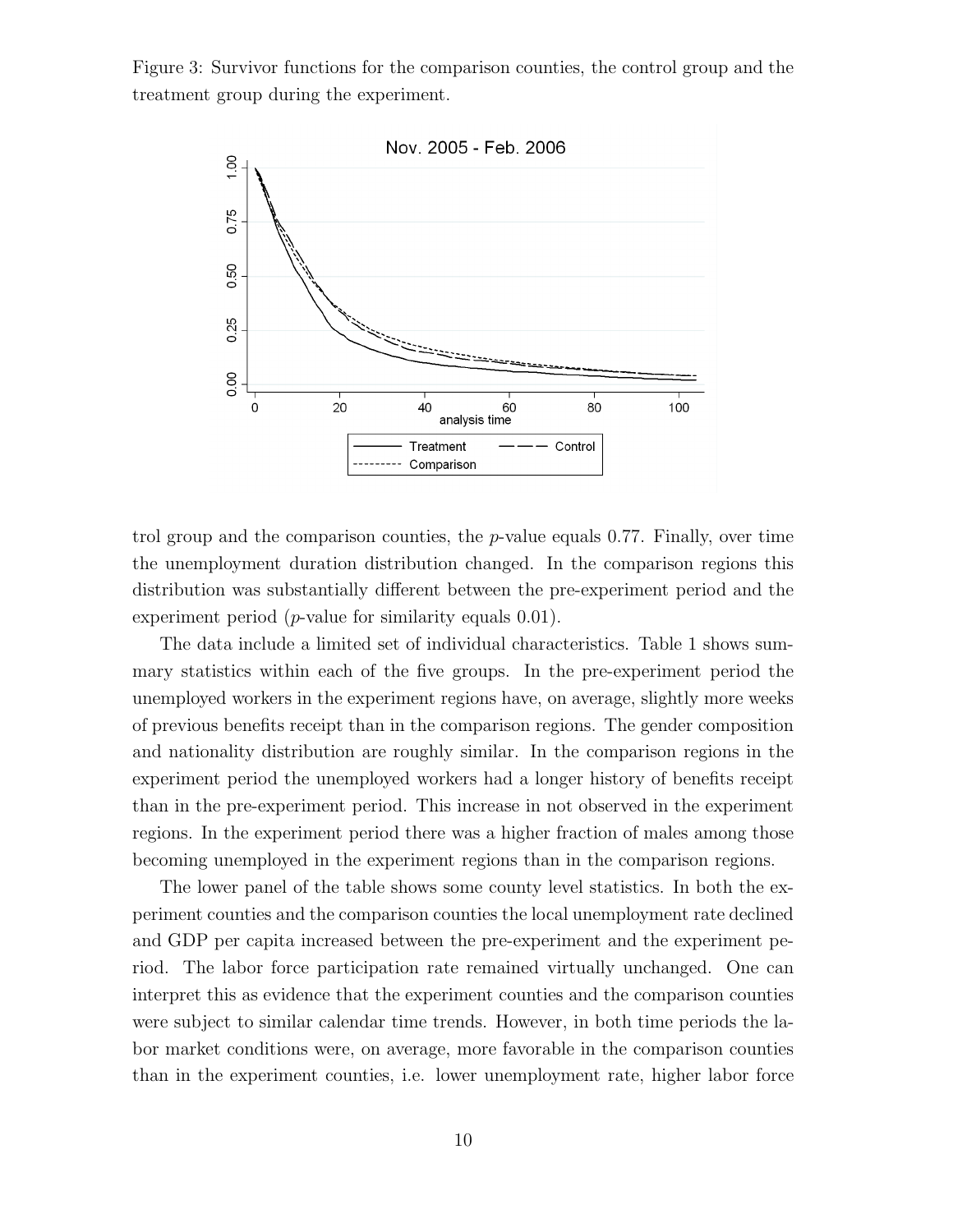Figure 3: Survivor functions for the comparison counties, the control group and the treatment group during the experiment.

trol group and the comparison counties, the $p$-value equals 0.77. Finally, over time the unemployment duration distribution changed. In the comparison regions this distribution was substantially different between the pre-experiment period and the experiment period ($p$-value for similarity equals 0.01).

The data include a limited set of individual characteristics. Table 1 shows summary statistics within each of the five groups. In the pre-experiment period the unemployed workers in the experiment regions have, on average, slightly more weeks of previous benefits receipt than in the comparison regions. The gender composition and nationality distribution are roughly similar. In the comparison regions in the experiment period the unemployed workers had a longer history of benefits receipt than in the pre-experiment period. This increase in not observed in the experiment regions. In the experiment period there was a higher fraction of males among those becoming unemployed in the experiment regions than in the comparison regions.

The lower panel of the table shows some county level statistics. In both the experiment counties and the comparison counties the local unemployment rate declined and GDP per capita increased between the pre-experiment and the experiment period. The labor force participation rate remained virtually unchanged. One can interpret this as evidence that the experiment counties and the comparison counties were subject to similar calendar time trends. However, in both time periods the labor market conditions were, on average, more favorable in the comparison counties than in the experiment counties, i.e. lower unemployment rate, higher labor force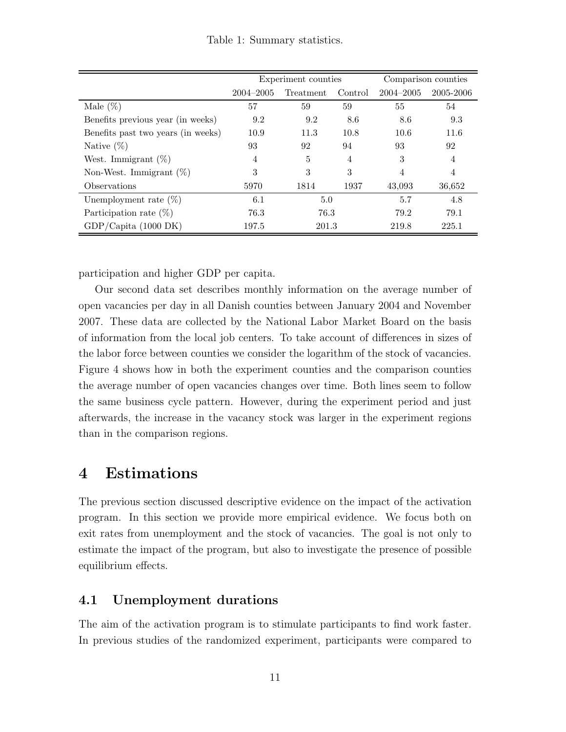Table 1: Summary statistics.

| | Experiment counties | | | Comparison counties | |
|---|---|---|---|---|---|
| | 2004–2005 | Treatment | Control | 2004–2005 | 2005-2006 |
| Male (%) | 57 | 59 | 59 | 55 | 54 |
| Benefits previous year (in weeks) | 9.2 | 9.2 | 8.6 | 8.6 | 9.3 |
| Benefits past two years (in weeks) | 10.9 | 11.3 | 10.8 | 10.6 | 11.6 |
| Native (%) | 93 | 92 | 94 | 93 | 92 |
| West. Immigrant (%) | 4 | 5 | 4 | 3 | 4 |
| Non-West. Immigrant (%) | 3 | 3 | 3 | 4 | 4 |
| Observations | 5970 | 1814 | 1937 | 43,093 | 36,652 |
| Unemployment rate (%) | 6.1 | 5.0 | | 5.7 | 4.8 |
| Participation rate (%) | 76.3 | 76.3 | | 79.2 | 79.1 |
| GDP/Capita (1000 DK) | 197.5 | 201.3 | | 219.8 | 225.1 |

participation and higher GDP per capita.

Our second data set describes monthly information on the average number of open vacancies per day in all Danish counties between January 2004 and November 2007. These data are collected by the National Labor Market Board on the basis of information from the local job centers. To take account of differences in sizes of the labor force between counties we consider the logarithm of the stock of vacancies. Figure 4 shows how in both the experiment counties and the comparison counties the average number of open vacancies changes over time. Both lines seem to follow the same business cycle pattern. However, during the experiment period and just afterwards, the increase in the vacancy stock was larger in the experiment regions than in the comparison regions.

# 4 Estimations

The previous section discussed descriptive evidence on the impact of the activation program. In this section we provide more empirical evidence. We focus both on exit rates from unemployment and the stock of vacancies. The goal is not only to estimate the impact of the program, but also to investigate the presence of possible equilibrium effects.

## 4.1 Unemployment durations

The aim of the activation program is to stimulate participants to find work faster. In previous studies of the randomized experiment, participants were compared to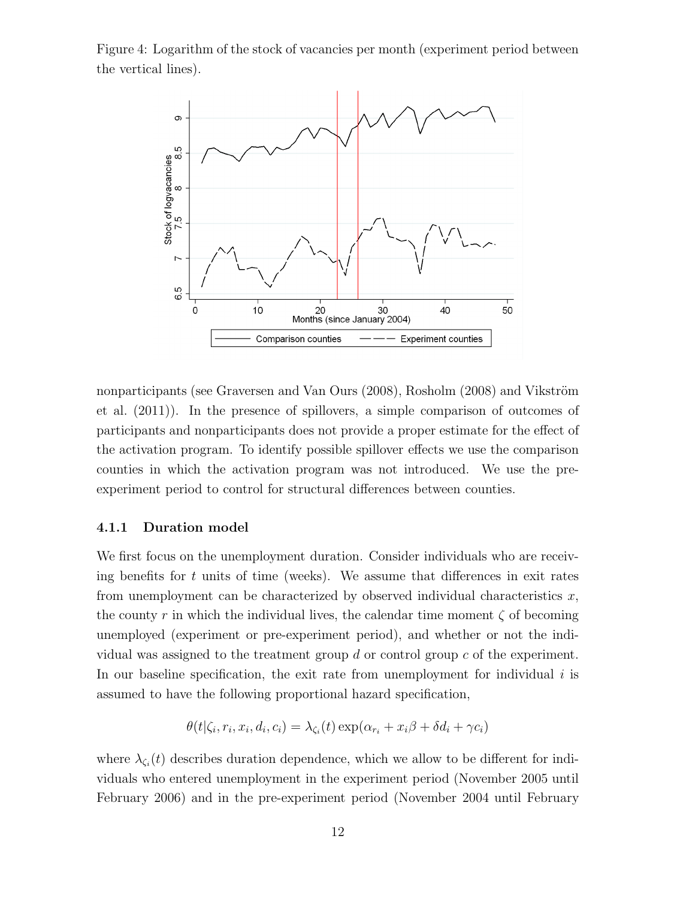Figure 4: Logarithm of the stock of vacancies per month (experiment period between the vertical lines).

nonparticipants (see Graversen and Van Ours (2008), Rosholm (2008) and Vikström et al. (2011)). In the presence of spillovers, a simple comparison of outcomes of participants and nonparticipants does not provide a proper estimate for the effect of the activation program. To identify possible spillover effects we use the comparison counties in which the activation program was not introduced. We use the pre-experiment period to control for structural differences between counties.

### 4.1.1 Duration model

We first focus on the unemployment duration. Consider individuals who are receiving benefits for $t$ units of time (weeks). We assume that differences in exit rates from unemployment can be characterized by observed individual characteristics $x$, the county $r$ in which the individual lives, the calendar time moment $\zeta$ of becoming unemployed (experiment or pre-experiment period), and whether or not the individual was assigned to the treatment group $d$ or control group $c$ of the experiment. In our baseline specification, the exit rate from unemployment for individual $i$ is assumed to have the following proportional hazard specification,

$$\theta(t|\zeta_i, r_i, x_i, d_i, c_i) = \lambda_{\zeta_i}(t) \exp(\alpha_{r_i} + x_i\beta + \delta d_i + \gamma c_i)$$

where $\lambda_{\zeta_i}(t)$ describes duration dependence, which we allow to be different for individuals who entered unemployment in the experiment period (November 2005 until February 2006) and in the pre-experiment period (November 2004 until February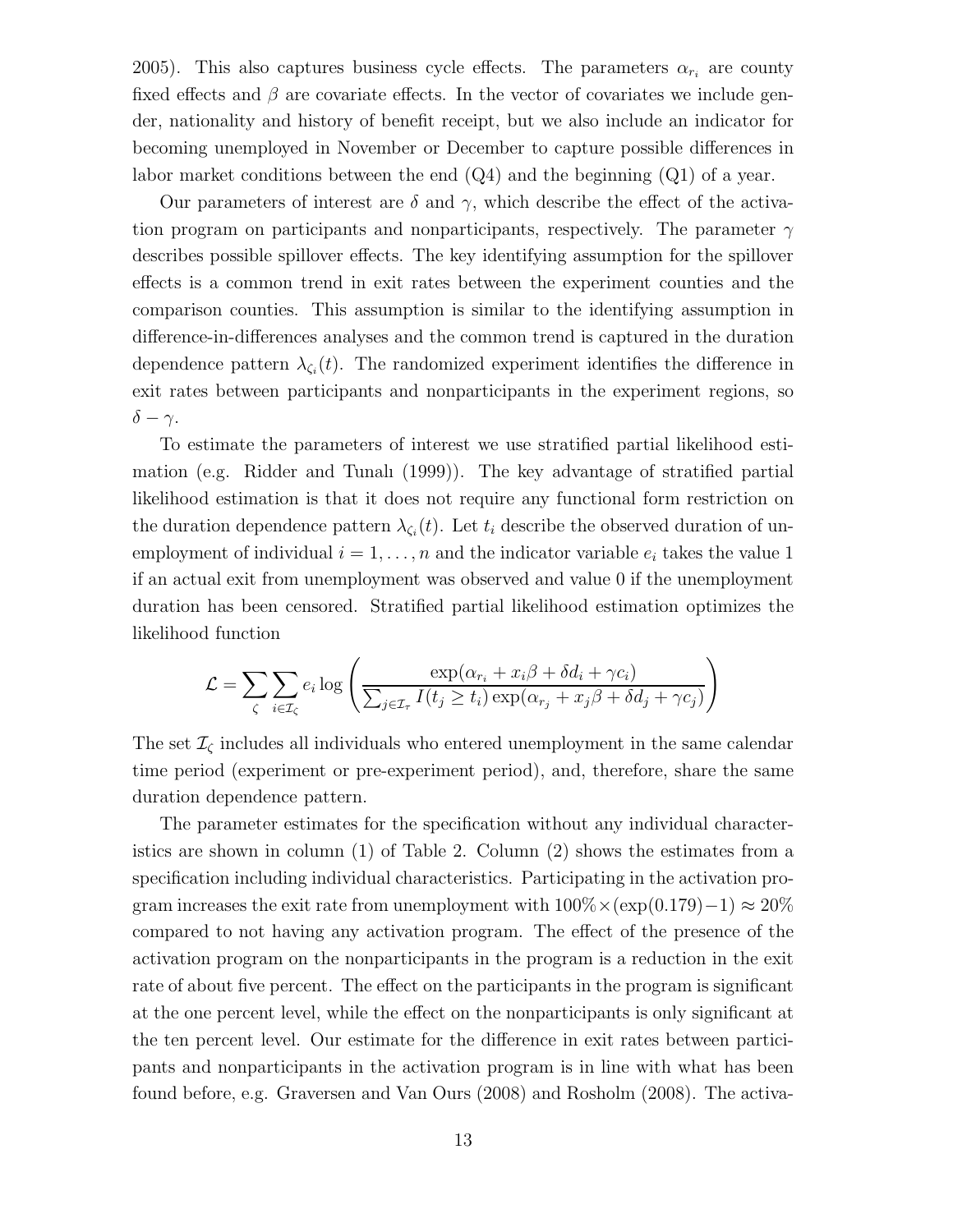2005). This also captures business cycle effects. The parameters $\alpha_{r_i}$ are county fixed effects and $\beta$ are covariate effects. In the vector of covariates we include gender, nationality and history of benefit receipt, but we also include an indicator for becoming unemployed in November or December to capture possible differences in labor market conditions between the end (Q4) and the beginning (Q1) of a year.

Our parameters of interest are $\delta$ and $\gamma$, which describe the effect of the activation program on participants and nonparticipants, respectively. The parameter $\gamma$ describes possible spillover effects. The key identifying assumption for the spillover effects is a common trend in exit rates between the experiment counties and the comparison counties. This assumption is similar to the identifying assumption in difference-in-differences analyses and the common trend is captured in the duration dependence pattern $\lambda_{\zeta_i}(t)$. The randomized experiment identifies the difference in exit rates between participants and nonparticipants in the experiment regions, so $\delta - \gamma$.

To estimate the parameters of interest we use stratified partial likelihood estimation (e.g. Ridder and Tunalı (1999)). The key advantage of stratified partial likelihood estimation is that it does not require any functional form restriction on the duration dependence pattern $\lambda_{\zeta_i}(t)$. Let $t_i$ describe the observed duration of unemployment of individual $i = 1, \dots, n$ and the indicator variable $e_i$ takes the value 1 if an actual exit from unemployment was observed and value 0 if the unemployment duration has been censored. Stratified partial likelihood estimation optimizes the likelihood function

$$\mathcal{L} = \sum_{\zeta} \sum_{i \in \mathcal{I}_\zeta} e_i \log \left( \frac{\exp(\alpha_{r_i} + x_i\beta + \delta d_i + \gamma c_i)}{\sum_{j \in \mathcal{I}_\tau} I(t_j \geq t_i) \exp(\alpha_{r_j} + x_j\beta + \delta d_j + \gamma c_j)} \right)$$

The set $\mathcal{I}_\zeta$ includes all individuals who entered unemployment in the same calendar time period (experiment or pre-experiment period), and, therefore, share the same duration dependence pattern.

The parameter estimates for the specification without any individual characteristics are shown in column (1) of Table 2. Column (2) shows the estimates from a specification including individual characteristics. Participating in the activation program increases the exit rate from unemployment with $100\% \times (\exp(0.179) - 1) \approx 20\%$ compared to not having any activation program. The effect of the presence of the activation program on the nonparticipants in the program is a reduction in the exit rate of about five percent. The effect on the participants in the program is significant at the one percent level, while the effect on the nonparticipants is only significant at the ten percent level. Our estimate for the difference in exit rates between participants and nonparticipants in the activation program is in line with what has been found before, e.g. Graversen and Van Ours (2008) and Rosholm (2008). The activa-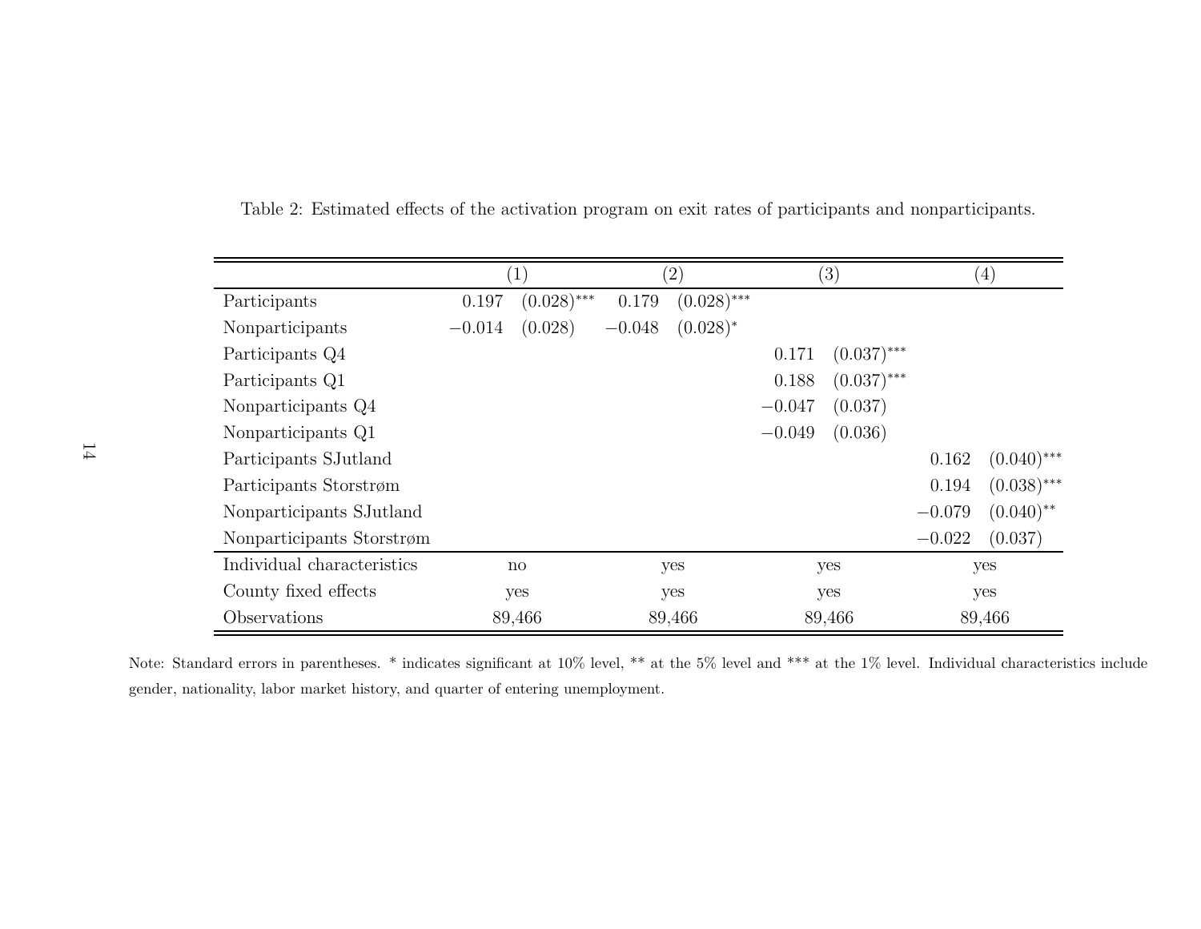Table 2: Estimated effects of the activation program on exit rates of participants and nonparticipants.

| | (1) | | (2) | | (3) | | (4) | |
|---|---|---|---|---|---|---|---|---|
| Participants | 0.197 | (0.028)*** | 0.179 | (0.028)*** | | | | |
| Nonparticipants | −0.014 | (0.028) | −0.048 | (0.028)* | | | | |
| Participants Q4 | | | | | 0.171 | (0.037)*** | | |
| Participants Q1 | | | | | 0.188 | (0.037)*** | | |
| Nonparticipants Q4 | | | | | −0.047 | (0.037) | | |
| Nonparticipants Q1 | | | | | −0.049 | (0.036) | | |
| Participants SJutland | | | | | | | 0.162 | (0.040)*** |
| Participants Storstrøm | | | | | | | 0.194 | (0.038)*** |
| Nonparticipants SJutland | | | | | | | −0.079 | (0.040)** |
| Nonparticipants Storstrøm | | | | | | | −0.022 | (0.037) |
| Individual characteristics | no | | yes | | yes | | yes | |
| County fixed effects | yes | | yes | | yes | | yes | |
| Observations | 89,466 | | 89,466 | | 89,466 | | 89,466 | |

Note: Standard errors in parentheses. * indicates significant at 10% level, ** at the 5% level and *** at the 1% level. Individual characteristics include gender, nationality, labor market history, and quarter of entering unemployment.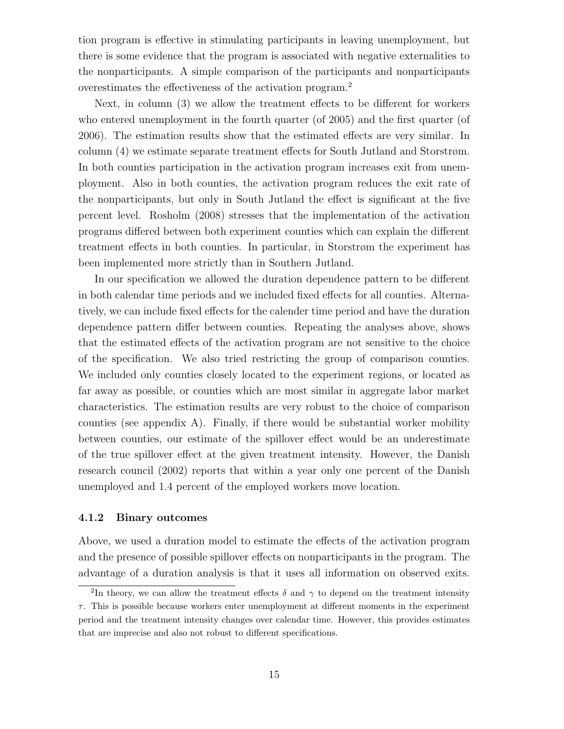tion program is effective in stimulating participants in leaving unemployment, but there is some evidence that the program is associated with negative externalities to the nonparticipants. A simple comparison of the participants and nonparticipants overestimates the effectiveness of the activation program.[2]

Next, in column (3) we allow the treatment effects to be different for workers who entered unemployment in the fourth quarter (of 2005) and the first quarter (of 2006). The estimation results show that the estimated effects are very similar. In column (4) we estimate separate treatment effects for South Jutland and Storstrøm. In both counties participation in the activation program increases exit from unemployment. Also in both counties, the activation program reduces the exit rate of the nonparticipants, but only in South Jutland the effect is significant at the five percent level. Rosholm (2008) stresses that the implementation of the activation programs differed between both experiment counties which can explain the different treatment effects in both counties. In particular, in Storstrøm the experiment has been implemented more strictly than in Southern Jutland.

In our specification we allowed the duration dependence pattern to be different in both calendar time periods and we included fixed effects for all counties. Alternatively, we can include fixed effects for the calender time period and have the duration dependence pattern differ between counties. Repeating the analyses above, shows that the estimated effects of the activation program are not sensitive to the choice of the specification. We also tried restricting the group of comparison counties. We included only counties closely located to the experiment regions, or located as far away as possible, or counties which are most similar in aggregate labor market characteristics. The estimation results are very robust to the choice of comparison counties (see appendix A). Finally, if there would be substantial worker mobility between counties, our estimate of the spillover effect would be an underestimate of the true spillover effect at the given treatment intensity. However, the Danish research council (2002) reports that within a year only one percent of the Danish unemployed and 1.4 percent of the employed workers move location.

### 4.1.2 Binary outcomes

Above, we used a duration model to estimate the effects of the activation program and the presence of possible spillover effects on nonparticipants in the program. The advantage of a duration analysis is that it uses all information on observed exits.

[2]In theory, we can allow the treatment effects $\delta$ and $\gamma$ to depend on the treatment intensity $\tau$. This is possible because workers enter unemployment at different moments in the experiment period and the treatment intensity changes over calendar time. However, this provides estimates that are imprecise and also not robust to different specifications.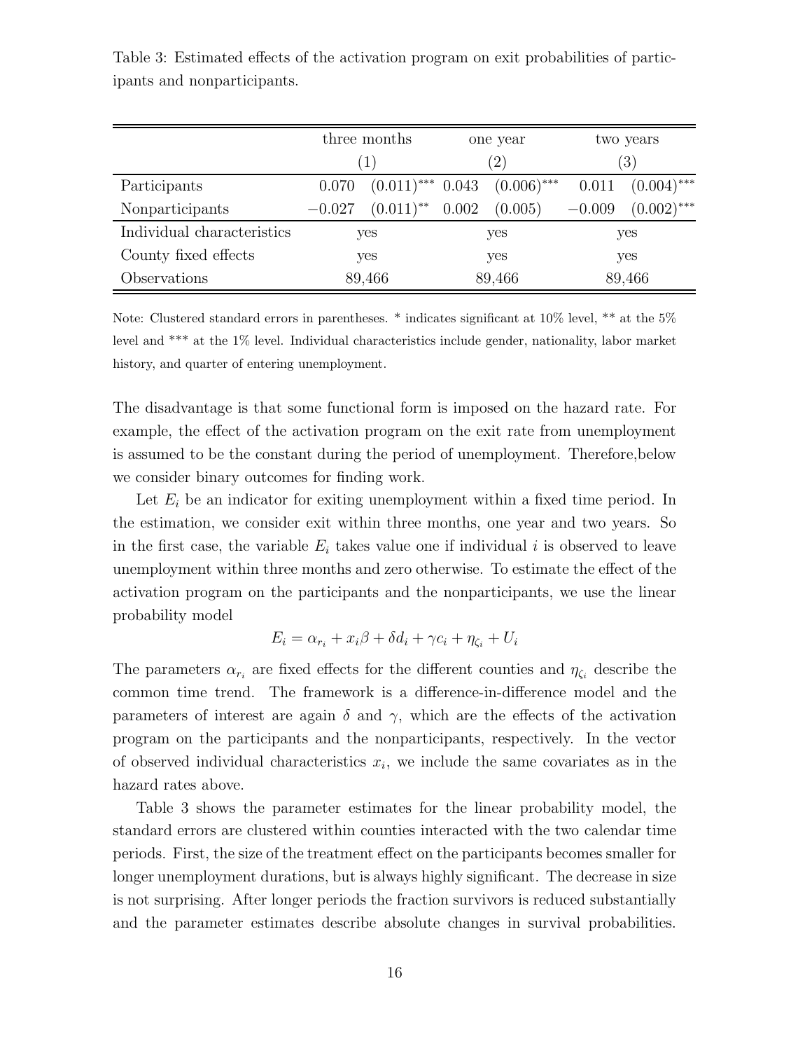Table 3: Estimated effects of the activation program on exit probabilities of participants and nonparticipants.

| | three months | | one year | | two years | |
|---|---|---|---|---|---|---|
| | (1) | | (2) | | (3) | |
| Participants | 0.070 | $(0.011)^{***}$ | 0.043 | $(0.006)^{***}$ | 0.011 | $(0.004)^{***}$ |
| Nonparticipants | $-0.027$ | $(0.011)^{**}$ | 0.002 | (0.005) | $-0.009$ | $(0.002)^{***}$ |
| Individual characteristics | yes | | yes | | yes | |
| County fixed effects | yes | | yes | | yes | |
| Observations | 89,466 | | 89,466 | | 89,466 | |

Note: Clustered standard errors in parentheses. * indicates significant at 10% level, ** at the 5% level and *** at the 1% level. Individual characteristics include gender, nationality, labor market history, and quarter of entering unemployment.

The disadvantage is that some functional form is imposed on the hazard rate. For example, the effect of the activation program on the exit rate from unemployment is assumed to be the constant during the period of unemployment. Therefore,below we consider binary outcomes for finding work.

Let $E_i$ be an indicator for exiting unemployment within a fixed time period. In the estimation, we consider exit within three months, one year and two years. So in the first case, the variable $E_i$ takes value one if individual $i$ is observed to leave unemployment within three months and zero otherwise. To estimate the effect of the activation program on the participants and the nonparticipants, we use the linear probability model

$$E_i = \alpha_{r_i} + x_i\beta + \delta d_i + \gamma c_i + \eta_{\zeta_i} + U_i$$

The parameters $\alpha_{r_i}$ are fixed effects for the different counties and $\eta_{\zeta_i}$ describe the common time trend. The framework is a difference-in-difference model and the parameters of interest are again $\delta$ and $\gamma$, which are the effects of the activation program on the participants and the nonparticipants, respectively. In the vector of observed individual characteristics $x_i$, we include the same covariates as in the hazard rates above.

Table 3 shows the parameter estimates for the linear probability model, the standard errors are clustered within counties interacted with the two calendar time periods. First, the size of the treatment effect on the participants becomes smaller for longer unemployment durations, but is always highly significant. The decrease in size is not surprising. After longer periods the fraction survivors is reduced substantially and the parameter estimates describe absolute changes in survival probabilities.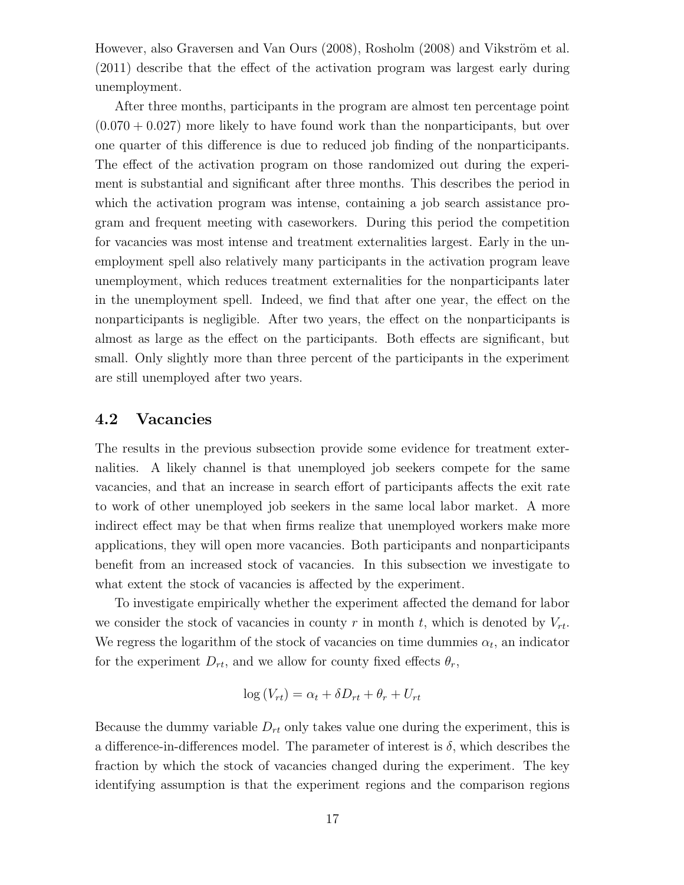However, also Graversen and Van Ours (2008), Rosholm (2008) and Vikström et al. (2011) describe that the effect of the activation program was largest early during unemployment.

After three months, participants in the program are almost ten percentage point $(0.070 + 0.027)$ more likely to have found work than the nonparticipants, but over one quarter of this difference is due to reduced job finding of the nonparticipants. The effect of the activation program on those randomized out during the experiment is substantial and significant after three months. This describes the period in which the activation program was intense, containing a job search assistance program and frequent meeting with caseworkers. During this period the competition for vacancies was most intense and treatment externalities largest. Early in the unemployment spell also relatively many participants in the activation program leave unemployment, which reduces treatment externalities for the nonparticipants later in the unemployment spell. Indeed, we find that after one year, the effect on the nonparticipants is negligible. After two years, the effect on the nonparticipants is almost as large as the effect on the participants. Both effects are significant, but small. Only slightly more than three percent of the participants in the experiment are still unemployed after two years.

### 4.2 Vacancies

The results in the previous subsection provide some evidence for treatment externalities. A likely channel is that unemployed job seekers compete for the same vacancies, and that an increase in search effort of participants affects the exit rate to work of other unemployed job seekers in the same local labor market. A more indirect effect may be that when firms realize that unemployed workers make more applications, they will open more vacancies. Both participants and nonparticipants benefit from an increased stock of vacancies. In this subsection we investigate to what extent the stock of vacancies is affected by the experiment.

To investigate empirically whether the experiment affected the demand for labor we consider the stock of vacancies in county $r$ in month $t$, which is denoted by $V_{rt}$. We regress the logarithm of the stock of vacancies on time dummies $\alpha_t$, an indicator for the experiment $D_{rt}$, and we allow for county fixed effects $\theta_r$,

$$\log(V_{rt}) = \alpha_t + \delta D_{rt} + \theta_r + U_{rt}$$

Because the dummy variable $D_{rt}$ only takes value one during the experiment, this is a difference-in-differences model. The parameter of interest is $\delta$, which describes the fraction by which the stock of vacancies changed during the experiment. The key identifying assumption is that the experiment regions and the comparison regions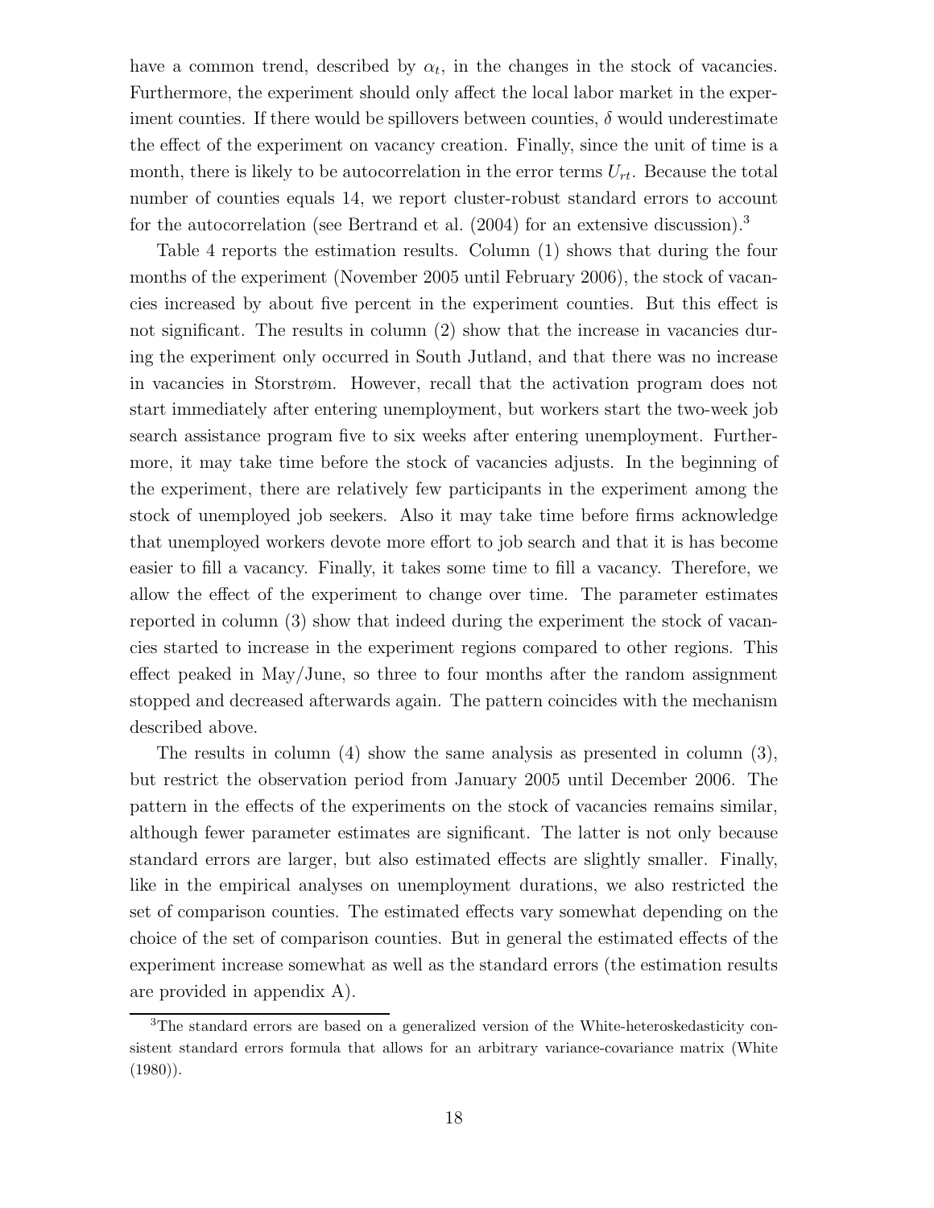have a common trend, described by $\alpha_t$, in the changes in the stock of vacancies. Furthermore, the experiment should only affect the local labor market in the experiment counties. If there would be spillovers between counties, $\delta$ would underestimate the effect of the experiment on vacancy creation. Finally, since the unit of time is a month, there is likely to be autocorrelation in the error terms $U_{rt}$. Because the total number of counties equals 14, we report cluster-robust standard errors to account for the autocorrelation (see Bertrand et al. (2004) for an extensive discussion).[3]

Table 4 reports the estimation results. Column (1) shows that during the four months of the experiment (November 2005 until February 2006), the stock of vacancies increased by about five percent in the experiment counties. But this effect is not significant. The results in column (2) show that the increase in vacancies during the experiment only occurred in South Jutland, and that there was no increase in vacancies in Storstrøm. However, recall that the activation program does not start immediately after entering unemployment, but workers start the two-week job search assistance program five to six weeks after entering unemployment. Furthermore, it may take time before the stock of vacancies adjusts. In the beginning of the experiment, there are relatively few participants in the experiment among the stock of unemployed job seekers. Also it may take time before firms acknowledge that unemployed workers devote more effort to job search and that it is has become easier to fill a vacancy. Finally, it takes some time to fill a vacancy. Therefore, we allow the effect of the experiment to change over time. The parameter estimates reported in column (3) show that indeed during the experiment the stock of vacancies started to increase in the experiment regions compared to other regions. This effect peaked in May/June, so three to four months after the random assignment stopped and decreased afterwards again. The pattern coincides with the mechanism described above.

The results in column (4) show the same analysis as presented in column (3), but restrict the observation period from January 2005 until December 2006. The pattern in the effects of the experiments on the stock of vacancies remains similar, although fewer parameter estimates are significant. The latter is not only because standard errors are larger, but also estimated effects are slightly smaller. Finally, like in the empirical analyses on unemployment durations, we also restricted the set of comparison counties. The estimated effects vary somewhat depending on the choice of the set of comparison counties. But in general the estimated effects of the experiment increase somewhat as well as the standard errors (the estimation results are provided in appendix A).

[3] The standard errors are based on a generalized version of the White-heteroskedasticity consistent standard errors formula that allows for an arbitrary variance-covariance matrix (White (1980)).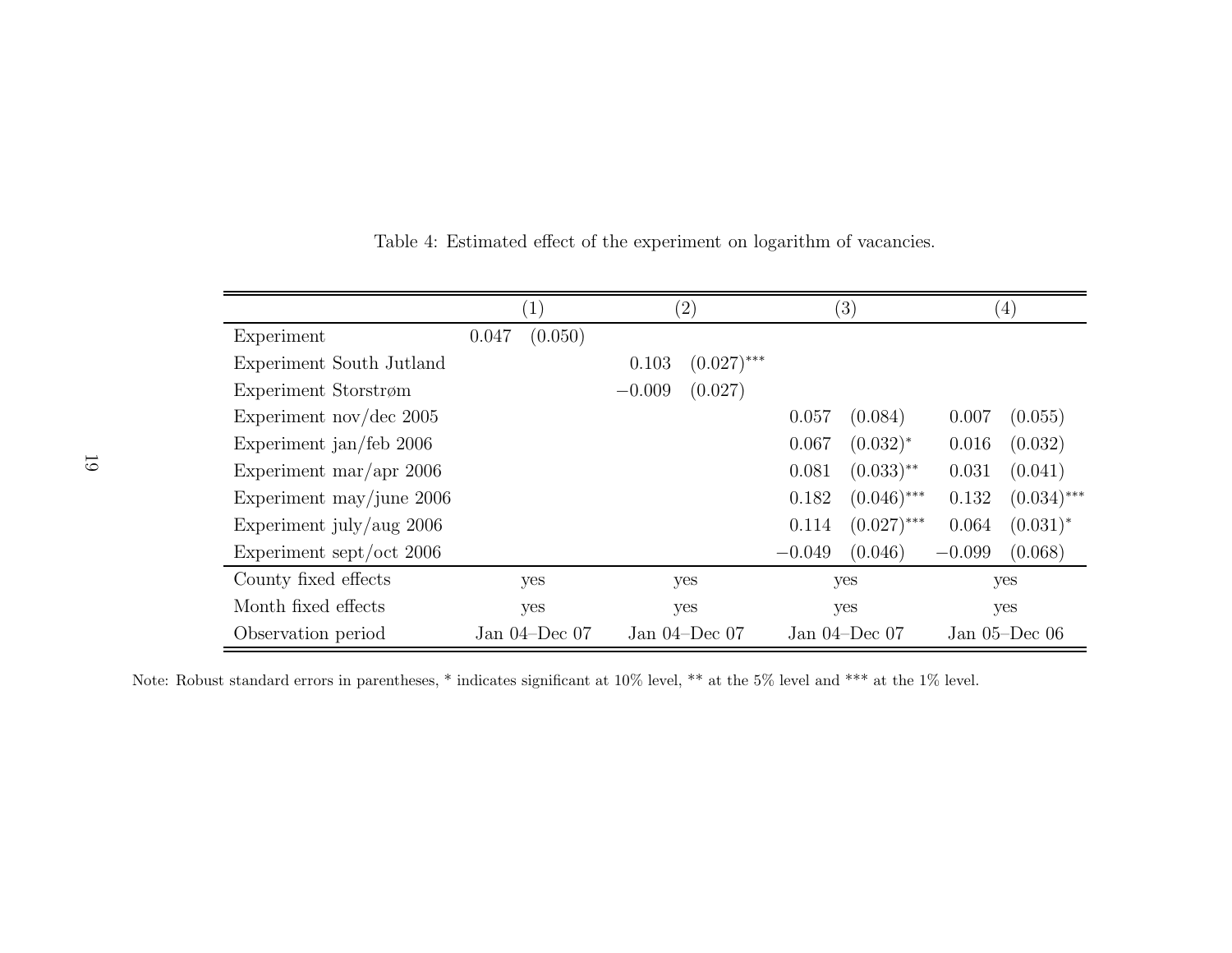Table 4: Estimated effect of the experiment on logarithm of vacancies.

| | (1) | | (2) | | (3) | | (4) | |
|---|---|---|---|---|---|---|---|---|
| Experiment | 0.047 | (0.050) | | | | | | |
| Experiment South Jutland | | | 0.103 | (0.027)*** | | | | |
| Experiment Storstrøm | | | −0.009 | (0.027) | | | | |
| Experiment nov/dec 2005 | | | | | 0.057 | (0.084) | 0.007 | (0.055) |
| Experiment jan/feb 2006 | | | | | 0.067 | (0.032)* | 0.016 | (0.032) |
| Experiment mar/apr 2006 | | | | | 0.081 | (0.033)** | 0.031 | (0.041) |
| Experiment may/june 2006 | | | | | 0.182 | (0.046)*** | 0.132 | (0.034)*** |
| Experiment july/aug 2006 | | | | | 0.114 | (0.027)*** | 0.064 | (0.031)* |
| Experiment sept/oct 2006 | | | | | −0.049 | (0.046) | −0.099 | (0.068) |
| County fixed effects | yes | | yes | | yes | | yes | |
| Month fixed effects | yes | | yes | | yes | | yes | |
| Observation period | Jan 04–Dec 07 | | Jan 04–Dec 07 | | Jan 04–Dec 07 | | Jan 05–Dec 06 | |

Note: Robust standard errors in parentheses, * indicates significant at 10% level, ** at the 5% level and *** at the 1% level.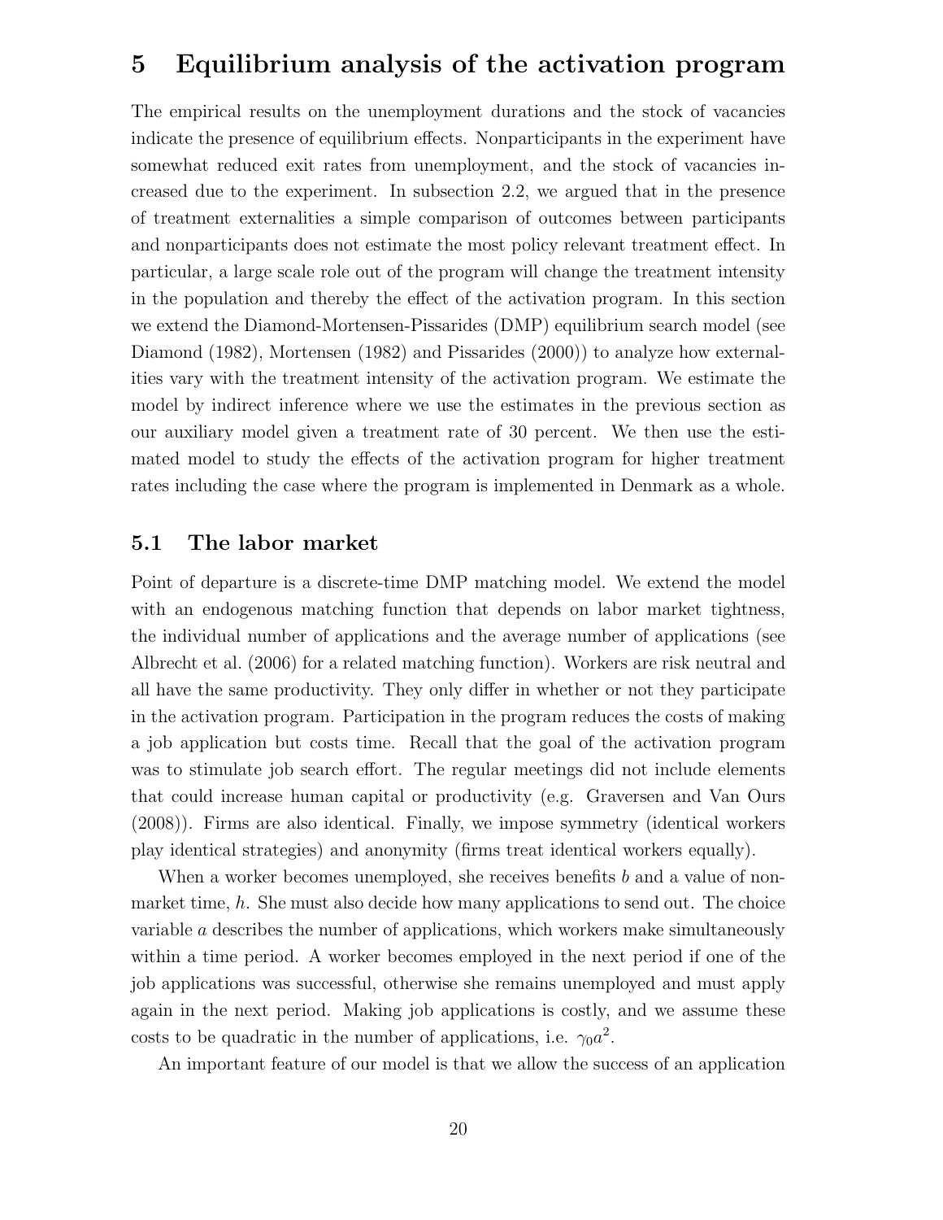# 5 Equilibrium analysis of the activation program

The empirical results on the unemployment durations and the stock of vacancies indicate the presence of equilibrium effects. Nonparticipants in the experiment have somewhat reduced exit rates from unemployment, and the stock of vacancies increased due to the experiment. In subsection 2.2, we argued that in the presence of treatment externalities a simple comparison of outcomes between participants and nonparticipants does not estimate the most policy relevant treatment effect. In particular, a large scale role out of the program will change the treatment intensity in the population and thereby the effect of the activation program. In this section we extend the Diamond-Mortensen-Pissarides (DMP) equilibrium search model (see Diamond (1982), Mortensen (1982) and Pissarides (2000)) to analyze how externalities vary with the treatment intensity of the activation program. We estimate the model by indirect inference where we use the estimates in the previous section as our auxiliary model given a treatment rate of 30 percent. We then use the estimated model to study the effects of the activation program for higher treatment rates including the case where the program is implemented in Denmark as a whole.

## 5.1 The labor market

Point of departure is a discrete-time DMP matching model. We extend the model with an endogenous matching function that depends on labor market tightness, the individual number of applications and the average number of applications (see Albrecht et al. (2006) for a related matching function). Workers are risk neutral and all have the same productivity. They only differ in whether or not they participate in the activation program. Participation in the program reduces the costs of making a job application but costs time. Recall that the goal of the activation program was to stimulate job search effort. The regular meetings did not include elements that could increase human capital or productivity (e.g. Graversen and Van Ours (2008)). Firms are also identical. Finally, we impose symmetry (identical workers play identical strategies) and anonymity (firms treat identical workers equally).

When a worker becomes unemployed, she receives benefits $b$ and a value of non-market time, $h$. She must also decide how many applications to send out. The choice variable $a$ describes the number of applications, which workers make simultaneously within a time period. A worker becomes employed in the next period if one of the job applications was successful, otherwise she remains unemployed and must apply again in the next period. Making job applications is costly, and we assume these costs to be quadratic in the number of applications, i.e. $\gamma_0 a^2$.

An important feature of our model is that we allow the success of an application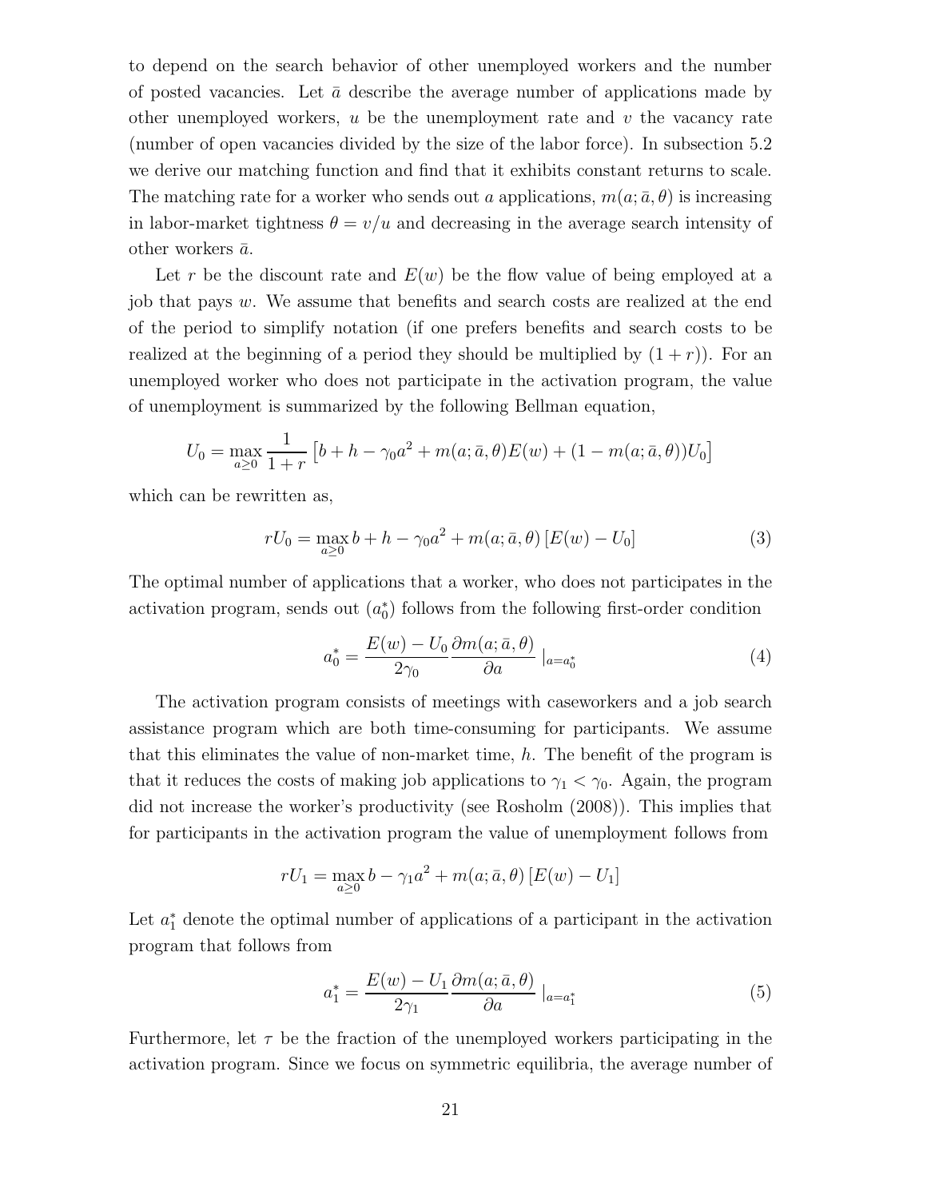to depend on the search behavior of other unemployed workers and the number of posted vacancies. Let $\bar{a}$ describe the average number of applications made by other unemployed workers, $u$ be the unemployment rate and $v$ the vacancy rate (number of open vacancies divided by the size of the labor force). In subsection 5.2 we derive our matching function and find that it exhibits constant returns to scale. The matching rate for a worker who sends out $a$ applications, $m(a; \bar{a}, \theta)$ is increasing in labor-market tightness $\theta = v/u$ and decreasing in the average search intensity of other workers $\bar{a}$.

Let $r$ be the discount rate and $E(w)$ be the flow value of being employed at a job that pays $w$. We assume that benefits and search costs are realized at the end of the period to simplify notation (if one prefers benefits and search costs to be realized at the beginning of a period they should be multiplied by $(1 + r)$). For an unemployed worker who does not participate in the activation program, the value of unemployment is summarized by the following Bellman equation,

$$U_0 = \max_{a \geq 0} \frac{1}{1+r} \left[ b + h - \gamma_0 a^2 + m(a; \bar{a}, \theta) E(w) + (1 - m(a; \bar{a}, \theta)) U_0 \right]$$

which can be rewritten as,

$$rU_0 = \max_{a \geq 0} b + h - \gamma_0 a^2 + m(a; \bar{a}, \theta) \left[ E(w) - U_0 \right] \tag{3}$$

The optimal number of applications that a worker, who does not participates in the activation program, sends out $(a_0^*)$ follows from the following first-order condition

$$a_0^* = \frac{E(w) - U_0}{2\gamma_0} \frac{\partial m(a; \bar{a}, \theta)}{\partial a} \mid_{a = a_0^*} \tag{4}$$

The activation program consists of meetings with caseworkers and a job search assistance program which are both time-consuming for participants. We assume that this eliminates the value of non-market time, $h$. The benefit of the program is that it reduces the costs of making job applications to $\gamma_1 < \gamma_0$. Again, the program did not increase the worker's productivity (see Rosholm (2008)). This implies that for participants in the activation program the value of unemployment follows from

$$rU_1 = \max_{a \geq 0} b - \gamma_1 a^2 + m(a; \bar{a}, \theta) \left[ E(w) - U_1 \right]$$

Let $a_1^*$ denote the optimal number of applications of a participant in the activation program that follows from

$$a_1^* = \frac{E(w) - U_1}{2\gamma_1} \frac{\partial m(a; \bar{a}, \theta)}{\partial a} \mid_{a = a_1^*} \tag{5}$$

Furthermore, let $\tau$ be the fraction of the unemployed workers participating in the activation program. Since we focus on symmetric equilibria, the average number of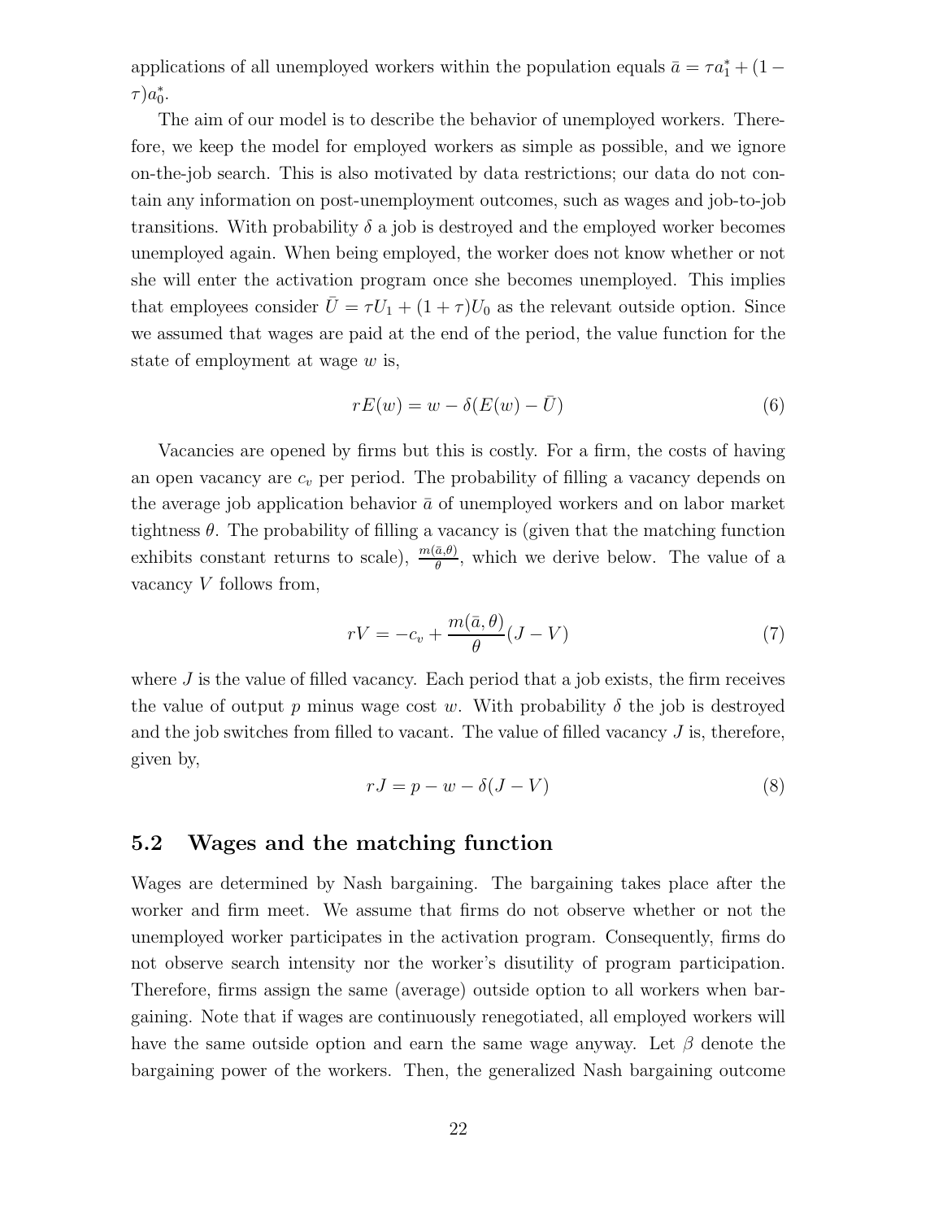applications of all unemployed workers within the population equals $\bar{a} = \tau a_1^* + (1 - \tau)a_0^*$.

The aim of our model is to describe the behavior of unemployed workers. Therefore, we keep the model for employed workers as simple as possible, and we ignore on-the-job search. This is also motivated by data restrictions; our data do not contain any information on post-unemployment outcomes, such as wages and job-to-job transitions. With probability $\delta$ a job is destroyed and the employed worker becomes unemployed again. When being employed, the worker does not know whether or not she will enter the activation program once she becomes unemployed. This implies that employees consider $\bar{U} = \tau U_1 + (1 + \tau)U_0$ as the relevant outside option. Since we assumed that wages are paid at the end of the period, the value function for the state of employment at wage $w$ is,

$$rE(w) = w - \delta(E(w) - \bar{U}) \tag{6}$$

Vacancies are opened by firms but this is costly. For a firm, the costs of having an open vacancy are $c_v$ per period. The probability of filling a vacancy depends on the average job application behavior $\bar{a}$ of unemployed workers and on labor market tightness $\theta$. The probability of filling a vacancy is (given that the matching function exhibits constant returns to scale), $\frac{m(\bar{a},\theta)}{\theta}$, which we derive below. The value of a vacancy $V$ follows from,

$$rV = -c_v + \frac{m(\bar{a},\theta)}{\theta}(J - V) \tag{7}$$

where $J$ is the value of filled vacancy. Each period that a job exists, the firm receives the value of output $p$ minus wage cost $w$. With probability $\delta$ the job is destroyed and the job switches from filled to vacant. The value of filled vacancy $J$ is, therefore, given by,

$$rJ = p - w - \delta(J - V) \tag{8}$$

## 5.2 Wages and the matching function

Wages are determined by Nash bargaining. The bargaining takes place after the worker and firm meet. We assume that firms do not observe whether or not the unemployed worker participates in the activation program. Consequently, firms do not observe search intensity nor the worker's disutility of program participation. Therefore, firms assign the same (average) outside option to all workers when bargaining. Note that if wages are continuously renegotiated, all employed workers will have the same outside option and earn the same wage anyway. Let $\beta$ denote the bargaining power of the workers. Then, the generalized Nash bargaining outcome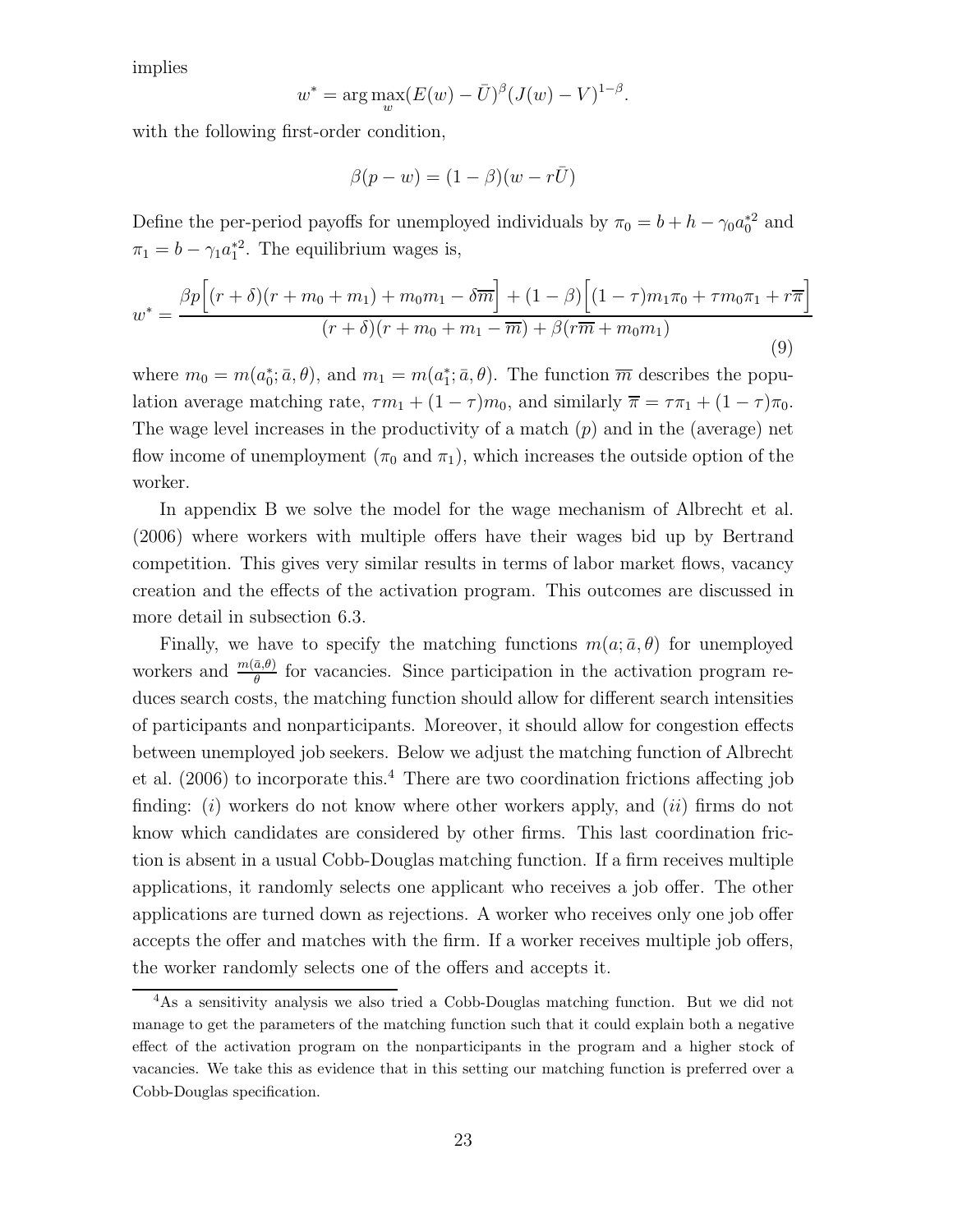implies

$$w^* = \arg\max_w (E(w) - \bar{U})^{\beta}(J(w) - V)^{1-\beta}.$$

with the following first-order condition,

$$\beta(p - w) = (1 - \beta)(w - r\bar{U})$$

Define the per-period payoffs for unemployed individuals by $\pi_0 = b + h - \gamma_0 a_0^{*2}$ and $\pi_1 = b - \gamma_1 a_1^{*2}$. The equilibrium wages is,

$$w^* = \frac{\beta p\Big[(r+\delta)(r + m_0 + m_1) + m_0 m_1 - \delta\overline{m}\Big] + (1-\beta)\Big[(1-\tau)m_1\pi_0 + \tau m_0 \pi_1 + r\overline{\pi}\Big]}{(r+\delta)(r + m_0 + m_1 - \overline{m}) + \beta(r\overline{m} + m_0 m_1)} \tag{9}$$

where $m_0 = m(a_0^*; \bar{a}, \theta)$, and $m_1 = m(a_1^*; \bar{a}, \theta)$. The function $\overline{m}$ describes the population average matching rate, $\tau m_1 + (1-\tau)m_0$, and similarly $\overline{\pi} = \tau\pi_1 + (1-\tau)\pi_0$. The wage level increases in the productivity of a match ($p$) and in the (average) net flow income of unemployment ($\pi_0$ and $\pi_1$), which increases the outside option of the worker.

In appendix B we solve the model for the wage mechanism of Albrecht et al. (2006) where workers with multiple offers have their wages bid up by Bertrand competition. This gives very similar results in terms of labor market flows, vacancy creation and the effects of the activation program. This outcomes are discussed in more detail in subsection 6.3.

Finally, we have to specify the matching functions $m(a; \bar{a}, \theta)$ for unemployed workers and $\frac{m(\bar{a},\theta)}{\theta}$ for vacancies. Since participation in the activation program reduces search costs, the matching function should allow for different search intensities of participants and nonparticipants. Moreover, it should allow for congestion effects between unemployed job seekers. Below we adjust the matching function of Albrecht et al. (2006) to incorporate this.[4] There are two coordination frictions affecting job finding: (*i*) workers do not know where other workers apply, and (*ii*) firms do not know which candidates are considered by other firms. This last coordination friction is absent in a usual Cobb-Douglas matching function. If a firm receives multiple applications, it randomly selects one applicant who receives a job offer. The other applications are turned down as rejections. A worker who receives only one job offer accepts the offer and matches with the firm. If a worker receives multiple job offers, the worker randomly selects one of the offers and accepts it.

[4] As a sensitivity analysis we also tried a Cobb-Douglas matching function. But we did not manage to get the parameters of the matching function such that it could explain both a negative effect of the activation program on the nonparticipants in the program and a higher stock of vacancies. We take this as evidence that in this setting our matching function is preferred over a Cobb-Douglas specification.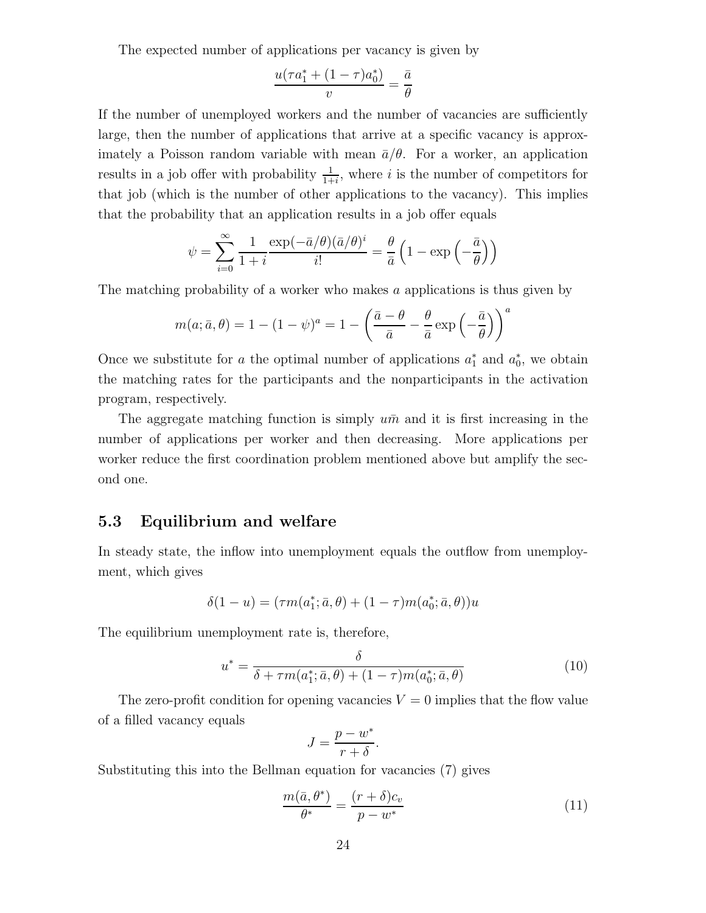The expected number of applications per vacancy is given by

$$\frac{u(\tau a_1^* + (1-\tau)a_0^*)}{v} = \frac{\bar{a}}{\theta}$$

If the number of unemployed workers and the number of vacancies are sufficiently large, then the number of applications that arrive at a specific vacancy is approximately a Poisson random variable with mean $\bar{a}/\theta$. For a worker, an application results in a job offer with probability $\frac{1}{1+i}$, where $i$ is the number of competitors for that job (which is the number of other applications to the vacancy). This implies that the probability that an application results in a job offer equals

$$\psi = \sum_{i=0}^{\infty} \frac{1}{1+i} \frac{\exp(-\bar{a}/\theta)(\bar{a}/\theta)^i}{i!} = \frac{\theta}{\bar{a}} \left(1 - \exp\left(-\frac{\bar{a}}{\theta}\right)\right)$$

The matching probability of a worker who makes $a$ applications is thus given by

$$m(a;\bar{a},\theta) = 1 - (1-\psi)^a = 1 - \left(\frac{\bar{a}-\theta}{\bar{a}} - \frac{\theta}{\bar{a}}\exp\left(-\frac{\bar{a}}{\theta}\right)\right)^a$$

Once we substitute for $a$ the optimal number of applications $a_1^*$ and $a_0^*$, we obtain the matching rates for the participants and the nonparticipants in the activation program, respectively.

The aggregate matching function is simply $u\bar{m}$ and it is first increasing in the number of applications per worker and then decreasing. More applications per worker reduce the first coordination problem mentioned above but amplify the second one.

### 5.3 Equilibrium and welfare

In steady state, the inflow into unemployment equals the outflow from unemployment, which gives

$$\delta(1-u) = (\tau m(a_1^*;\bar{a},\theta) + (1-\tau)m(a_0^*;\bar{a},\theta))u$$

The equilibrium unemployment rate is, therefore,

$$u^* = \frac{\delta}{\delta + \tau m(a_1^*;\bar{a},\theta) + (1-\tau)m(a_0^*;\bar{a},\theta)} \tag{10}$$

The zero-profit condition for opening vacancies $V = 0$ implies that the flow value of a filled vacancy equals

$$J = \frac{p - w^*}{r + \delta}.$$

Substituting this into the Bellman equation for vacancies (7) gives

$$\frac{m(\bar{a},\theta^*)}{\theta^*} = \frac{(r+\delta)c_v}{p - w^*} \tag{11}$$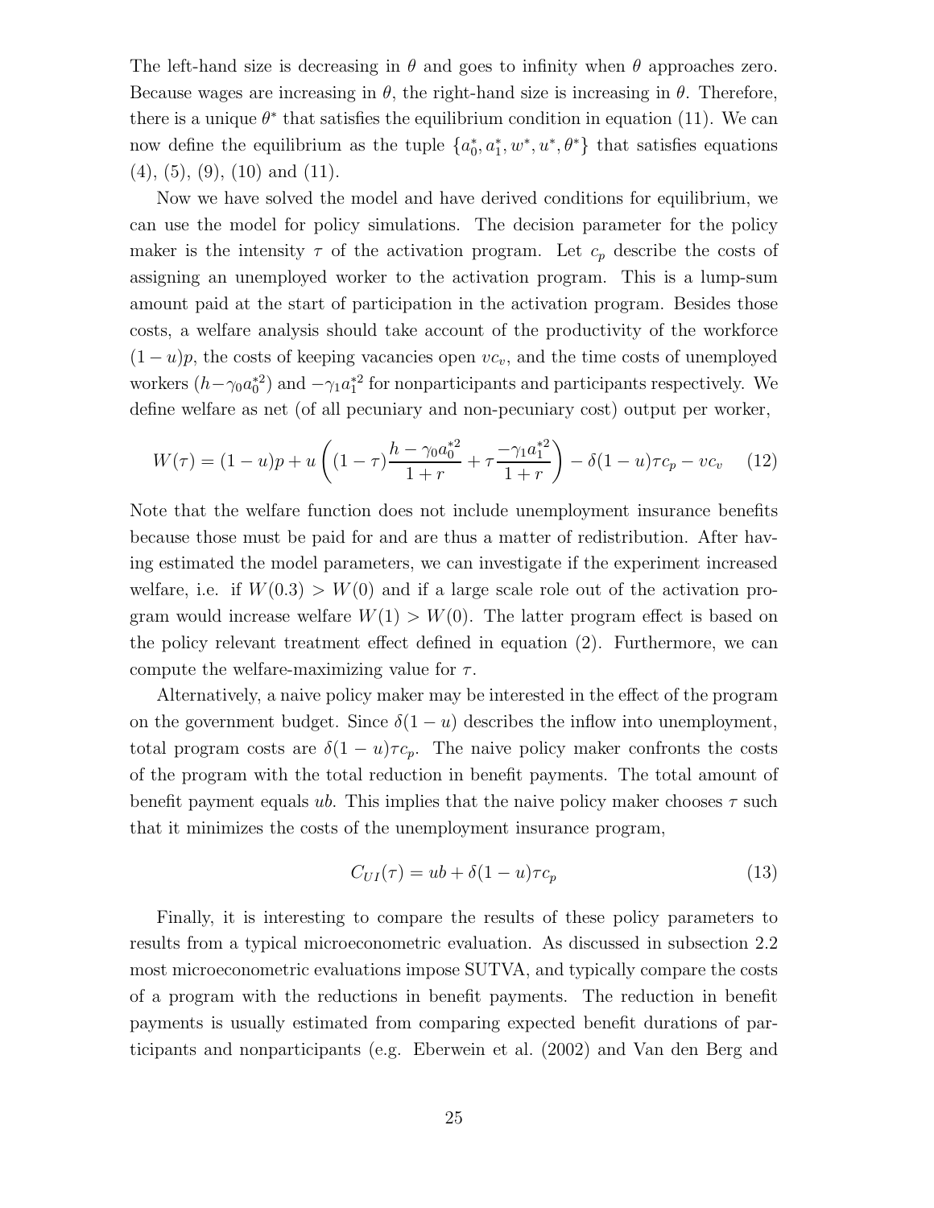The left-hand size is decreasing in $\theta$ and goes to infinity when $\theta$ approaches zero. Because wages are increasing in $\theta$, the right-hand size is increasing in $\theta$. Therefore, there is a unique $\theta^*$ that satisfies the equilibrium condition in equation (11). We can now define the equilibrium as the tuple $\{a_0^*, a_1^*, w^*, u^*, \theta^*\}$ that satisfies equations (4), (5), (9), (10) and (11).

Now we have solved the model and have derived conditions for equilibrium, we can use the model for policy simulations. The decision parameter for the policy maker is the intensity $\tau$ of the activation program. Let $c_p$ describe the costs of assigning an unemployed worker to the activation program. This is a lump-sum amount paid at the start of participation in the activation program. Besides those costs, a welfare analysis should take account of the productivity of the workforce $(1-u)p$, the costs of keeping vacancies open $vc_v$, and the time costs of unemployed workers $(h - \gamma_0 a_0^{*2})$ and $-\gamma_1 a_1^{*2}$ for nonparticipants and participants respectively. We define welfare as net (of all pecuniary and non-pecuniary cost) output per worker,

$$W(\tau) = (1-u)p + u\left((1-\tau)\frac{h - \gamma_0 a_0^{*2}}{1+r} + \tau\frac{-\gamma_1 a_1^{*2}}{1+r}\right) - \delta(1-u)\tau c_p - vc_v \quad (12)$$

Note that the welfare function does not include unemployment insurance benefits because those must be paid for and are thus a matter of redistribution. After having estimated the model parameters, we can investigate if the experiment increased welfare, i.e. if $W(0.3) > W(0)$ and if a large scale role out of the activation program would increase welfare $W(1) > W(0)$. The latter program effect is based on the policy relevant treatment effect defined in equation (2). Furthermore, we can compute the welfare-maximizing value for $\tau$.

Alternatively, a naive policy maker may be interested in the effect of the program on the government budget. Since $\delta(1-u)$ describes the inflow into unemployment, total program costs are $\delta(1-u)\tau c_p$. The naive policy maker confronts the costs of the program with the total reduction in benefit payments. The total amount of benefit payment equals $ub$. This implies that the naive policy maker chooses $\tau$ such that it minimizes the costs of the unemployment insurance program,

$$C_{UI}(\tau) = ub + \delta(1-u)\tau c_p \quad (13)$$

Finally, it is interesting to compare the results of these policy parameters to results from a typical microeconometric evaluation. As discussed in subsection 2.2 most microeconometric evaluations impose SUTVA, and typically compare the costs of a program with the reductions in benefit payments. The reduction in benefit payments is usually estimated from comparing expected benefit durations of participants and nonparticipants (e.g. Eberwein et al. (2002) and Van den Berg and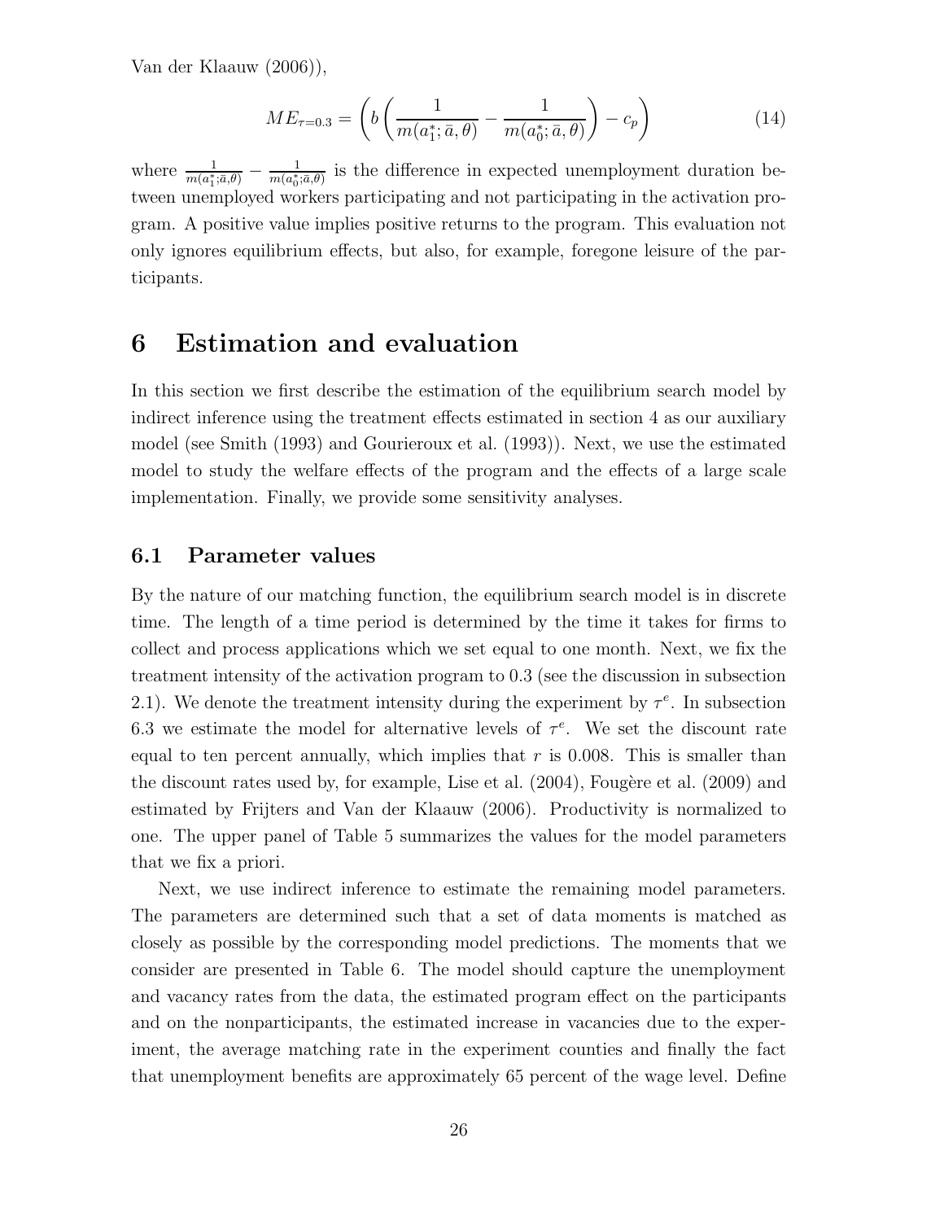Van der Klaauw (2006)),

$$ME_{\tau=0.3} = \left( b \left( \frac{1}{m(a_1^*; \bar{a}, \theta)} - \frac{1}{m(a_0^*; \bar{a}, \theta)} \right) - c_p \right) \tag{14}$$

where $\frac{1}{m(a_1^*;\bar{a},\theta)} - \frac{1}{m(a_0^*;\bar{a},\theta)}$ is the difference in expected unemployment duration between unemployed workers participating and not participating in the activation program. A positive value implies positive returns to the program. This evaluation not only ignores equilibrium effects, but also, for example, foregone leisure of the participants.

# 6 Estimation and evaluation

In this section we first describe the estimation of the equilibrium search model by indirect inference using the treatment effects estimated in section 4 as our auxiliary model (see Smith (1993) and Gourieroux et al. (1993)). Next, we use the estimated model to study the welfare effects of the program and the effects of a large scale implementation. Finally, we provide some sensitivity analyses.

## 6.1 Parameter values

By the nature of our matching function, the equilibrium search model is in discrete time. The length of a time period is determined by the time it takes for firms to collect and process applications which we set equal to one month. Next, we fix the treatment intensity of the activation program to 0.3 (see the discussion in subsection 2.1). We denote the treatment intensity during the experiment by $\tau^e$. In subsection 6.3 we estimate the model for alternative levels of $\tau^e$. We set the discount rate equal to ten percent annually, which implies that $r$ is 0.008. This is smaller than the discount rates used by, for example, Lise et al. (2004), Fougère et al. (2009) and estimated by Frijters and Van der Klaauw (2006). Productivity is normalized to one. The upper panel of Table 5 summarizes the values for the model parameters that we fix a priori.

Next, we use indirect inference to estimate the remaining model parameters. The parameters are determined such that a set of data moments is matched as closely as possible by the corresponding model predictions. The moments that we consider are presented in Table 6. The model should capture the unemployment and vacancy rates from the data, the estimated program effect on the participants and on the nonparticipants, the estimated increase in vacancies due to the experiment, the average matching rate in the experiment counties and finally the fact that unemployment benefits are approximately 65 percent of the wage level. Define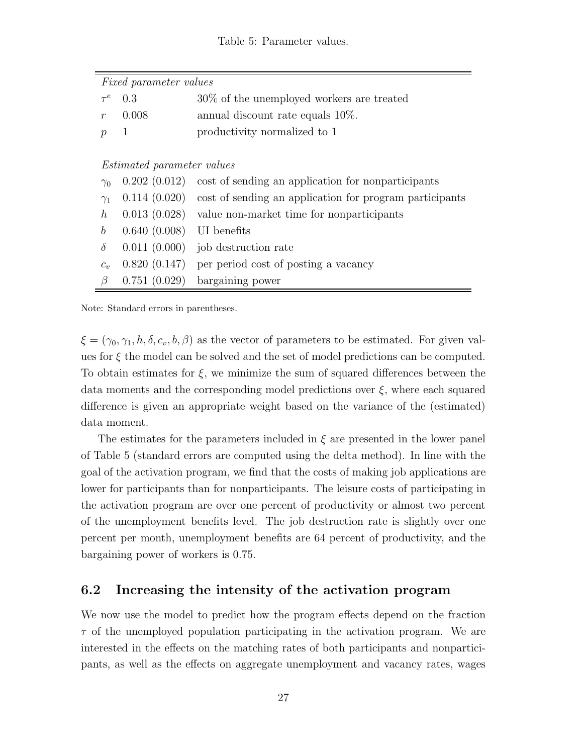Table 5: Parameter values.

| | | |
|---|---|---|
| *Fixed parameter values* | | |
| $\tau^e$ | 0.3 | 30% of the unemployed workers are treated |
| $r$ | 0.008 | annual discount rate equals 10%. |
| $p$ | 1 | productivity normalized to 1 |
| *Estimated parameter values* | | |
| $\gamma_0$ | 0.202 (0.012) | cost of sending an application for nonparticipants |
| $\gamma_1$ | 0.114 (0.020) | cost of sending an application for program participants |
| $h$ | 0.013 (0.028) | value non-market time for nonparticipants |
| $b$ | 0.640 (0.008) | UI benefits |
| $\delta$ | 0.011 (0.000) | job destruction rate |
| $c_v$ | 0.820 (0.147) | per period cost of posting a vacancy |
| $\beta$ | 0.751 (0.029) | bargaining power |

Note: Standard errors in parentheses.

$\xi = (\gamma_0, \gamma_1, h, \delta, c_v, b, \beta)$ as the vector of parameters to be estimated. For given values for $\xi$ the model can be solved and the set of model predictions can be computed. To obtain estimates for $\xi$, we minimize the sum of squared differences between the data moments and the corresponding model predictions over $\xi$, where each squared difference is given an appropriate weight based on the variance of the (estimated) data moment.

The estimates for the parameters included in $\xi$ are presented in the lower panel of Table 5 (standard errors are computed using the delta method). In line with the goal of the activation program, we find that the costs of making job applications are lower for participants than for nonparticipants. The leisure costs of participating in the activation program are over one percent of productivity or almost two percent of the unemployment benefits level. The job destruction rate is slightly over one percent per month, unemployment benefits are 64 percent of productivity, and the bargaining power of workers is 0.75.

## 6.2 Increasing the intensity of the activation program

We now use the model to predict how the program effects depend on the fraction $\tau$ of the unemployed population participating in the activation program. We are interested in the effects on the matching rates of both participants and nonparticipants, as well as the effects on aggregate unemployment and vacancy rates, wages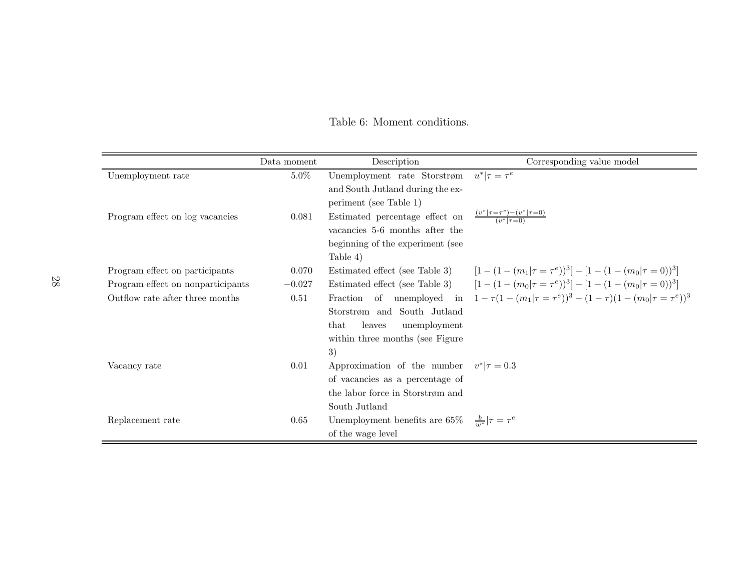Table 6: Moment conditions.

| | Data moment | Description | Corresponding value model |
|---|---|---|---|
| Unemployment rate | 5.0% | Unemployment rate Storstrøm and South Jutland during the experiment (see Table 1) | $u^*\vert\tau = \tau^e$ |
| Program effect on log vacancies | 0.081 | Estimated percentage effect on vacancies 5-6 months after the beginning of the experiment (see Table 4) | $\frac{(v^*\vert\tau=\tau^e)-(v^*\vert\tau=0)}{(v^*\vert\tau=0)}$ |
| Program effect on participants | 0.070 | Estimated effect (see Table 3) | $[1-(1-(m_1\vert\tau=\tau^e))^3]-[1-(1-(m_0\vert\tau=0))^3]$ |
| Program effect on nonparticipants | $-0.027$ | Estimated effect (see Table 3) | $[1-(1-(m_0\vert\tau=\tau^e))^3]-[1-(1-(m_0\vert\tau=0))^3]$ |
| Outflow rate after three months | 0.51 | Fraction of unemployed in Storstrøm and South Jutland that leaves unemployment within three months (see Figure 3) | $1-\tau(1-(m_1\vert\tau=\tau^e))^3-(1-\tau)(1-(m_0\vert\tau=\tau^e))^3$ |
| Vacancy rate | 0.01 | Approximation of the number of vacancies as a percentage of the labor force in Storstrøm and South Jutland | $v^*\vert\tau = 0.3$ |
| Replacement rate | 0.65 | Unemployment benefits are 65% of the wage level | $\frac{b}{w^*}\vert\tau = \tau^e$ |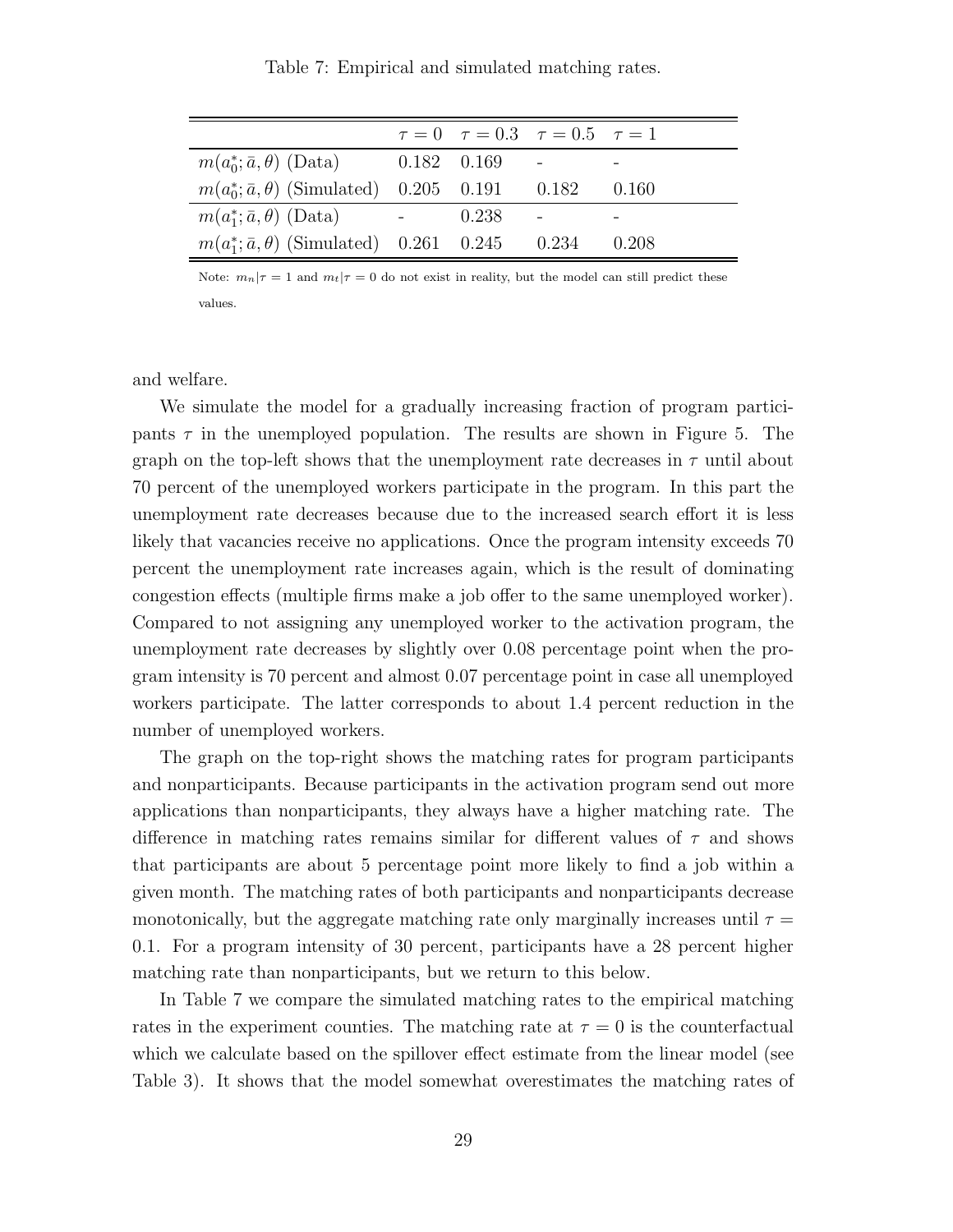Table 7: Empirical and simulated matching rates.

| | $\tau = 0$ | $\tau = 0.3$ | $\tau = 0.5$ | $\tau = 1$ |
|---|---|---|---|---|
| $m(a_0^*; \bar{a}, \theta)$ (Data) | 0.182 | 0.169 | - | - |
| $m(a_0^*; \bar{a}, \theta)$ (Simulated) | 0.205 | 0.191 | 0.182 | 0.160 |
| $m(a_1^*; \bar{a}, \theta)$ (Data) | - | 0.238 | - | - |
| $m(a_1^*; \bar{a}, \theta)$ (Simulated) | 0.261 | 0.245 | 0.234 | 0.208 |

Note: $m_n | \tau = 1$ and $m_t | \tau = 0$ do not exist in reality, but the model can still predict these values.

and welfare.

We simulate the model for a gradually increasing fraction of program participants $\tau$ in the unemployed population. The results are shown in Figure 5. The graph on the top-left shows that the unemployment rate decreases in $\tau$ until about 70 percent of the unemployed workers participate in the program. In this part the unemployment rate decreases because due to the increased search effort it is less likely that vacancies receive no applications. Once the program intensity exceeds 70 percent the unemployment rate increases again, which is the result of dominating congestion effects (multiple firms make a job offer to the same unemployed worker). Compared to not assigning any unemployed worker to the activation program, the unemployment rate decreases by slightly over 0.08 percentage point when the program intensity is 70 percent and almost 0.07 percentage point in case all unemployed workers participate. The latter corresponds to about 1.4 percent reduction in the number of unemployed workers.

The graph on the top-right shows the matching rates for program participants and nonparticipants. Because participants in the activation program send out more applications than nonparticipants, they always have a higher matching rate. The difference in matching rates remains similar for different values of $\tau$ and shows that participants are about 5 percentage point more likely to find a job within a given month. The matching rates of both participants and nonparticipants decrease monotonically, but the aggregate matching rate only marginally increases until $\tau = 0.1$. For a program intensity of 30 percent, participants have a 28 percent higher matching rate than nonparticipants, but we return to this below.

In Table 7 we compare the simulated matching rates to the empirical matching rates in the experiment counties. The matching rate at $\tau = 0$ is the counterfactual which we calculate based on the spillover effect estimate from the linear model (see Table 3). It shows that the model somewhat overestimates the matching rates of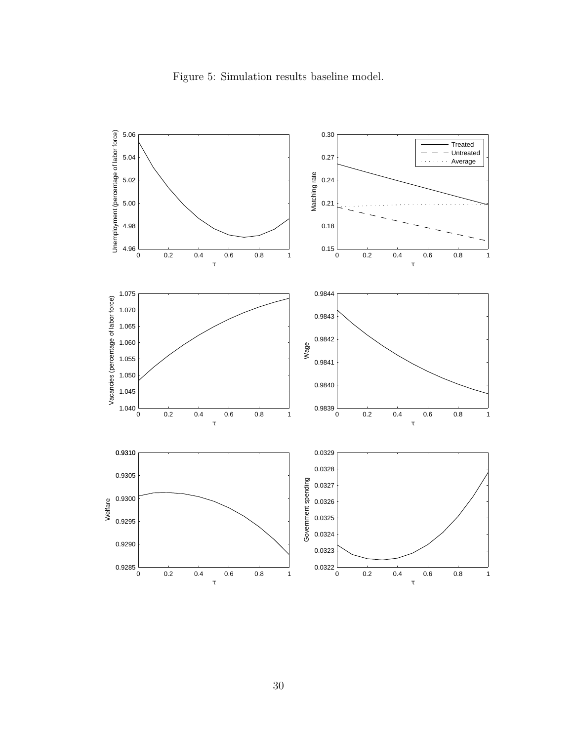Figure 5: Simulation results baseline model.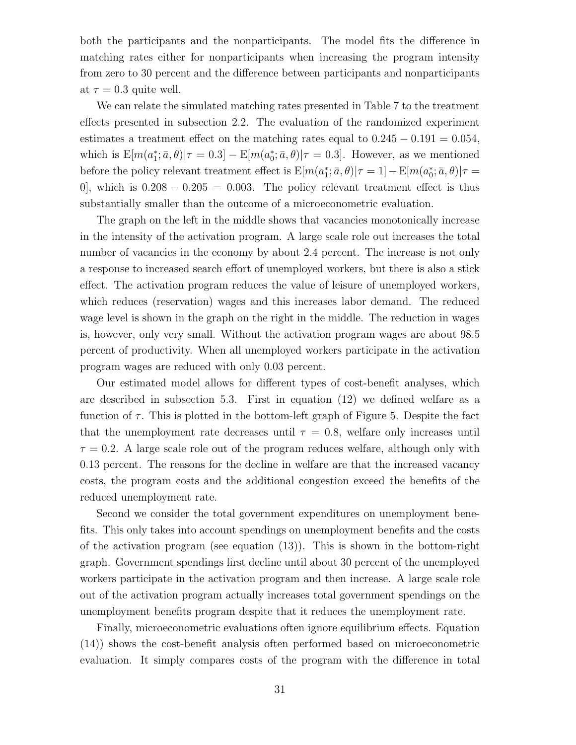both the participants and the nonparticipants. The model fits the difference in matching rates either for nonparticipants when increasing the program intensity from zero to 30 percent and the difference between participants and nonparticipants at $\tau = 0.3$ quite well.

We can relate the simulated matching rates presented in Table 7 to the treatment effects presented in subsection 2.2. The evaluation of the randomized experiment estimates a treatment effect on the matching rates equal to $0.245 - 0.191 = 0.054$, which is $\mathrm{E}[m(a_1^*; \bar{a}, \theta)|\tau = 0.3] - \mathrm{E}[m(a_0^*; \bar{a}, \theta)|\tau = 0.3]$. However, as we mentioned before the policy relevant treatment effect is $\mathrm{E}[m(a_1^*; \bar{a}, \theta)|\tau = 1] - \mathrm{E}[m(a_0^*; \bar{a}, \theta)|\tau = 0]$, which is $0.208 - 0.205 = 0.003$. The policy relevant treatment effect is thus substantially smaller than the outcome of a microeconometric evaluation.

The graph on the left in the middle shows that vacancies monotonically increase in the intensity of the activation program. A large scale role out increases the total number of vacancies in the economy by about 2.4 percent. The increase is not only a response to increased search effort of unemployed workers, but there is also a stick effect. The activation program reduces the value of leisure of unemployed workers, which reduces (reservation) wages and this increases labor demand. The reduced wage level is shown in the graph on the right in the middle. The reduction in wages is, however, only very small. Without the activation program wages are about 98.5 percent of productivity. When all unemployed workers participate in the activation program wages are reduced with only 0.03 percent.

Our estimated model allows for different types of cost-benefit analyses, which are described in subsection 5.3. First in equation (12) we defined welfare as a function of $\tau$. This is plotted in the bottom-left graph of Figure 5. Despite the fact that the unemployment rate decreases until $\tau = 0.8$, welfare only increases until $\tau = 0.2$. A large scale role out of the program reduces welfare, although only with 0.13 percent. The reasons for the decline in welfare are that the increased vacancy costs, the program costs and the additional congestion exceed the benefits of the reduced unemployment rate.

Second we consider the total government expenditures on unemployment benefits. This only takes into account spendings on unemployment benefits and the costs of the activation program (see equation (13)). This is shown in the bottom-right graph. Government spendings first decline until about 30 percent of the unemployed workers participate in the activation program and then increase. A large scale role out of the activation program actually increases total government spendings on the unemployment benefits program despite that it reduces the unemployment rate.

Finally, microeconometric evaluations often ignore equilibrium effects. Equation (14)) shows the cost-benefit analysis often performed based on microeconometric evaluation. It simply compares costs of the program with the difference in total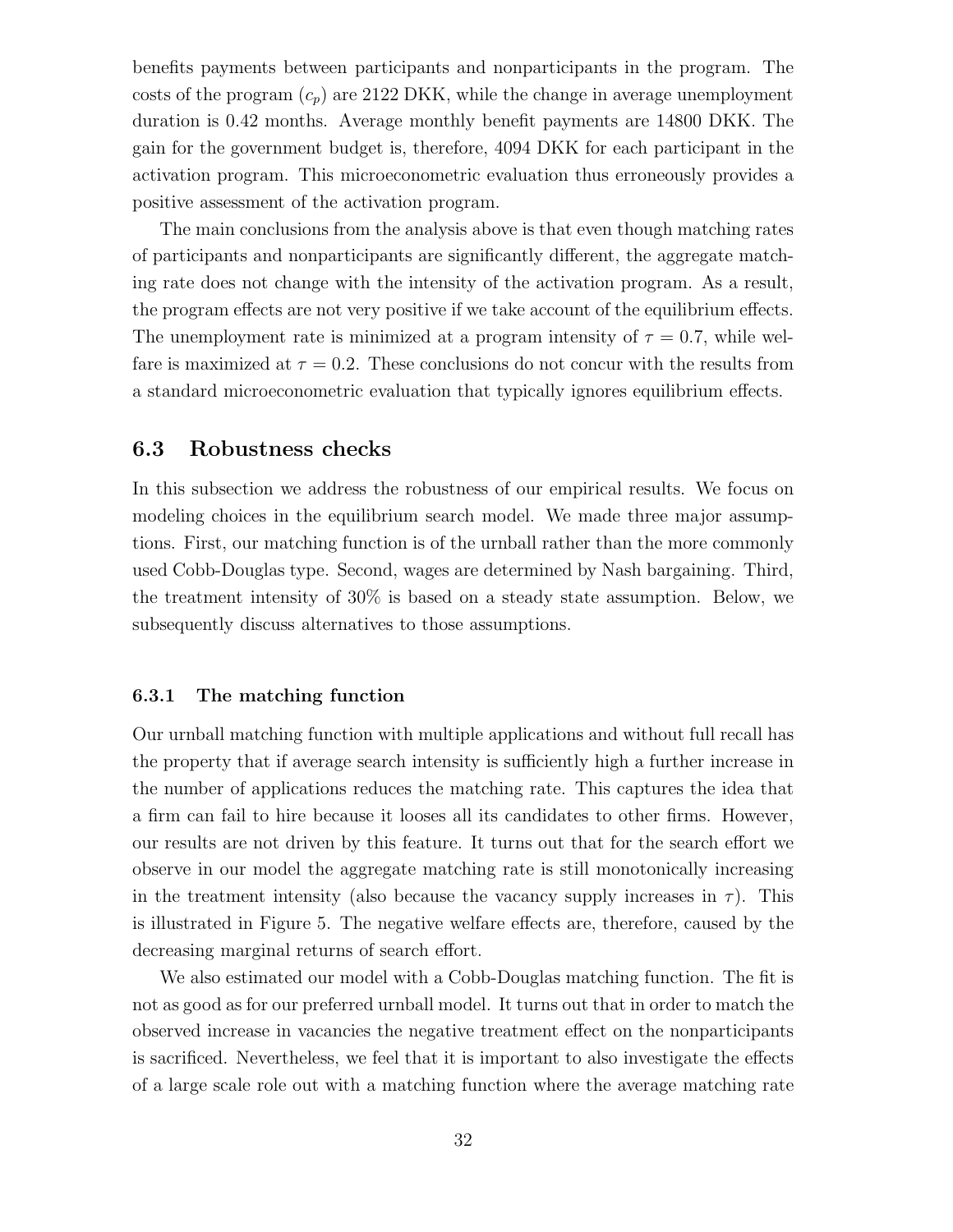benefits payments between participants and nonparticipants in the program. The costs of the program ($c_p$) are 2122 DKK, while the change in average unemployment duration is 0.42 months. Average monthly benefit payments are 14800 DKK. The gain for the government budget is, therefore, 4094 DKK for each participant in the activation program. This microeconometric evaluation thus erroneously provides a positive assessment of the activation program.

The main conclusions from the analysis above is that even though matching rates of participants and nonparticipants are significantly different, the aggregate matching rate does not change with the intensity of the activation program. As a result, the program effects are not very positive if we take account of the equilibrium effects. The unemployment rate is minimized at a program intensity of $\tau = 0.7$, while welfare is maximized at $\tau = 0.2$. These conclusions do not concur with the results from a standard microeconometric evaluation that typically ignores equilibrium effects.

## 6.3 Robustness checks

In this subsection we address the robustness of our empirical results. We focus on modeling choices in the equilibrium search model. We made three major assumptions. First, our matching function is of the urnball rather than the more commonly used Cobb-Douglas type. Second, wages are determined by Nash bargaining. Third, the treatment intensity of 30% is based on a steady state assumption. Below, we subsequently discuss alternatives to those assumptions.

### 6.3.1 The matching function

Our urnball matching function with multiple applications and without full recall has the property that if average search intensity is sufficiently high a further increase in the number of applications reduces the matching rate. This captures the idea that a firm can fail to hire because it looses all its candidates to other firms. However, our results are not driven by this feature. It turns out that for the search effort we observe in our model the aggregate matching rate is still monotonically increasing in the treatment intensity (also because the vacancy supply increases in $\tau$). This is illustrated in Figure 5. The negative welfare effects are, therefore, caused by the decreasing marginal returns of search effort.

We also estimated our model with a Cobb-Douglas matching function. The fit is not as good as for our preferred urnball model. It turns out that in order to match the observed increase in vacancies the negative treatment effect on the nonparticipants is sacrificed. Nevertheless, we feel that it is important to also investigate the effects of a large scale role out with a matching function where the average matching rate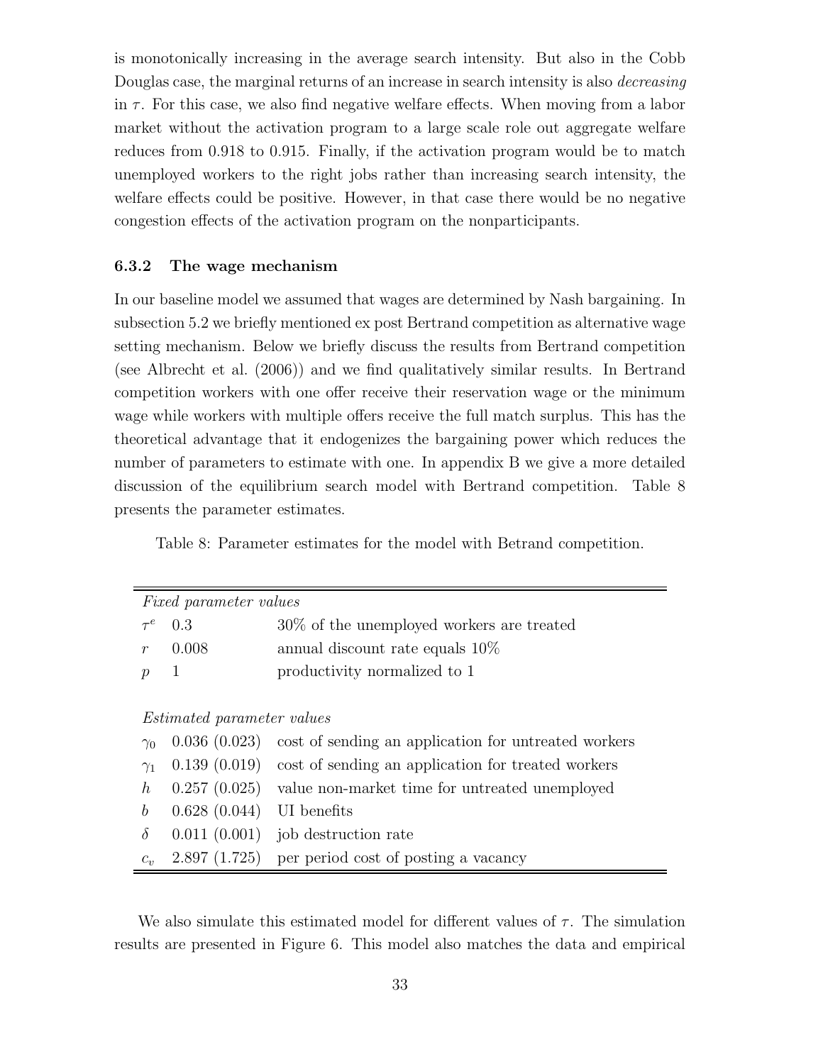is monotonically increasing in the average search intensity. But also in the Cobb Douglas case, the marginal returns of an increase in search intensity is also *decreasing* in $\tau$. For this case, we also find negative welfare effects. When moving from a labor market without the activation program to a large scale role out aggregate welfare reduces from 0.918 to 0.915. Finally, if the activation program would be to match unemployed workers to the right jobs rather than increasing search intensity, the welfare effects could be positive. However, in that case there would be no negative congestion effects of the activation program on the nonparticipants.

### 6.3.2 The wage mechanism

In our baseline model we assumed that wages are determined by Nash bargaining. In subsection 5.2 we briefly mentioned ex post Bertrand competition as alternative wage setting mechanism. Below we briefly discuss the results from Bertrand competition (see Albrecht et al. (2006)) and we find qualitatively similar results. In Bertrand competition workers with one offer receive their reservation wage or the minimum wage while workers with multiple offers receive the full match surplus. This has the theoretical advantage that it endogenizes the bargaining power which reduces the number of parameters to estimate with one. In appendix B we give a more detailed discussion of the equilibrium search model with Bertrand competition. Table 8 presents the parameter estimates.

Table 8: Parameter estimates for the model with Betrand competition.

| | | |
|---|---|---|
| *Fixed parameter values* | | |
| $\tau^e$ | 0.3 | 30% of the unemployed workers are treated |
| $r$ | 0.008 | annual discount rate equals 10% |
| $p$ | 1 | productivity normalized to 1 |
| | | |
| *Estimated parameter values* | | |
| $\gamma_0$ | 0.036 (0.023) | cost of sending an application for untreated workers |
| $\gamma_1$ | 0.139 (0.019) | cost of sending an application for treated workers |
| $h$ | 0.257 (0.025) | value non-market time for untreated unemployed |
| $b$ | 0.628 (0.044) | UI benefits |
| $\delta$ | 0.011 (0.001) | job destruction rate |
| $c_v$ | 2.897 (1.725) | per period cost of posting a vacancy |

We also simulate this estimated model for different values of $\tau$. The simulation results are presented in Figure 6. This model also matches the data and empirical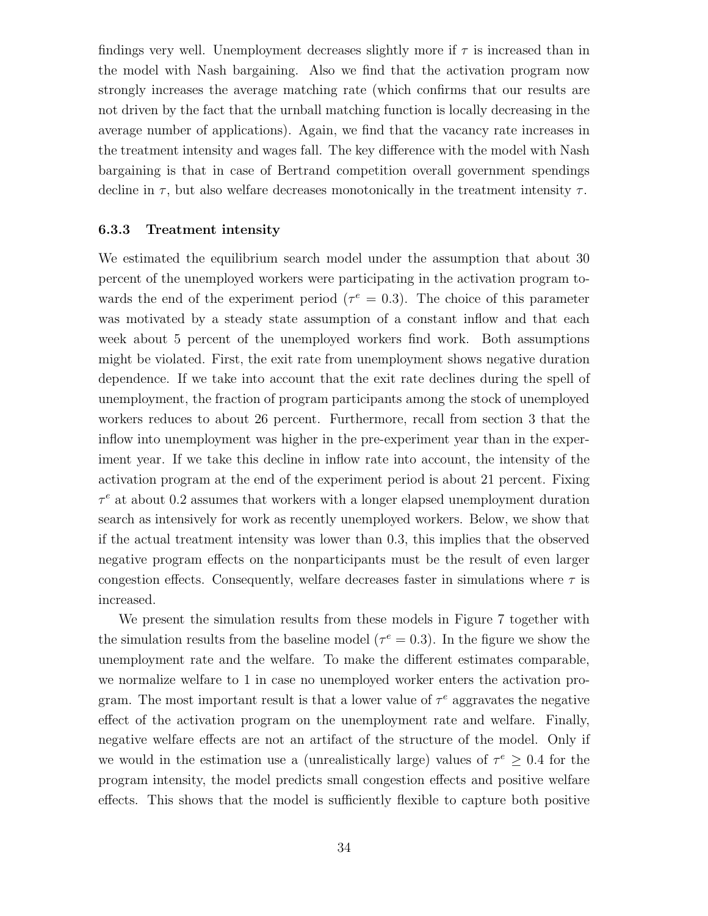findings very well. Unemployment decreases slightly more if $\tau$ is increased than in the model with Nash bargaining. Also we find that the activation program now strongly increases the average matching rate (which confirms that our results are not driven by the fact that the urnball matching function is locally decreasing in the average number of applications). Again, we find that the vacancy rate increases in the treatment intensity and wages fall. The key difference with the model with Nash bargaining is that in case of Bertrand competition overall government spendings decline in $\tau$, but also welfare decreases monotonically in the treatment intensity $\tau$.

### 6.3.3 Treatment intensity

We estimated the equilibrium search model under the assumption that about 30 percent of the unemployed workers were participating in the activation program towards the end of the experiment period ($\tau^e = 0.3$). The choice of this parameter was motivated by a steady state assumption of a constant inflow and that each week about 5 percent of the unemployed workers find work. Both assumptions might be violated. First, the exit rate from unemployment shows negative duration dependence. If we take into account that the exit rate declines during the spell of unemployment, the fraction of program participants among the stock of unemployed workers reduces to about 26 percent. Furthermore, recall from section 3 that the inflow into unemployment was higher in the pre-experiment year than in the experiment year. If we take this decline in inflow rate into account, the intensity of the activation program at the end of the experiment period is about 21 percent. Fixing $\tau^e$ at about 0.2 assumes that workers with a longer elapsed unemployment duration search as intensively for work as recently unemployed workers. Below, we show that if the actual treatment intensity was lower than 0.3, this implies that the observed negative program effects on the nonparticipants must be the result of even larger congestion effects. Consequently, welfare decreases faster in simulations where $\tau$ is increased.

We present the simulation results from these models in Figure 7 together with the simulation results from the baseline model ($\tau^e = 0.3$). In the figure we show the unemployment rate and the welfare. To make the different estimates comparable, we normalize welfare to 1 in case no unemployed worker enters the activation program. The most important result is that a lower value of $\tau^e$ aggravates the negative effect of the activation program on the unemployment rate and welfare. Finally, negative welfare effects are not an artifact of the structure of the model. Only if we would in the estimation use a (unrealistically large) values of $\tau^e \geq 0.4$ for the program intensity, the model predicts small congestion effects and positive welfare effects. This shows that the model is sufficiently flexible to capture both positive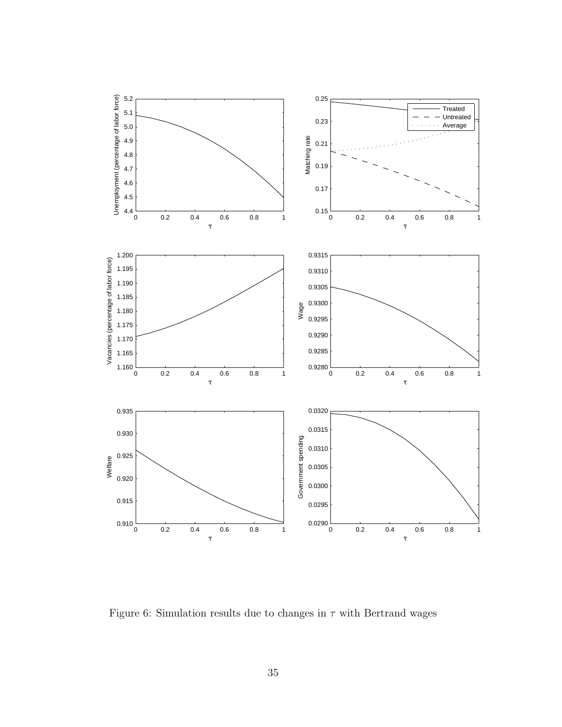Figure 6: Simulation results due to changes in $\tau$ with Bertrand wages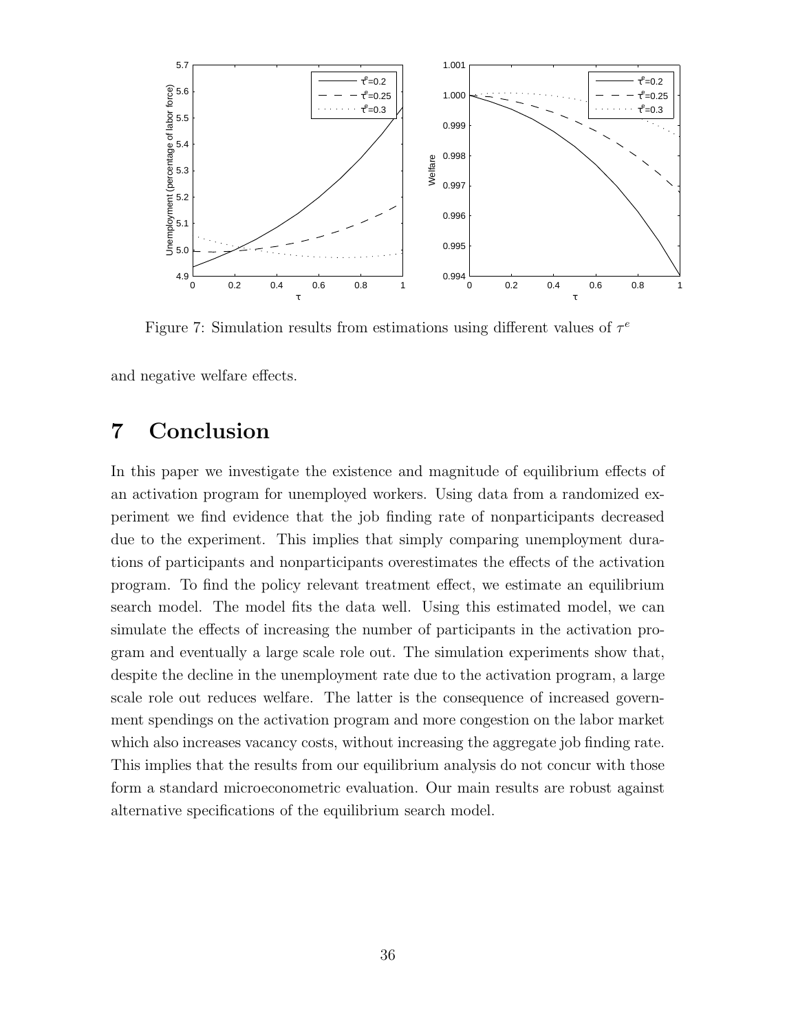Figure 7: Simulation results from estimations using different values of $\tau^e$

and negative welfare effects.

# 7 Conclusion

In this paper we investigate the existence and magnitude of equilibrium effects of an activation program for unemployed workers. Using data from a randomized experiment we find evidence that the job finding rate of nonparticipants decreased due to the experiment. This implies that simply comparing unemployment durations of participants and nonparticipants overestimates the effects of the activation program. To find the policy relevant treatment effect, we estimate an equilibrium search model. The model fits the data well. Using this estimated model, we can simulate the effects of increasing the number of participants in the activation program and eventually a large scale role out. The simulation experiments show that, despite the decline in the unemployment rate due to the activation program, a large scale role out reduces welfare. The latter is the consequence of increased government spendings on the activation program and more congestion on the labor market which also increases vacancy costs, without increasing the aggregate job finding rate. This implies that the results from our equilibrium analysis do not concur with those form a standard microeconometric evaluation. Our main results are robust against alternative specifications of the equilibrium search model.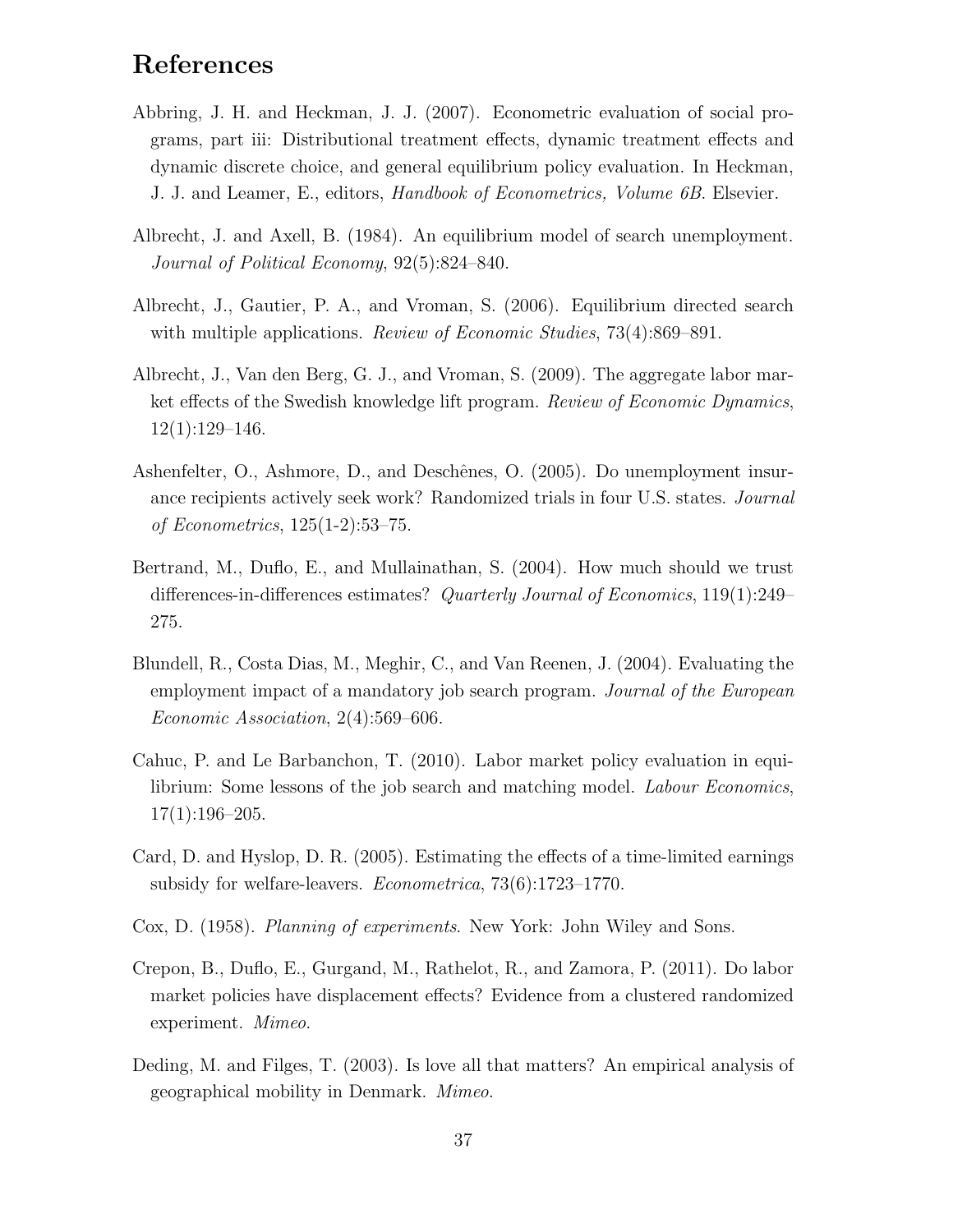# References

Abbring, J. H. and Heckman, J. J. (2007). Econometric evaluation of social programs, part iii: Distributional treatment effects, dynamic treatment effects and dynamic discrete choice, and general equilibrium policy evaluation. In Heckman, J. J. and Leamer, E., editors, *Handbook of Econometrics, Volume 6B*. Elsevier.

Albrecht, J. and Axell, B. (1984). An equilibrium model of search unemployment. *Journal of Political Economy*, 92(5):824–840.

Albrecht, J., Gautier, P. A., and Vroman, S. (2006). Equilibrium directed search with multiple applications. *Review of Economic Studies*, 73(4):869–891.

Albrecht, J., Van den Berg, G. J., and Vroman, S. (2009). The aggregate labor market effects of the Swedish knowledge lift program. *Review of Economic Dynamics*, 12(1):129–146.

Ashenfelter, O., Ashmore, D., and Deschênes, O. (2005). Do unemployment insurance recipients actively seek work? Randomized trials in four U.S. states. *Journal of Econometrics*, 125(1-2):53–75.

Bertrand, M., Duflo, E., and Mullainathan, S. (2004). How much should we trust differences-in-differences estimates? *Quarterly Journal of Economics*, 119(1):249–275.

Blundell, R., Costa Dias, M., Meghir, C., and Van Reenen, J. (2004). Evaluating the employment impact of a mandatory job search program. *Journal of the European Economic Association*, 2(4):569–606.

Cahuc, P. and Le Barbanchon, T. (2010). Labor market policy evaluation in equilibrium: Some lessons of the job search and matching model. *Labour Economics*, 17(1):196–205.

Card, D. and Hyslop, D. R. (2005). Estimating the effects of a time-limited earnings subsidy for welfare-leavers. *Econometrica*, 73(6):1723–1770.

Cox, D. (1958). *Planning of experiments*. New York: John Wiley and Sons.

Crepon, B., Duflo, E., Gurgand, M., Rathelot, R., and Zamora, P. (2011). Do labor market policies have displacement effects? Evidence from a clustered randomized experiment. *Mimeo*.

Deding, M. and Filges, T. (2003). Is love all that matters? An empirical analysis of geographical mobility in Denmark. *Mimeo*.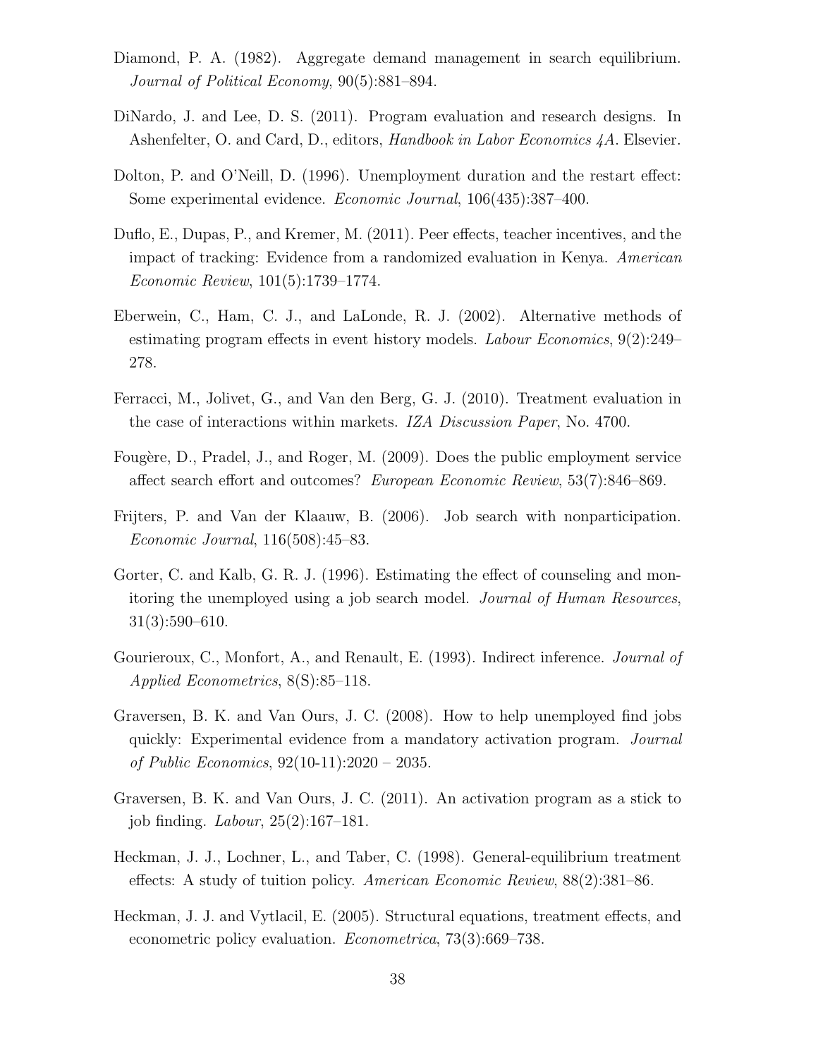Diamond, P. A. (1982). Aggregate demand management in search equilibrium. *Journal of Political Economy*, 90(5):881–894.

DiNardo, J. and Lee, D. S. (2011). Program evaluation and research designs. In Ashenfelter, O. and Card, D., editors, *Handbook in Labor Economics 4A*. Elsevier.

Dolton, P. and O'Neill, D. (1996). Unemployment duration and the restart effect: Some experimental evidence. *Economic Journal*, 106(435):387–400.

Duflo, E., Dupas, P., and Kremer, M. (2011). Peer effects, teacher incentives, and the impact of tracking: Evidence from a randomized evaluation in Kenya. *American Economic Review*, 101(5):1739–1774.

Eberwein, C., Ham, C. J., and LaLonde, R. J. (2002). Alternative methods of estimating program effects in event history models. *Labour Economics*, 9(2):249–278.

Ferracci, M., Jolivet, G., and Van den Berg, G. J. (2010). Treatment evaluation in the case of interactions within markets. *IZA Discussion Paper*, No. 4700.

Fougère, D., Pradel, J., and Roger, M. (2009). Does the public employment service affect search effort and outcomes? *European Economic Review*, 53(7):846–869.

Frijters, P. and Van der Klaauw, B. (2006). Job search with nonparticipation. *Economic Journal*, 116(508):45–83.

Gorter, C. and Kalb, G. R. J. (1996). Estimating the effect of counseling and monitoring the unemployed using a job search model. *Journal of Human Resources*, 31(3):590–610.

Gourieroux, C., Monfort, A., and Renault, E. (1993). Indirect inference. *Journal of Applied Econometrics*, 8(S):85–118.

Graversen, B. K. and Van Ours, J. C. (2008). How to help unemployed find jobs quickly: Experimental evidence from a mandatory activation program. *Journal of Public Economics*, 92(10-11):2020 – 2035.

Graversen, B. K. and Van Ours, J. C. (2011). An activation program as a stick to job finding. *Labour*, 25(2):167–181.

Heckman, J. J., Lochner, L., and Taber, C. (1998). General-equilibrium treatment effects: A study of tuition policy. *American Economic Review*, 88(2):381–86.

Heckman, J. J. and Vytlacil, E. (2005). Structural equations, treatment effects, and econometric policy evaluation. *Econometrica*, 73(3):669–738.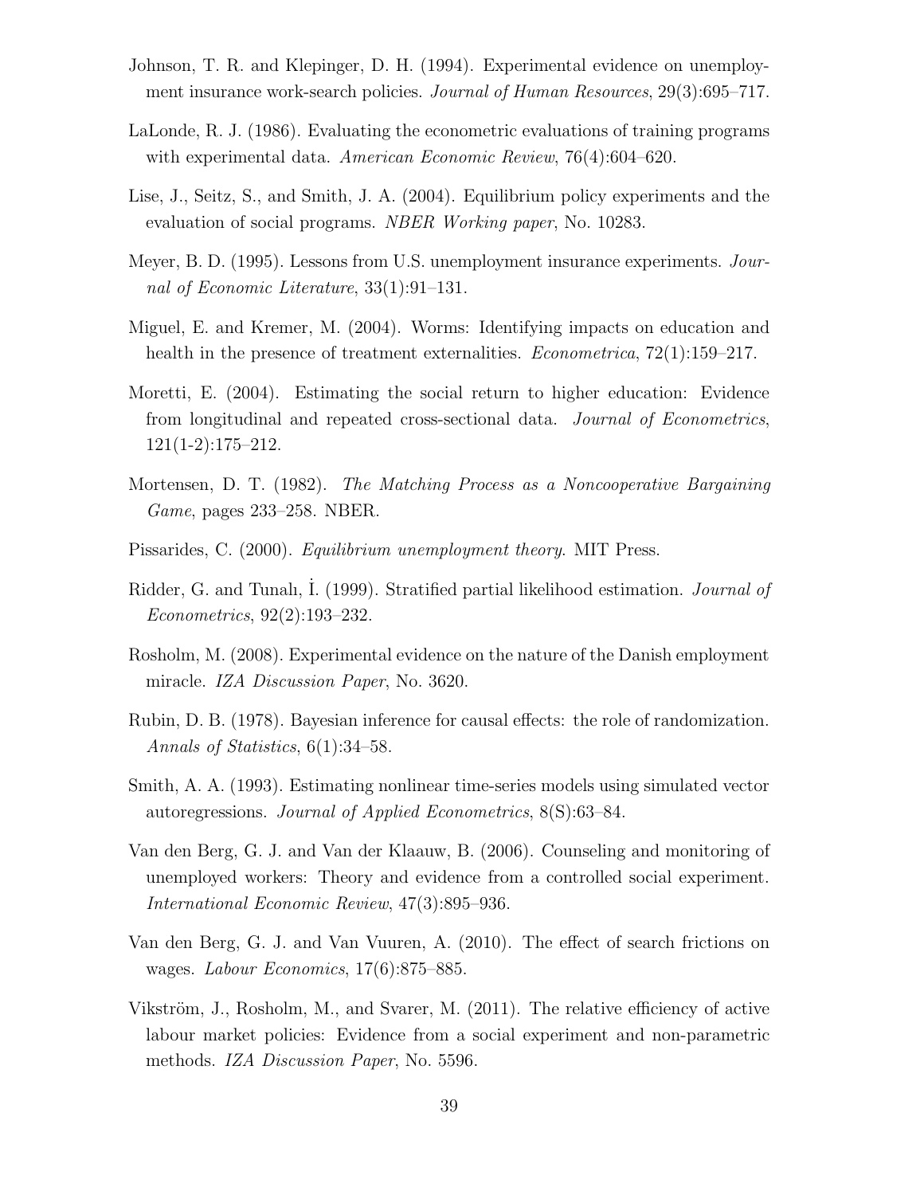Johnson, T. R. and Klepinger, D. H. (1994). Experimental evidence on unemployment insurance work-search policies. *Journal of Human Resources*, 29(3):695–717.

LaLonde, R. J. (1986). Evaluating the econometric evaluations of training programs with experimental data. *American Economic Review*, 76(4):604–620.

Lise, J., Seitz, S., and Smith, J. A. (2004). Equilibrium policy experiments and the evaluation of social programs. *NBER Working paper*, No. 10283.

Meyer, B. D. (1995). Lessons from U.S. unemployment insurance experiments. *Journal of Economic Literature*, 33(1):91–131.

Miguel, E. and Kremer, M. (2004). Worms: Identifying impacts on education and health in the presence of treatment externalities. *Econometrica*, 72(1):159–217.

Moretti, E. (2004). Estimating the social return to higher education: Evidence from longitudinal and repeated cross-sectional data. *Journal of Econometrics*, 121(1-2):175–212.

Mortensen, D. T. (1982). *The Matching Process as a Noncooperative Bargaining Game*, pages 233–258. NBER.

Pissarides, C. (2000). *Equilibrium unemployment theory*. MIT Press.

Ridder, G. and Tunalı, İ. (1999). Stratified partial likelihood estimation. *Journal of Econometrics*, 92(2):193–232.

Rosholm, M. (2008). Experimental evidence on the nature of the Danish employment miracle. *IZA Discussion Paper*, No. 3620.

Rubin, D. B. (1978). Bayesian inference for causal effects: the role of randomization. *Annals of Statistics*, 6(1):34–58.

Smith, A. A. (1993). Estimating nonlinear time-series models using simulated vector autoregressions. *Journal of Applied Econometrics*, 8(S):63–84.

Van den Berg, G. J. and Van der Klaauw, B. (2006). Counseling and monitoring of unemployed workers: Theory and evidence from a controlled social experiment. *International Economic Review*, 47(3):895–936.

Van den Berg, G. J. and Van Vuuren, A. (2010). The effect of search frictions on wages. *Labour Economics*, 17(6):875–885.

Vikström, J., Rosholm, M., and Svarer, M. (2011). The relative efficiency of active labour market policies: Evidence from a social experiment and non-parametric methods. *IZA Discussion Paper*, No. 5596.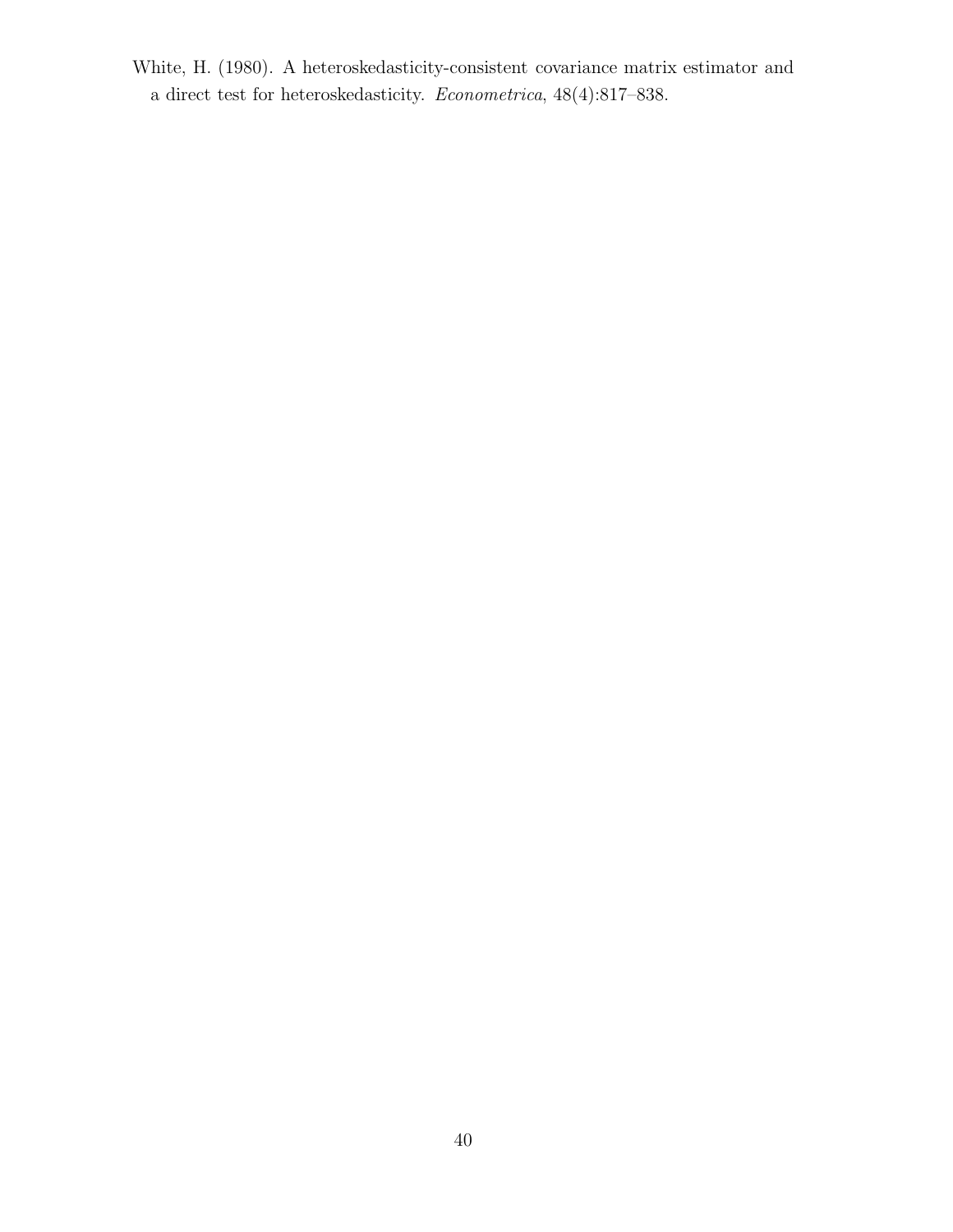White, H. (1980). A heteroskedasticity-consistent covariance matrix estimator and a direct test for heteroskedasticity. *Econometrica*, 48(4):817–838.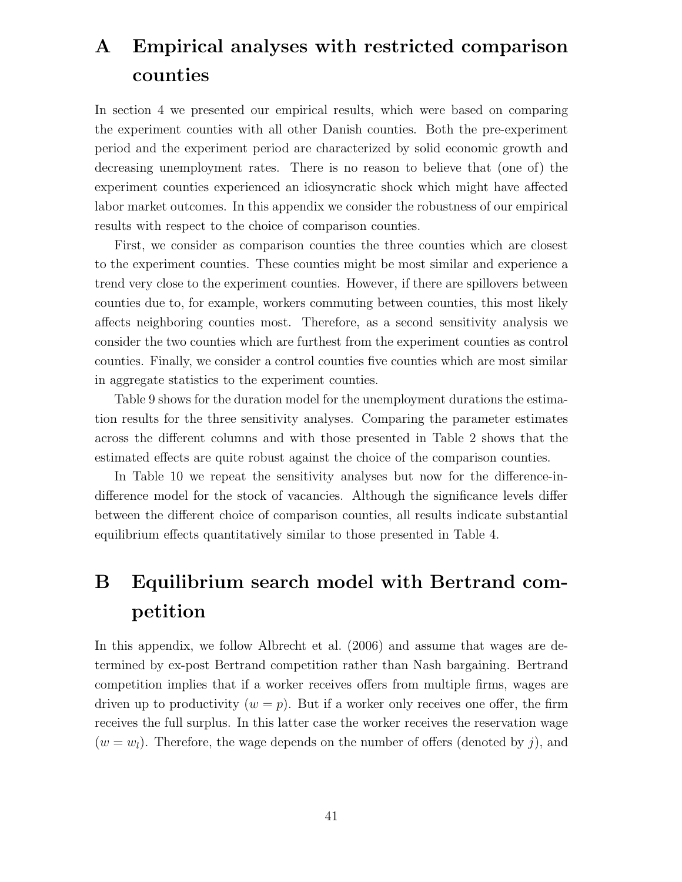# A Empirical analyses with restricted comparison counties

In section 4 we presented our empirical results, which were based on comparing the experiment counties with all other Danish counties. Both the pre-experiment period and the experiment period are characterized by solid economic growth and decreasing unemployment rates. There is no reason to believe that (one of) the experiment counties experienced an idiosyncratic shock which might have affected labor market outcomes. In this appendix we consider the robustness of our empirical results with respect to the choice of comparison counties.

First, we consider as comparison counties the three counties which are closest to the experiment counties. These counties might be most similar and experience a trend very close to the experiment counties. However, if there are spillovers between counties due to, for example, workers commuting between counties, this most likely affects neighboring counties most. Therefore, as a second sensitivity analysis we consider the two counties which are furthest from the experiment counties as control counties. Finally, we consider a control counties five counties which are most similar in aggregate statistics to the experiment counties.

Table 9 shows for the duration model for the unemployment durations the estimation results for the three sensitivity analyses. Comparing the parameter estimates across the different columns and with those presented in Table 2 shows that the estimated effects are quite robust against the choice of the comparison counties.

In Table 10 we repeat the sensitivity analyses but now for the difference-in-difference model for the stock of vacancies. Although the significance levels differ between the different choice of comparison counties, all results indicate substantial equilibrium effects quantitatively similar to those presented in Table 4.

# B Equilibrium search model with Bertrand competition

In this appendix, we follow Albrecht et al. (2006) and assume that wages are determined by ex-post Bertrand competition rather than Nash bargaining. Bertrand competition implies that if a worker receives offers from multiple firms, wages are driven up to productivity ($w = p$). But if a worker only receives one offer, the firm receives the full surplus. In this latter case the worker receives the reservation wage ($w = w_l$). Therefore, the wage depends on the number of offers (denoted by $j$), and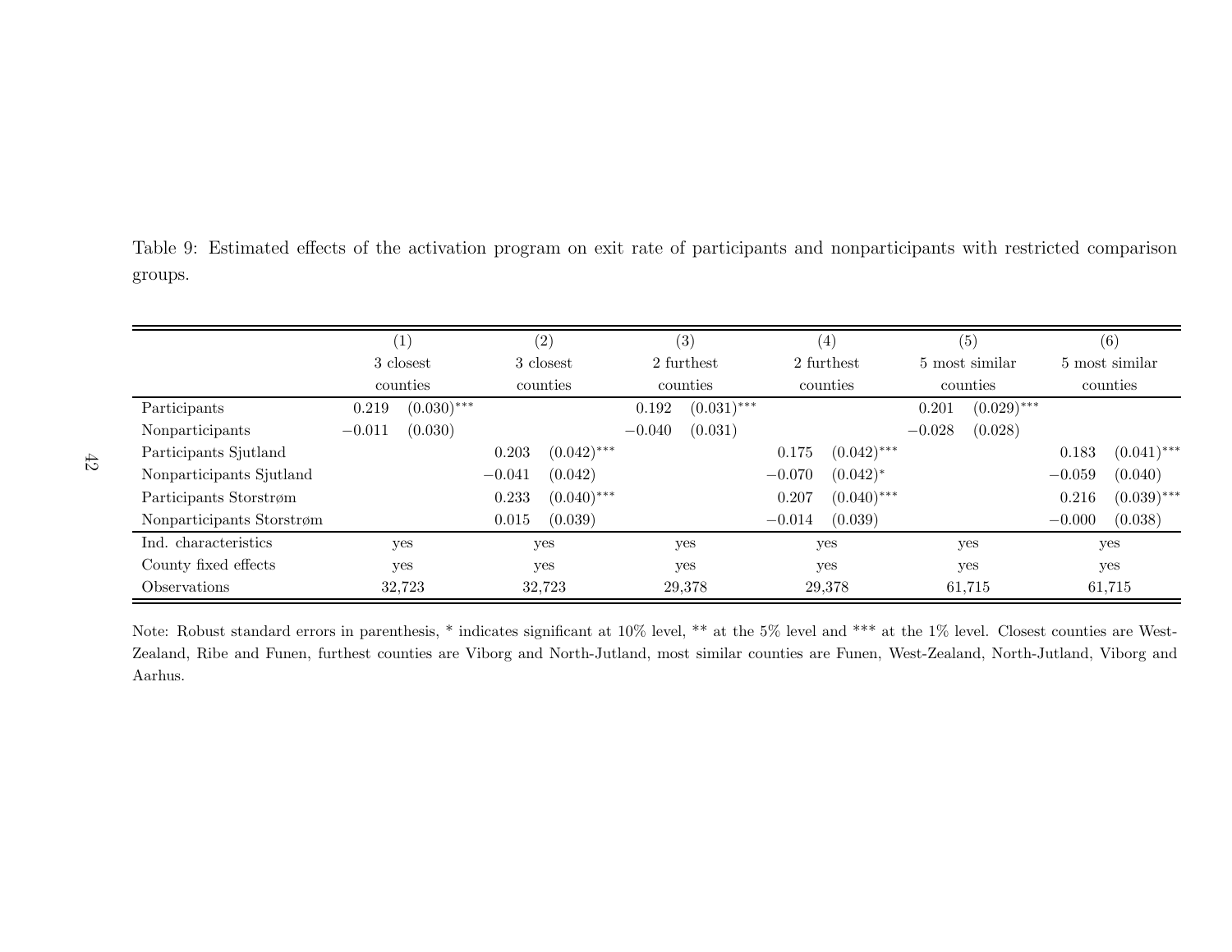Table 9: Estimated effects of the activation program on exit rate of participants and nonparticipants with restricted comparison groups.

| | (1) | (2) | (3) | (4) | (5) | (6) |
|---|---|---|---|---|---|---|
| | 3 closest counties | 3 closest counties | 2 furthest counties | 2 furthest counties | 5 most similar counties | 5 most similar counties |
| Participants | 0.219 (0.030)*** | | 0.192 (0.031)*** | | 0.201 (0.029)*** | |
| Nonparticipants | −0.011 (0.030) | | −0.040 (0.031) | | −0.028 (0.028) | |
| Participants Sjutland | | 0.203 (0.042)*** | | 0.175 (0.042)*** | | 0.183 (0.041)*** |
| Nonparticipants Sjutland | | −0.041 (0.042) | | −0.070 (0.042)* | | −0.059 (0.040) |
| Participants Storstrøm | | 0.233 (0.040)*** | | 0.207 (0.040)*** | | 0.216 (0.039)*** |
| Nonparticipants Storstrøm | | 0.015 (0.039) | | −0.014 (0.039) | | −0.000 (0.038) |
| Ind. characteristics | yes | yes | yes | yes | yes | yes |
| County fixed effects | yes | yes | yes | yes | yes | yes |
| Observations | 32,723 | 32,723 | 29,378 | 29,378 | 61,715 | 61,715 |

Note: Robust standard errors in parenthesis, * indicates significant at 10% level, ** at the 5% level and *** at the 1% level. Closest counties are West-Zealand, Ribe and Funen, furthest counties are Viborg and North-Jutland, most similar counties are Funen, West-Zealand, North-Jutland, Viborg and Aarhus.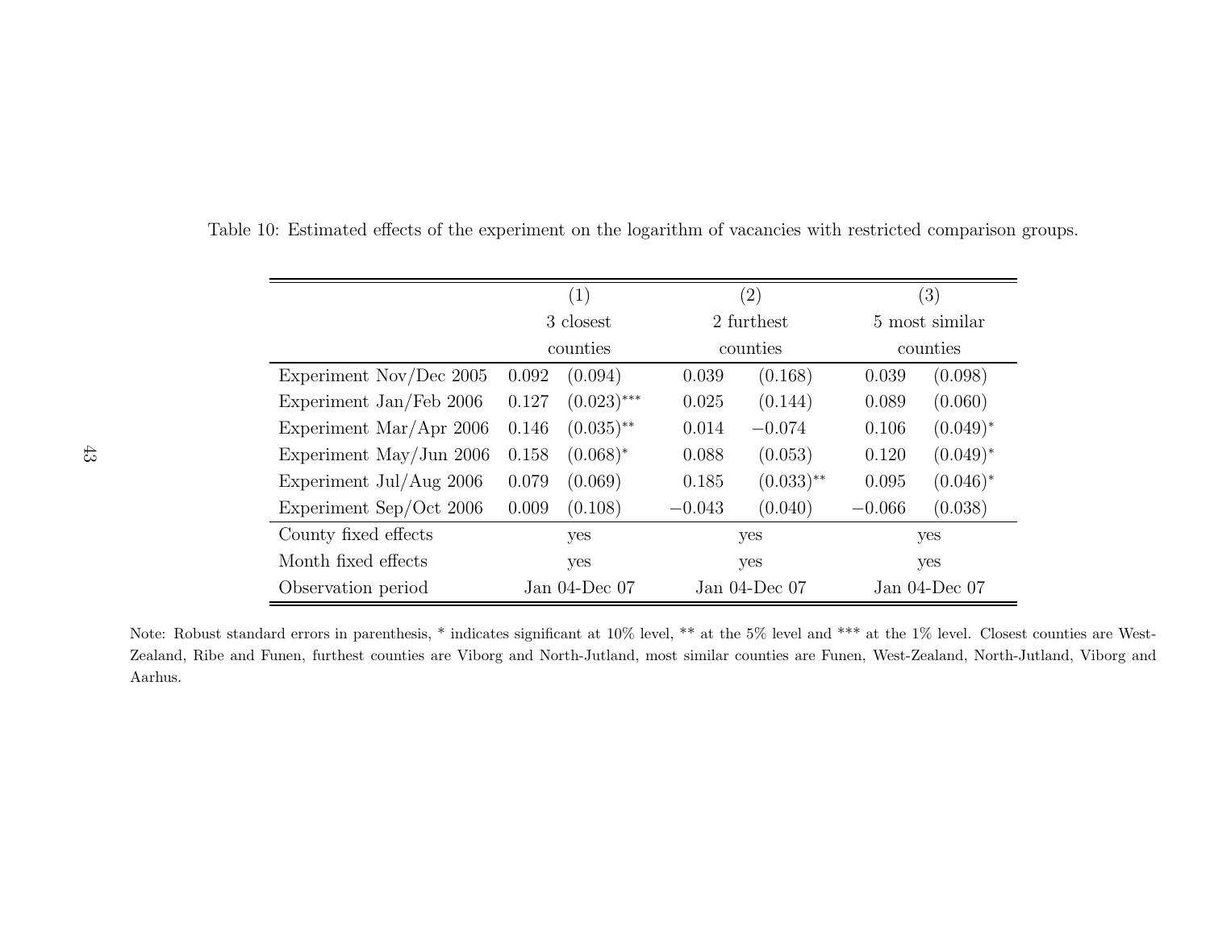Table 10: Estimated effects of the experiment on the logarithm of vacancies with restricted comparison groups.

| | (1) | | (2) | | (3) | |
|---|---|---|---|---|---|---|
| | 3 closest counties | | 2 furthest counties | | 5 most similar counties | |
| Experiment Nov/Dec 2005 | 0.092 | (0.094) | 0.039 | (0.168) | 0.039 | (0.098) |
| Experiment Jan/Feb 2006 | 0.127 | (0.023)*** | 0.025 | (0.144) | 0.089 | (0.060) |
| Experiment Mar/Apr 2006 | 0.146 | (0.035)** | 0.014 | −0.074 | 0.106 | (0.049)* |
| Experiment May/Jun 2006 | 0.158 | (0.068)* | 0.088 | (0.053) | 0.120 | (0.049)* |
| Experiment Jul/Aug 2006 | 0.079 | (0.069) | 0.185 | (0.033)** | 0.095 | (0.046)* |
| Experiment Sep/Oct 2006 | 0.009 | (0.108) | −0.043 | (0.040) | −0.066 | (0.038) |
| County fixed effects | yes | | yes | | yes | |
| Month fixed effects | yes | | yes | | yes | |
| Observation period | Jan 04-Dec 07 | | Jan 04-Dec 07 | | Jan 04-Dec 07 | |

Note: Robust standard errors in parenthesis, * indicates significant at 10% level, ** at the 5% level and *** at the 1% level. Closest counties are West-Zealand, Ribe and Funen, furthest counties are Viborg and North-Jutland, most similar counties are Funen, West-Zealand, North-Jutland, Viborg and Aarhus.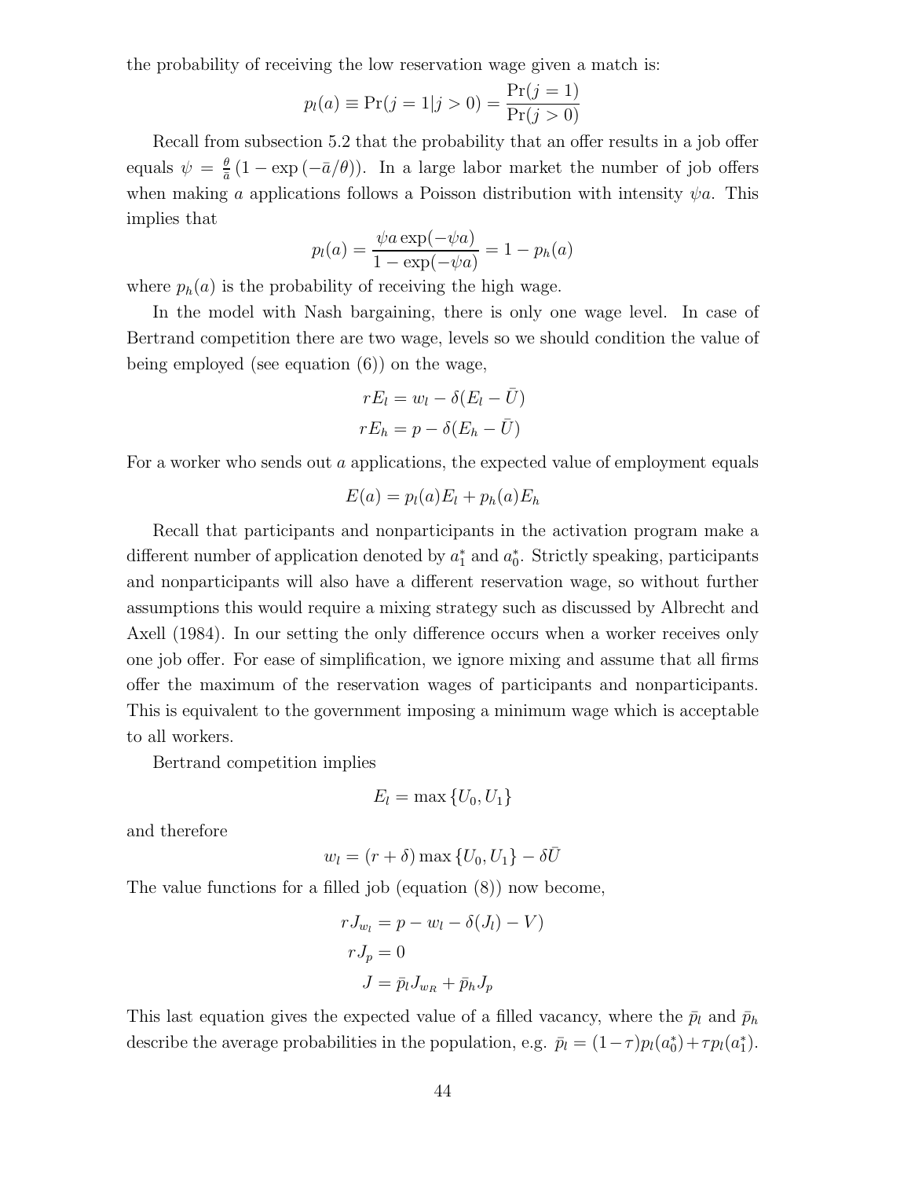the probability of receiving the low reservation wage given a match is:

$$p_l(a) \equiv \Pr(j = 1 | j > 0) = \frac{\Pr(j = 1)}{\Pr(j > 0)}$$

Recall from subsection 5.2 that the probability that an offer results in a job offer equals $\psi = \frac{\theta}{\bar{a}}(1 - \exp(-\bar{a}/\theta))$. In a large labor market the number of job offers when making $a$ applications follows a Poisson distribution with intensity $\psi a$. This implies that

$$p_l(a) = \frac{\psi a \exp(-\psi a)}{1 - \exp(-\psi a)} = 1 - p_h(a)$$

where $p_h(a)$ is the probability of receiving the high wage.

In the model with Nash bargaining, there is only one wage level. In case of Bertrand competition there are two wage, levels so we should condition the value of being employed (see equation (6)) on the wage,

$$rE_l = w_l - \delta(E_l - \bar{U})$$
$$rE_h = p - \delta(E_h - \bar{U})$$

For a worker who sends out $a$ applications, the expected value of employment equals

$$E(a) = p_l(a)E_l + p_h(a)E_h$$

Recall that participants and nonparticipants in the activation program make a different number of application denoted by $a_1^*$ and $a_0^*$. Strictly speaking, participants and nonparticipants will also have a different reservation wage, so without further assumptions this would require a mixing strategy such as discussed by Albrecht and Axell (1984). In our setting the only difference occurs when a worker receives only one job offer. For ease of simplification, we ignore mixing and assume that all firms offer the maximum of the reservation wages of participants and nonparticipants. This is equivalent to the government imposing a minimum wage which is acceptable to all workers.

Bertrand competition implies

$$E_l = \max\{U_0, U_1\}$$

and therefore

$$w_l = (r + \delta)\max\{U_0, U_1\} - \delta\bar{U}$$

The value functions for a filled job (equation (8)) now become,

$$rJ_{w_l} = p - w_l - \delta(J_l) - V)$$
$$rJ_p = 0$$
$$J = \bar{p}_l J_{w_R} + \bar{p}_h J_p$$

This last equation gives the expected value of a filled vacancy, where the $\bar{p}_l$ and $\bar{p}_h$ describe the average probabilities in the population, e.g. $\bar{p}_l = (1-\tau)p_l(a_0^*) + \tau p_l(a_1^*)$.